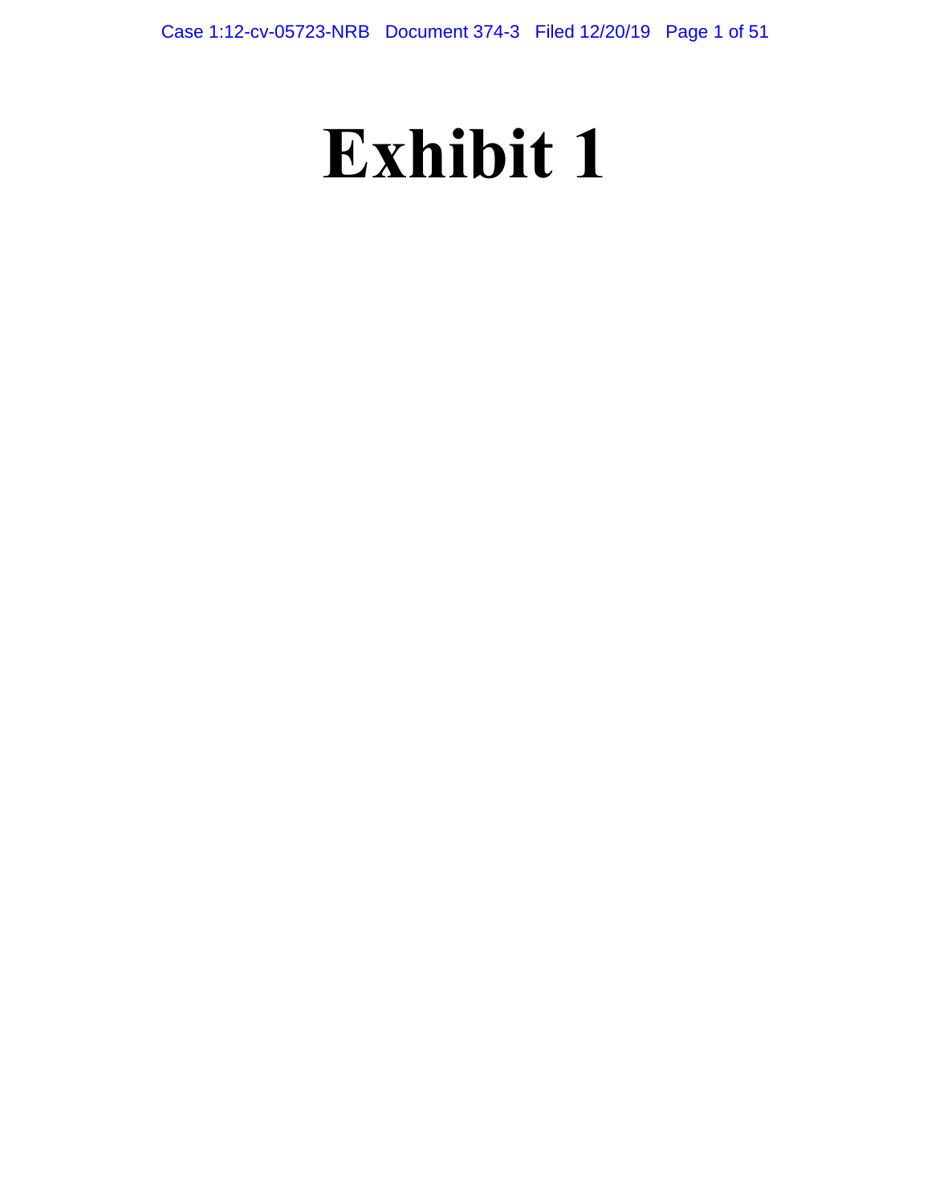# Exhibit 1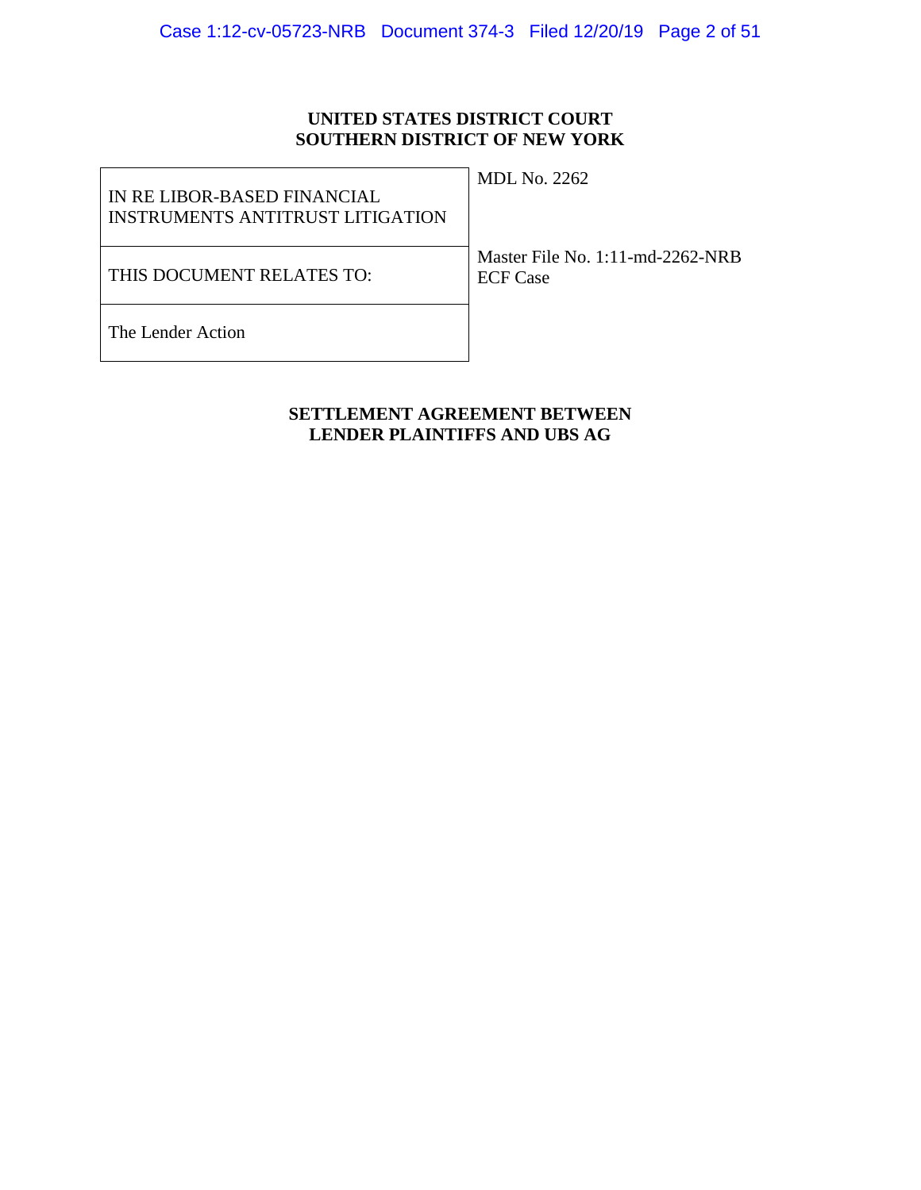**UNITED STATES DISTRICT COURT**
**SOUTHERN DISTRICT OF NEW YORK**

| IN RE LIBOR-BASED FINANCIAL INSTRUMENTS ANTITRUST LITIGATION | MDL No. 2262 |
| --- | --- |
| THIS DOCUMENT RELATES TO: | Master File No. 1:11-md-2262-NRB<br>ECF Case |
| The Lender Action | |

**SETTLEMENT AGREEMENT BETWEEN**
**LENDER PLAINTIFFS AND UBS AG**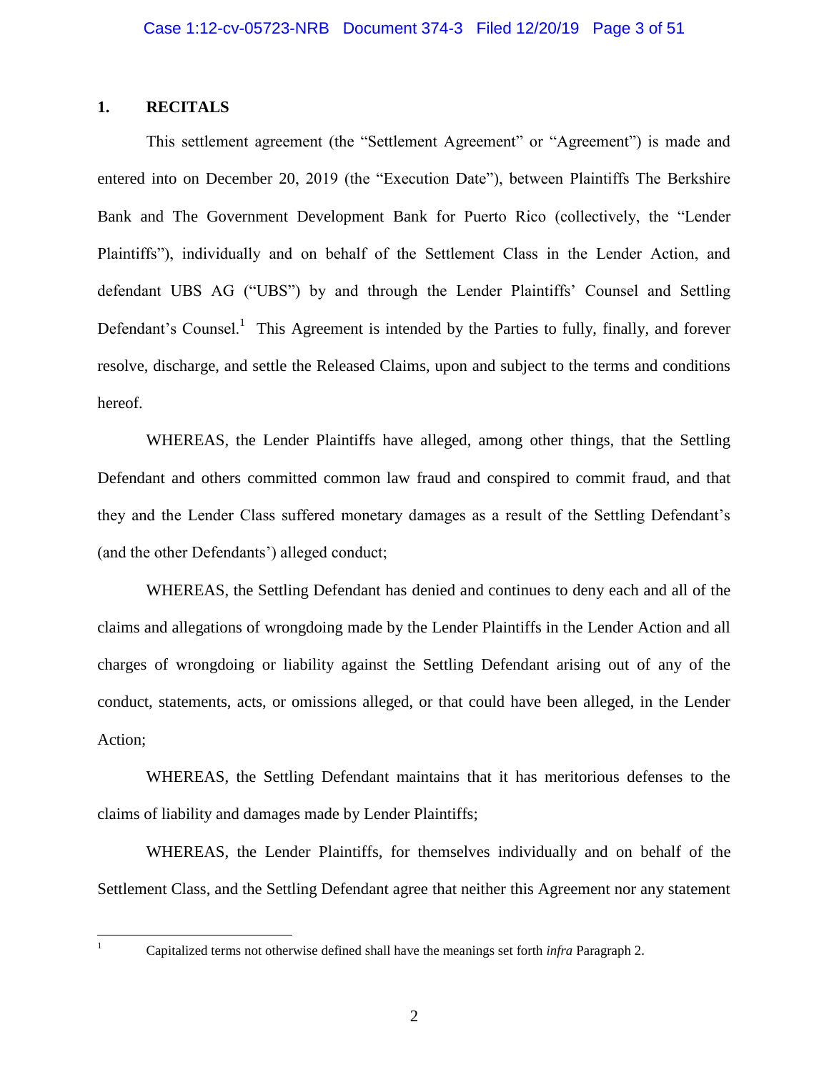## 1. RECITALS

This settlement agreement (the "Settlement Agreement" or "Agreement") is made and entered into on December 20, 2019 (the "Execution Date"), between Plaintiffs The Berkshire Bank and The Government Development Bank for Puerto Rico (collectively, the "Lender Plaintiffs"), individually and on behalf of the Settlement Class in the Lender Action, and defendant UBS AG ("UBS") by and through the Lender Plaintiffs' Counsel and Settling Defendant's Counsel.[1] This Agreement is intended by the Parties to fully, finally, and forever resolve, discharge, and settle the Released Claims, upon and subject to the terms and conditions hereof.

WHEREAS, the Lender Plaintiffs have alleged, among other things, that the Settling Defendant and others committed common law fraud and conspired to commit fraud, and that they and the Lender Class suffered monetary damages as a result of the Settling Defendant's (and the other Defendants') alleged conduct;

WHEREAS, the Settling Defendant has denied and continues to deny each and all of the claims and allegations of wrongdoing made by the Lender Plaintiffs in the Lender Action and all charges of wrongdoing or liability against the Settling Defendant arising out of any of the conduct, statements, acts, or omissions alleged, or that could have been alleged, in the Lender Action;

WHEREAS, the Settling Defendant maintains that it has meritorious defenses to the claims of liability and damages made by Lender Plaintiffs;

WHEREAS, the Lender Plaintiffs, for themselves individually and on behalf of the Settlement Class, and the Settling Defendant agree that neither this Agreement nor any statement

---

[1] Capitalized terms not otherwise defined shall have the meanings set forth *infra* Paragraph 2.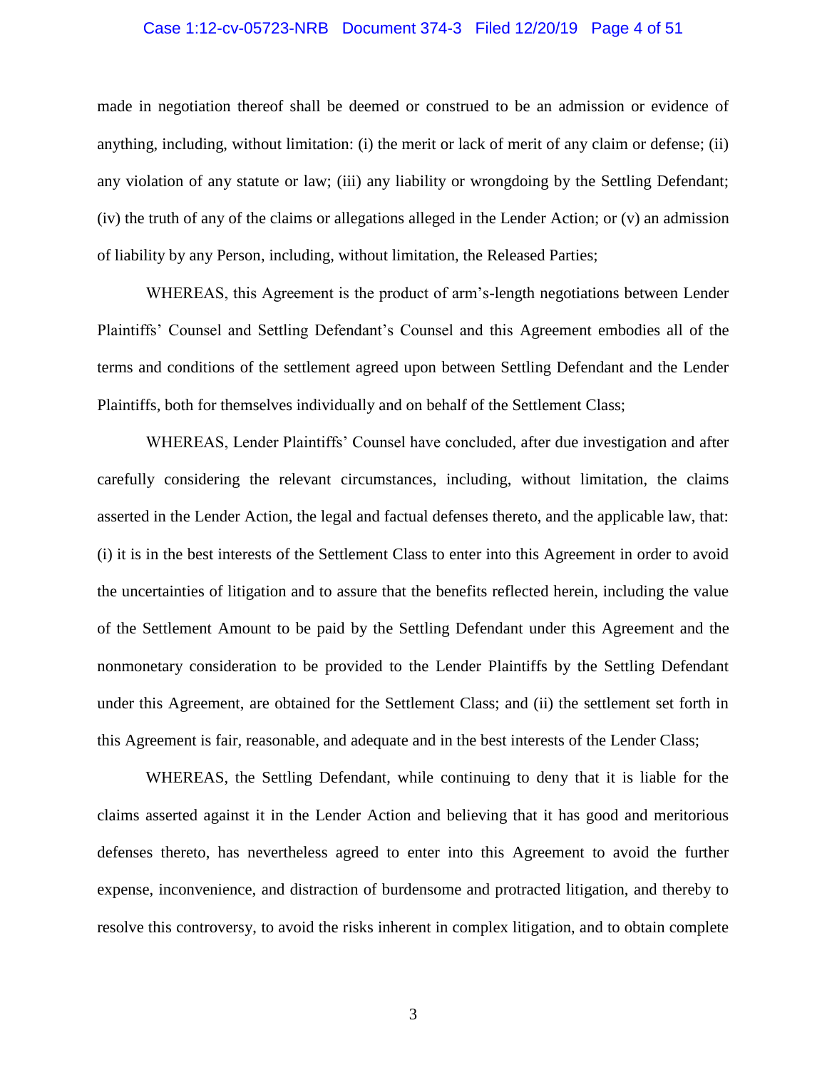made in negotiation thereof shall be deemed or construed to be an admission or evidence of anything, including, without limitation: (i) the merit or lack of merit of any claim or defense; (ii) any violation of any statute or law; (iii) any liability or wrongdoing by the Settling Defendant; (iv) the truth of any of the claims or allegations alleged in the Lender Action; or (v) an admission of liability by any Person, including, without limitation, the Released Parties;

WHEREAS, this Agreement is the product of arm's-length negotiations between Lender Plaintiffs' Counsel and Settling Defendant's Counsel and this Agreement embodies all of the terms and conditions of the settlement agreed upon between Settling Defendant and the Lender Plaintiffs, both for themselves individually and on behalf of the Settlement Class;

WHEREAS, Lender Plaintiffs' Counsel have concluded, after due investigation and after carefully considering the relevant circumstances, including, without limitation, the claims asserted in the Lender Action, the legal and factual defenses thereto, and the applicable law, that: (i) it is in the best interests of the Settlement Class to enter into this Agreement in order to avoid the uncertainties of litigation and to assure that the benefits reflected herein, including the value of the Settlement Amount to be paid by the Settling Defendant under this Agreement and the nonmonetary consideration to be provided to the Lender Plaintiffs by the Settling Defendant under this Agreement, are obtained for the Settlement Class; and (ii) the settlement set forth in this Agreement is fair, reasonable, and adequate and in the best interests of the Lender Class;

WHEREAS, the Settling Defendant, while continuing to deny that it is liable for the claims asserted against it in the Lender Action and believing that it has good and meritorious defenses thereto, has nevertheless agreed to enter into this Agreement to avoid the further expense, inconvenience, and distraction of burdensome and protracted litigation, and thereby to resolve this controversy, to avoid the risks inherent in complex litigation, and to obtain complete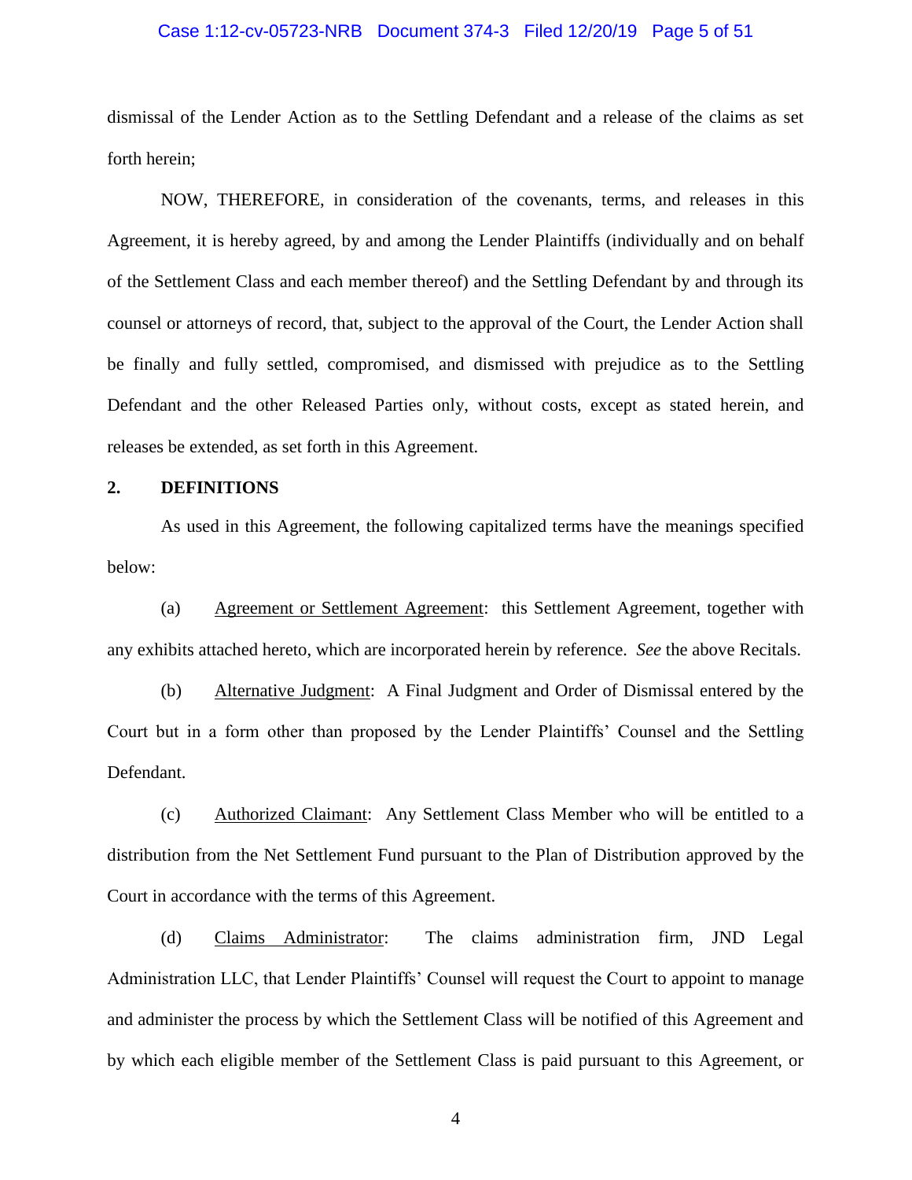dismissal of the Lender Action as to the Settling Defendant and a release of the claims as set forth herein;

NOW, THEREFORE, in consideration of the covenants, terms, and releases in this Agreement, it is hereby agreed, by and among the Lender Plaintiffs (individually and on behalf of the Settlement Class and each member thereof) and the Settling Defendant by and through its counsel or attorneys of record, that, subject to the approval of the Court, the Lender Action shall be finally and fully settled, compromised, and dismissed with prejudice as to the Settling Defendant and the other Released Parties only, without costs, except as stated herein, and releases be extended, as set forth in this Agreement.

## 2. DEFINITIONS

As used in this Agreement, the following capitalized terms have the meanings specified below:

(a) Agreement or Settlement Agreement: this Settlement Agreement, together with any exhibits attached hereto, which are incorporated herein by reference. *See* the above Recitals.

(b) Alternative Judgment: A Final Judgment and Order of Dismissal entered by the Court but in a form other than proposed by the Lender Plaintiffs' Counsel and the Settling Defendant.

(c) Authorized Claimant: Any Settlement Class Member who will be entitled to a distribution from the Net Settlement Fund pursuant to the Plan of Distribution approved by the Court in accordance with the terms of this Agreement.

(d) Claims Administrator: The claims administration firm, JND Legal Administration LLC, that Lender Plaintiffs' Counsel will request the Court to appoint to manage and administer the process by which the Settlement Class will be notified of this Agreement and by which each eligible member of the Settlement Class is paid pursuant to this Agreement, or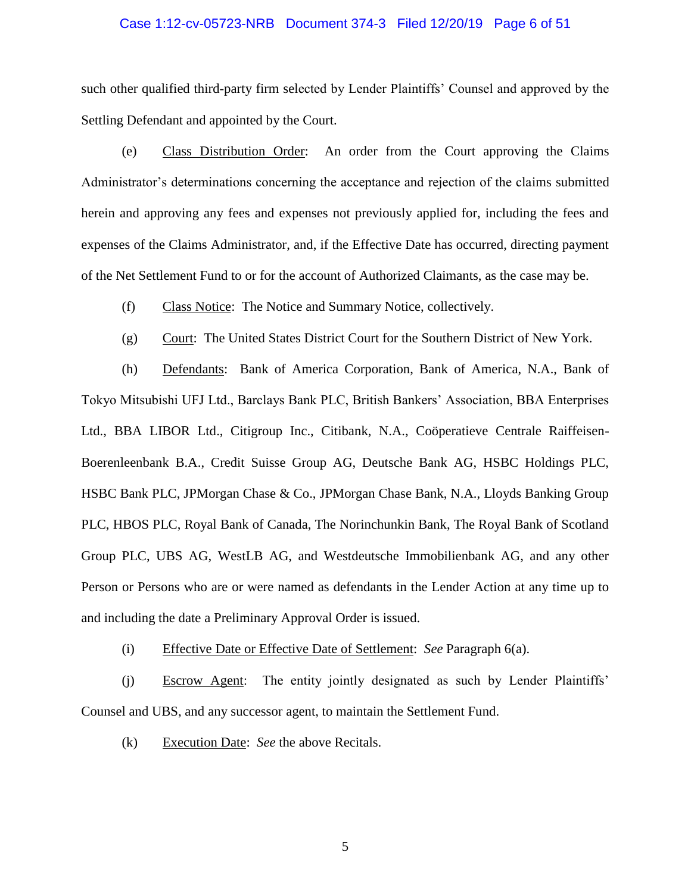such other qualified third-party firm selected by Lender Plaintiffs' Counsel and approved by the Settling Defendant and appointed by the Court.

(e) Class Distribution Order: An order from the Court approving the Claims Administrator's determinations concerning the acceptance and rejection of the claims submitted herein and approving any fees and expenses not previously applied for, including the fees and expenses of the Claims Administrator, and, if the Effective Date has occurred, directing payment of the Net Settlement Fund to or for the account of Authorized Claimants, as the case may be.

(f) Class Notice: The Notice and Summary Notice, collectively.

(g) Court: The United States District Court for the Southern District of New York.

(h) Defendants: Bank of America Corporation, Bank of America, N.A., Bank of Tokyo Mitsubishi UFJ Ltd., Barclays Bank PLC, British Bankers' Association, BBA Enterprises Ltd., BBA LIBOR Ltd., Citigroup Inc., Citibank, N.A., Coöperatieve Centrale Raiffeisen-Boerenleenbank B.A., Credit Suisse Group AG, Deutsche Bank AG, HSBC Holdings PLC, HSBC Bank PLC, JPMorgan Chase & Co., JPMorgan Chase Bank, N.A., Lloyds Banking Group PLC, HBOS PLC, Royal Bank of Canada, The Norinchunkin Bank, The Royal Bank of Scotland Group PLC, UBS AG, WestLB AG, and Westdeutsche Immobilienbank AG, and any other Person or Persons who are or were named as defendants in the Lender Action at any time up to and including the date a Preliminary Approval Order is issued.

(i) Effective Date or Effective Date of Settlement: *See* Paragraph 6(a).

(j) Escrow Agent: The entity jointly designated as such by Lender Plaintiffs' Counsel and UBS, and any successor agent, to maintain the Settlement Fund.

(k) Execution Date: *See* the above Recitals.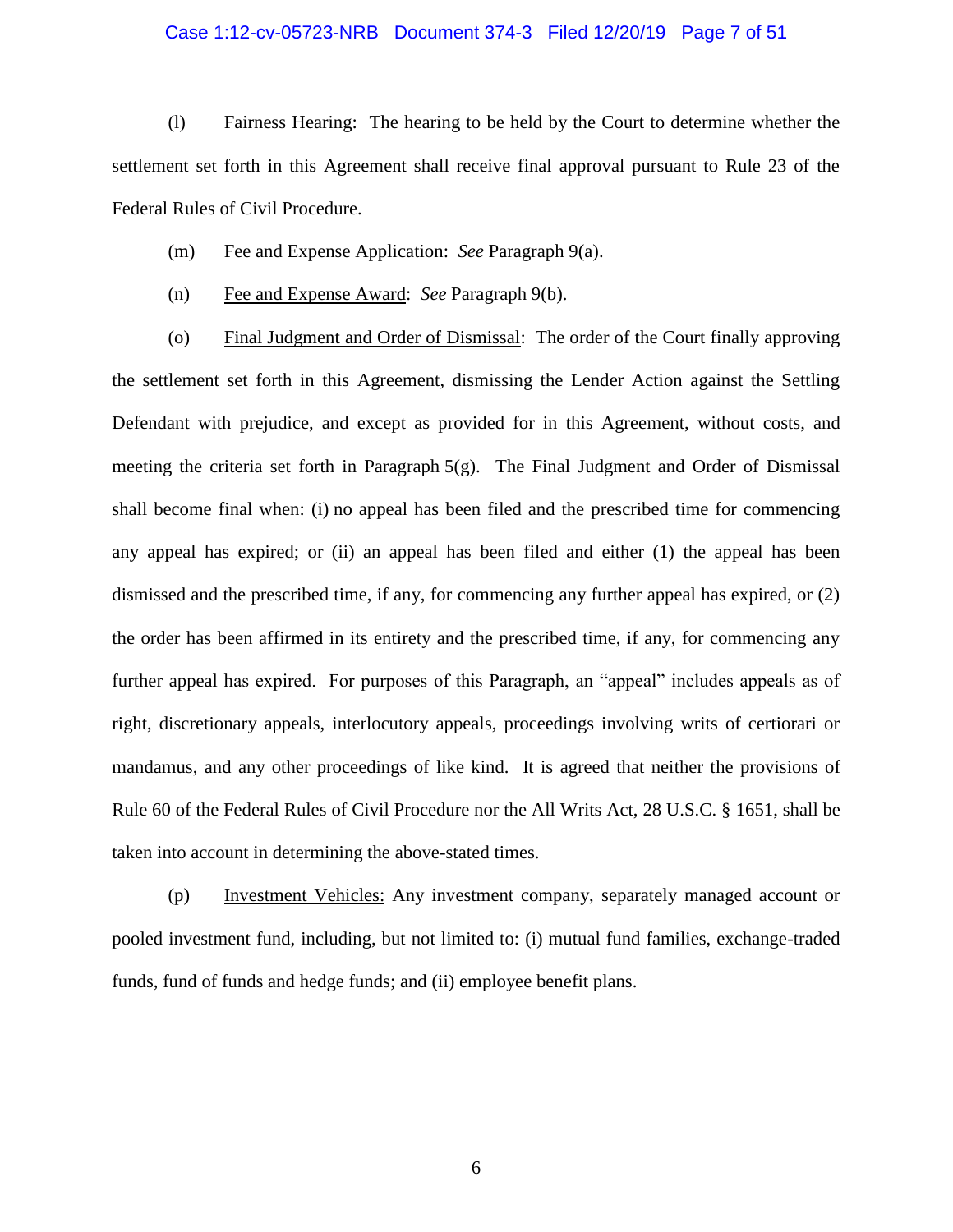(l) Fairness Hearing: The hearing to be held by the Court to determine whether the settlement set forth in this Agreement shall receive final approval pursuant to Rule 23 of the Federal Rules of Civil Procedure.

(m) Fee and Expense Application: *See* Paragraph 9(a).

(n) Fee and Expense Award: *See* Paragraph 9(b).

(o) Final Judgment and Order of Dismissal: The order of the Court finally approving the settlement set forth in this Agreement, dismissing the Lender Action against the Settling Defendant with prejudice, and except as provided for in this Agreement, without costs, and meeting the criteria set forth in Paragraph 5(g). The Final Judgment and Order of Dismissal shall become final when: (i) no appeal has been filed and the prescribed time for commencing any appeal has expired; or (ii) an appeal has been filed and either (1) the appeal has been dismissed and the prescribed time, if any, for commencing any further appeal has expired, or (2) the order has been affirmed in its entirety and the prescribed time, if any, for commencing any further appeal has expired. For purposes of this Paragraph, an "appeal" includes appeals as of right, discretionary appeals, interlocutory appeals, proceedings involving writs of certiorari or mandamus, and any other proceedings of like kind. It is agreed that neither the provisions of Rule 60 of the Federal Rules of Civil Procedure nor the All Writs Act, 28 U.S.C. § 1651, shall be taken into account in determining the above-stated times.

(p) Investment Vehicles: Any investment company, separately managed account or pooled investment fund, including, but not limited to: (i) mutual fund families, exchange-traded funds, fund of funds and hedge funds; and (ii) employee benefit plans.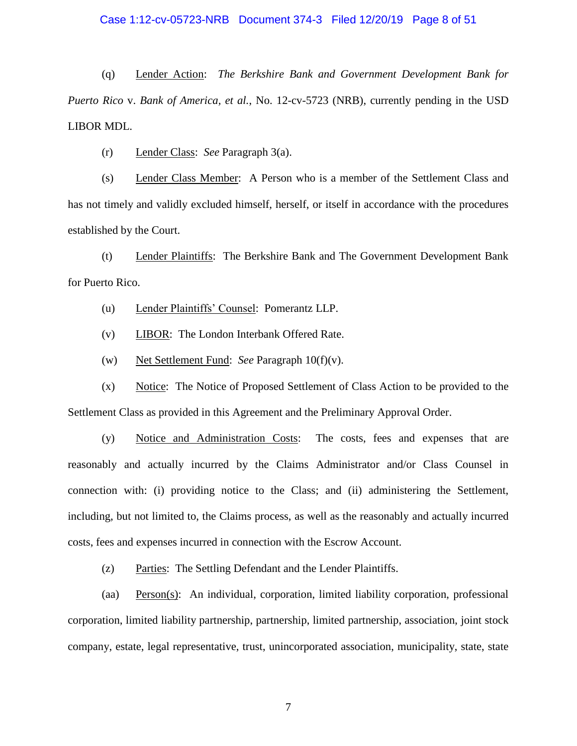(q) <u>Lender Action</u>: *The Berkshire Bank and Government Development Bank for Puerto Rico* v. *Bank of America, et al.*, No. 12-cv-5723 (NRB), currently pending in the USD LIBOR MDL.

(r) <u>Lender Class</u>: *See* Paragraph 3(a).

(s) <u>Lender Class Member</u>: A Person who is a member of the Settlement Class and has not timely and validly excluded himself, herself, or itself in accordance with the procedures established by the Court.

(t) <u>Lender Plaintiffs</u>: The Berkshire Bank and The Government Development Bank for Puerto Rico.

(u) <u>Lender Plaintiffs' Counsel</u>: Pomerantz LLP.

(v) <u>LIBOR</u>: The London Interbank Offered Rate.

(w) <u>Net Settlement Fund</u>: *See* Paragraph 10(f)(v).

(x) <u>Notice</u>: The Notice of Proposed Settlement of Class Action to be provided to the Settlement Class as provided in this Agreement and the Preliminary Approval Order.

(y) <u>Notice and Administration Costs</u>: The costs, fees and expenses that are reasonably and actually incurred by the Claims Administrator and/or Class Counsel in connection with: (i) providing notice to the Class; and (ii) administering the Settlement, including, but not limited to, the Claims process, as well as the reasonably and actually incurred costs, fees and expenses incurred in connection with the Escrow Account.

(z) <u>Parties</u>: The Settling Defendant and the Lender Plaintiffs.

(aa) <u>Person(s)</u>: An individual, corporation, limited liability corporation, professional corporation, limited liability partnership, partnership, limited partnership, association, joint stock company, estate, legal representative, trust, unincorporated association, municipality, state, state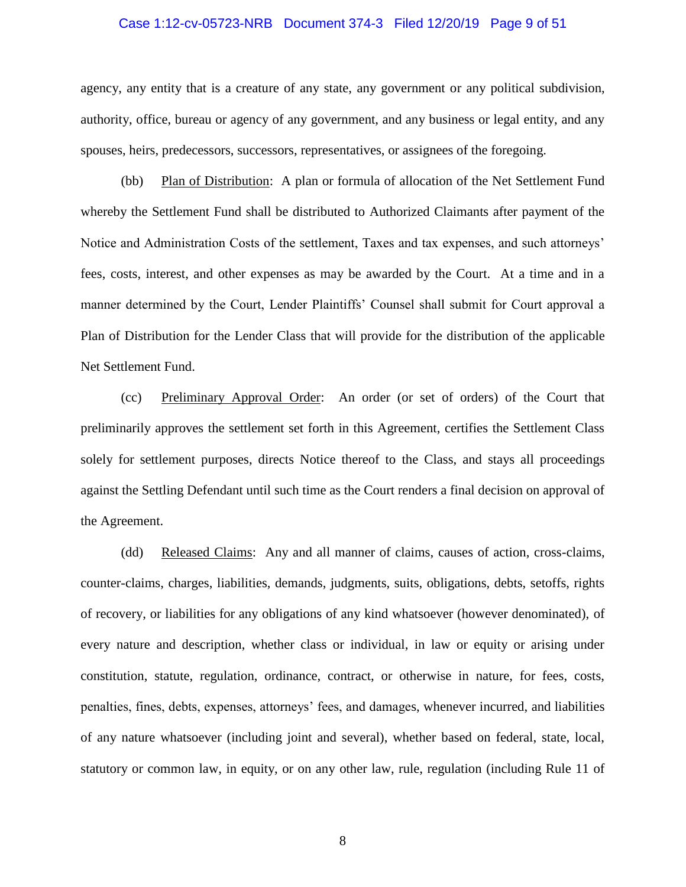agency, any entity that is a creature of any state, any government or any political subdivision, authority, office, bureau or agency of any government, and any business or legal entity, and any spouses, heirs, predecessors, successors, representatives, or assignees of the foregoing.

(bb) Plan of Distribution: A plan or formula of allocation of the Net Settlement Fund whereby the Settlement Fund shall be distributed to Authorized Claimants after payment of the Notice and Administration Costs of the settlement, Taxes and tax expenses, and such attorneys' fees, costs, interest, and other expenses as may be awarded by the Court. At a time and in a manner determined by the Court, Lender Plaintiffs' Counsel shall submit for Court approval a Plan of Distribution for the Lender Class that will provide for the distribution of the applicable Net Settlement Fund.

(cc) Preliminary Approval Order: An order (or set of orders) of the Court that preliminarily approves the settlement set forth in this Agreement, certifies the Settlement Class solely for settlement purposes, directs Notice thereof to the Class, and stays all proceedings against the Settling Defendant until such time as the Court renders a final decision on approval of the Agreement.

(dd) Released Claims: Any and all manner of claims, causes of action, cross-claims, counter-claims, charges, liabilities, demands, judgments, suits, obligations, debts, setoffs, rights of recovery, or liabilities for any obligations of any kind whatsoever (however denominated), of every nature and description, whether class or individual, in law or equity or arising under constitution, statute, regulation, ordinance, contract, or otherwise in nature, for fees, costs, penalties, fines, debts, expenses, attorneys' fees, and damages, whenever incurred, and liabilities of any nature whatsoever (including joint and several), whether based on federal, state, local, statutory or common law, in equity, or on any other law, rule, regulation (including Rule 11 of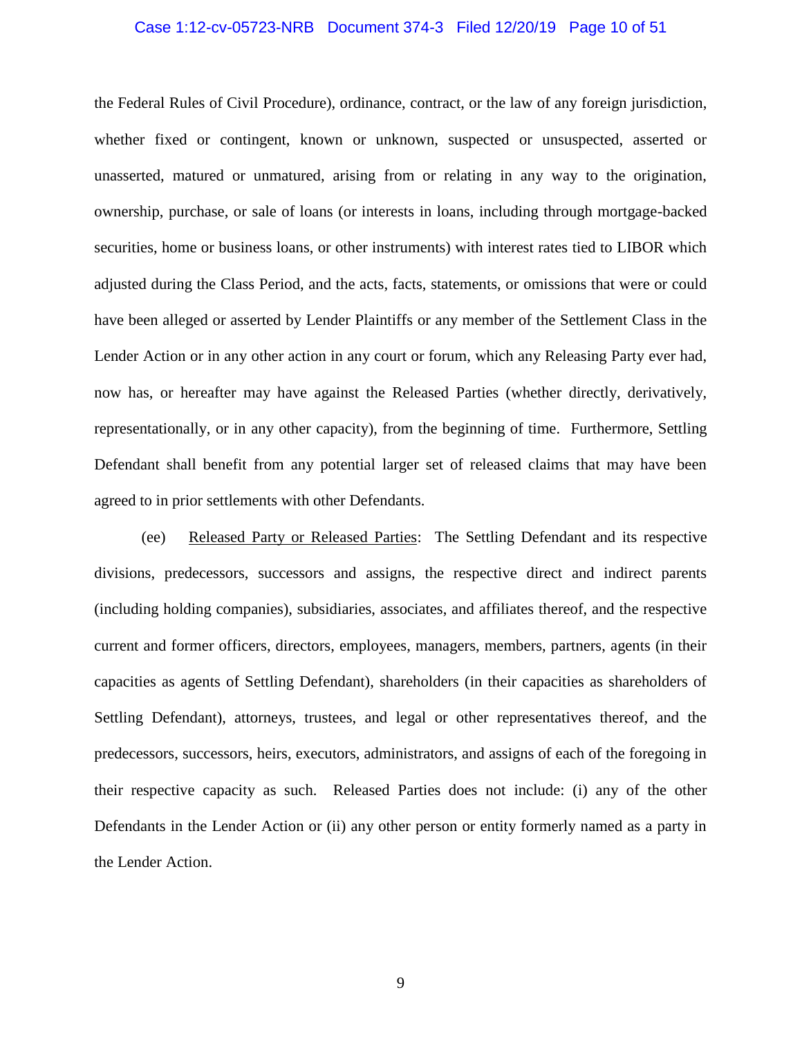the Federal Rules of Civil Procedure), ordinance, contract, or the law of any foreign jurisdiction, whether fixed or contingent, known or unknown, suspected or unsuspected, asserted or unasserted, matured or unmatured, arising from or relating in any way to the origination, ownership, purchase, or sale of loans (or interests in loans, including through mortgage-backed securities, home or business loans, or other instruments) with interest rates tied to LIBOR which adjusted during the Class Period, and the acts, facts, statements, or omissions that were or could have been alleged or asserted by Lender Plaintiffs or any member of the Settlement Class in the Lender Action or in any other action in any court or forum, which any Releasing Party ever had, now has, or hereafter may have against the Released Parties (whether directly, derivatively, representationally, or in any other capacity), from the beginning of time. Furthermore, Settling Defendant shall benefit from any potential larger set of released claims that may have been agreed to in prior settlements with other Defendants.

(ee) Released Party or Released Parties: The Settling Defendant and its respective divisions, predecessors, successors and assigns, the respective direct and indirect parents (including holding companies), subsidiaries, associates, and affiliates thereof, and the respective current and former officers, directors, employees, managers, members, partners, agents (in their capacities as agents of Settling Defendant), shareholders (in their capacities as shareholders of Settling Defendant), attorneys, trustees, and legal or other representatives thereof, and the predecessors, successors, heirs, executors, administrators, and assigns of each of the foregoing in their respective capacity as such. Released Parties does not include: (i) any of the other Defendants in the Lender Action or (ii) any other person or entity formerly named as a party in the Lender Action.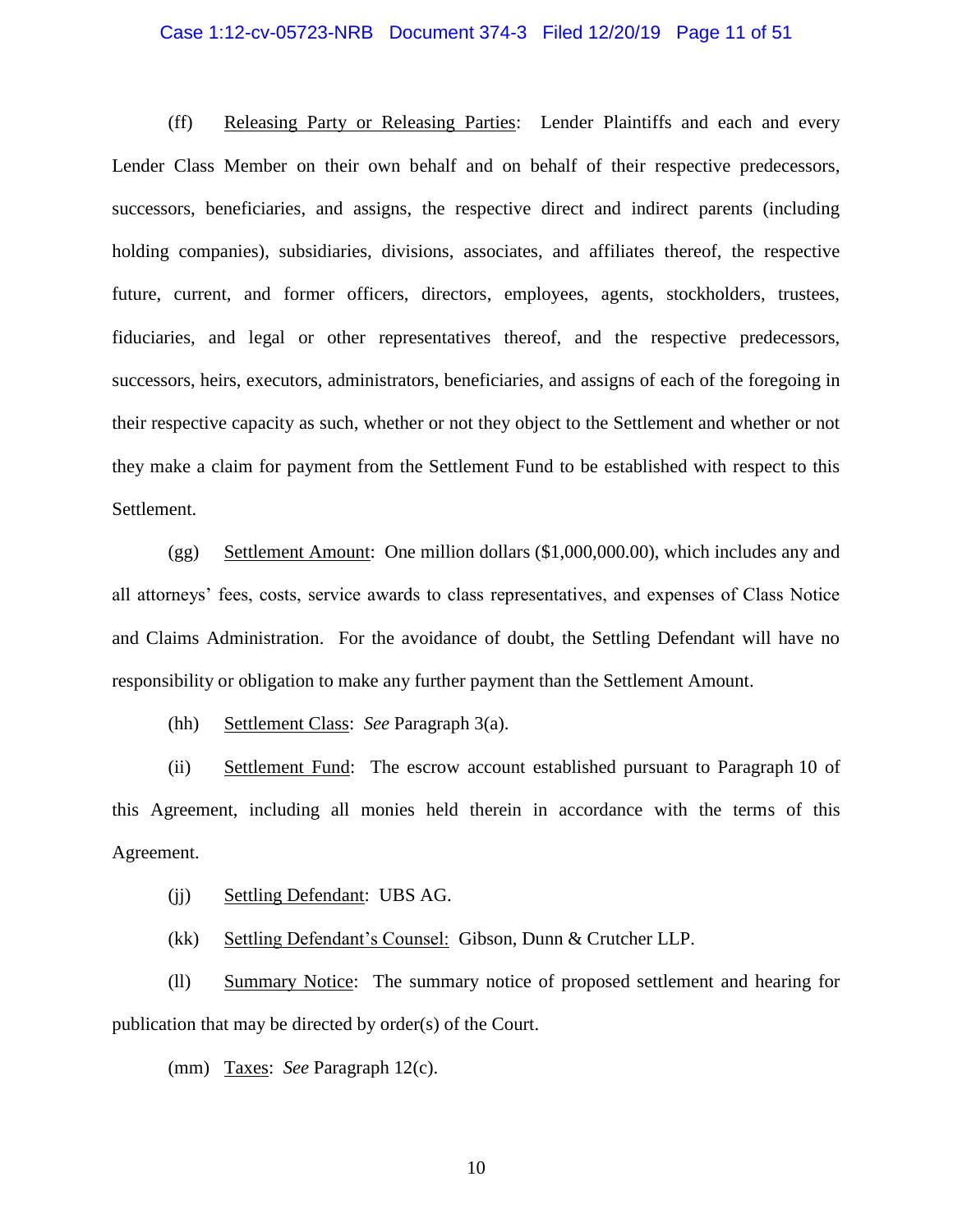(ff) Releasing Party or Releasing Parties: Lender Plaintiffs and each and every Lender Class Member on their own behalf and on behalf of their respective predecessors, successors, beneficiaries, and assigns, the respective direct and indirect parents (including holding companies), subsidiaries, divisions, associates, and affiliates thereof, the respective future, current, and former officers, directors, employees, agents, stockholders, trustees, fiduciaries, and legal or other representatives thereof, and the respective predecessors, successors, heirs, executors, administrators, beneficiaries, and assigns of each of the foregoing in their respective capacity as such, whether or not they object to the Settlement and whether or not they make a claim for payment from the Settlement Fund to be established with respect to this Settlement.

(gg) Settlement Amount: One million dollars ($1,000,000.00), which includes any and all attorneys' fees, costs, service awards to class representatives, and expenses of Class Notice and Claims Administration. For the avoidance of doubt, the Settling Defendant will have no responsibility or obligation to make any further payment than the Settlement Amount.

(hh) Settlement Class: *See* Paragraph 3(a).

(ii) Settlement Fund: The escrow account established pursuant to Paragraph 10 of this Agreement, including all monies held therein in accordance with the terms of this Agreement.

(jj) Settling Defendant: UBS AG.

(kk) Settling Defendant's Counsel: Gibson, Dunn & Crutcher LLP.

(ll) Summary Notice: The summary notice of proposed settlement and hearing for publication that may be directed by order(s) of the Court.

(mm) Taxes: *See* Paragraph 12(c).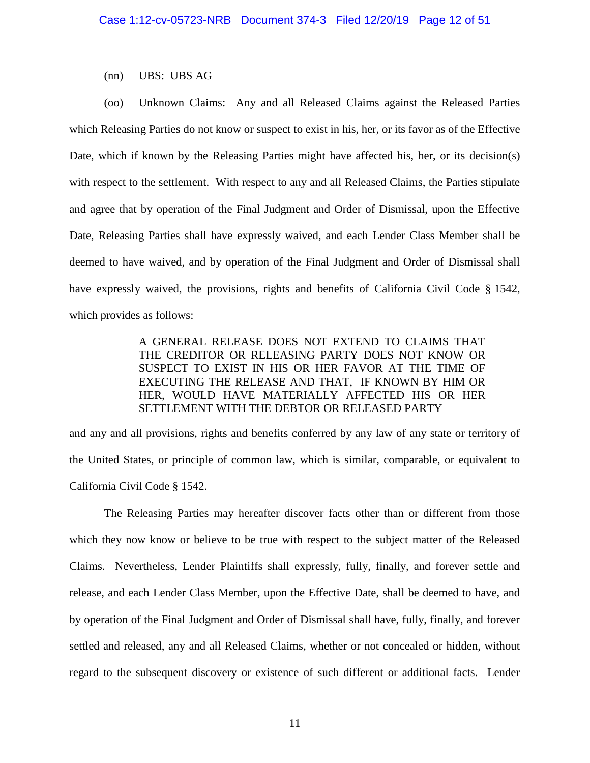(nn) UBS: UBS AG

(oo) Unknown Claims: Any and all Released Claims against the Released Parties which Releasing Parties do not know or suspect to exist in his, her, or its favor as of the Effective Date, which if known by the Releasing Parties might have affected his, her, or its decision(s) with respect to the settlement. With respect to any and all Released Claims, the Parties stipulate and agree that by operation of the Final Judgment and Order of Dismissal, upon the Effective Date, Releasing Parties shall have expressly waived, and each Lender Class Member shall be deemed to have waived, and by operation of the Final Judgment and Order of Dismissal shall have expressly waived, the provisions, rights and benefits of California Civil Code § 1542, which provides as follows:

> A GENERAL RELEASE DOES NOT EXTEND TO CLAIMS THAT THE CREDITOR OR RELEASING PARTY DOES NOT KNOW OR SUSPECT TO EXIST IN HIS OR HER FAVOR AT THE TIME OF EXECUTING THE RELEASE AND THAT, IF KNOWN BY HIM OR HER, WOULD HAVE MATERIALLY AFFECTED HIS OR HER SETTLEMENT WITH THE DEBTOR OR RELEASED PARTY

and any and all provisions, rights and benefits conferred by any law of any state or territory of the United States, or principle of common law, which is similar, comparable, or equivalent to California Civil Code § 1542.

The Releasing Parties may hereafter discover facts other than or different from those which they now know or believe to be true with respect to the subject matter of the Released Claims. Nevertheless, Lender Plaintiffs shall expressly, fully, finally, and forever settle and release, and each Lender Class Member, upon the Effective Date, shall be deemed to have, and by operation of the Final Judgment and Order of Dismissal shall have, fully, finally, and forever settled and released, any and all Released Claims, whether or not concealed or hidden, without regard to the subsequent discovery or existence of such different or additional facts. Lender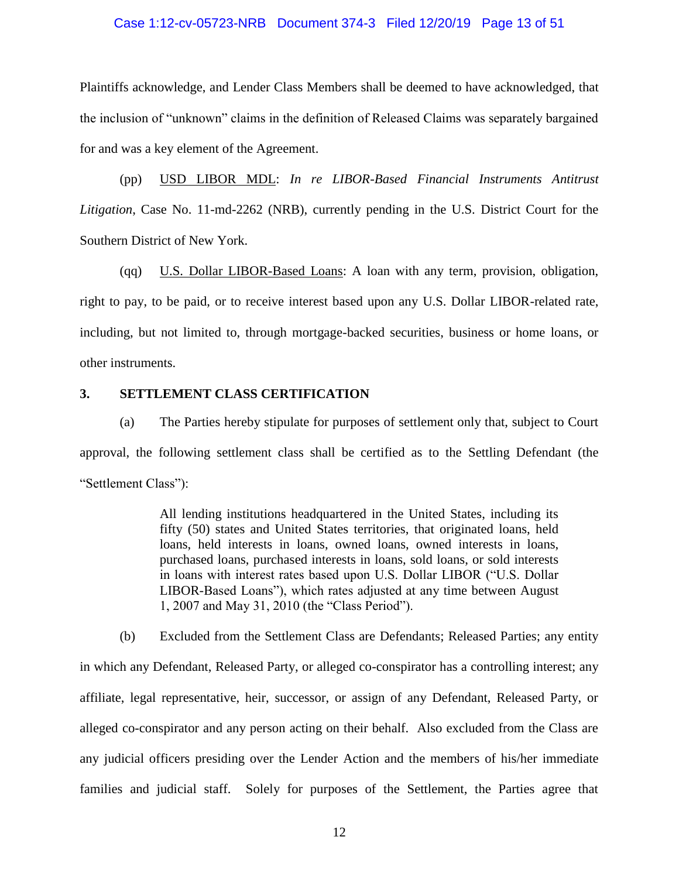Plaintiffs acknowledge, and Lender Class Members shall be deemed to have acknowledged, that the inclusion of "unknown" claims in the definition of Released Claims was separately bargained for and was a key element of the Agreement.

(pp) USD LIBOR MDL: *In re LIBOR-Based Financial Instruments Antitrust Litigation*, Case No. 11-md-2262 (NRB), currently pending in the U.S. District Court for the Southern District of New York.

(qq) U.S. Dollar LIBOR-Based Loans: A loan with any term, provision, obligation, right to pay, to be paid, or to receive interest based upon any U.S. Dollar LIBOR-related rate, including, but not limited to, through mortgage-backed securities, business or home loans, or other instruments.

**3. SETTLEMENT CLASS CERTIFICATION**

(a) The Parties hereby stipulate for purposes of settlement only that, subject to Court approval, the following settlement class shall be certified as to the Settling Defendant (the "Settlement Class"):

> All lending institutions headquartered in the United States, including its fifty (50) states and United States territories, that originated loans, held loans, held interests in loans, owned loans, owned interests in loans, purchased loans, purchased interests in loans, sold loans, or sold interests in loans with interest rates based upon U.S. Dollar LIBOR ("U.S. Dollar LIBOR-Based Loans"), which rates adjusted at any time between August 1, 2007 and May 31, 2010 (the "Class Period").

(b) Excluded from the Settlement Class are Defendants; Released Parties; any entity in which any Defendant, Released Party, or alleged co-conspirator has a controlling interest; any affiliate, legal representative, heir, successor, or assign of any Defendant, Released Party, or alleged co-conspirator and any person acting on their behalf. Also excluded from the Class are any judicial officers presiding over the Lender Action and the members of his/her immediate families and judicial staff. Solely for purposes of the Settlement, the Parties agree that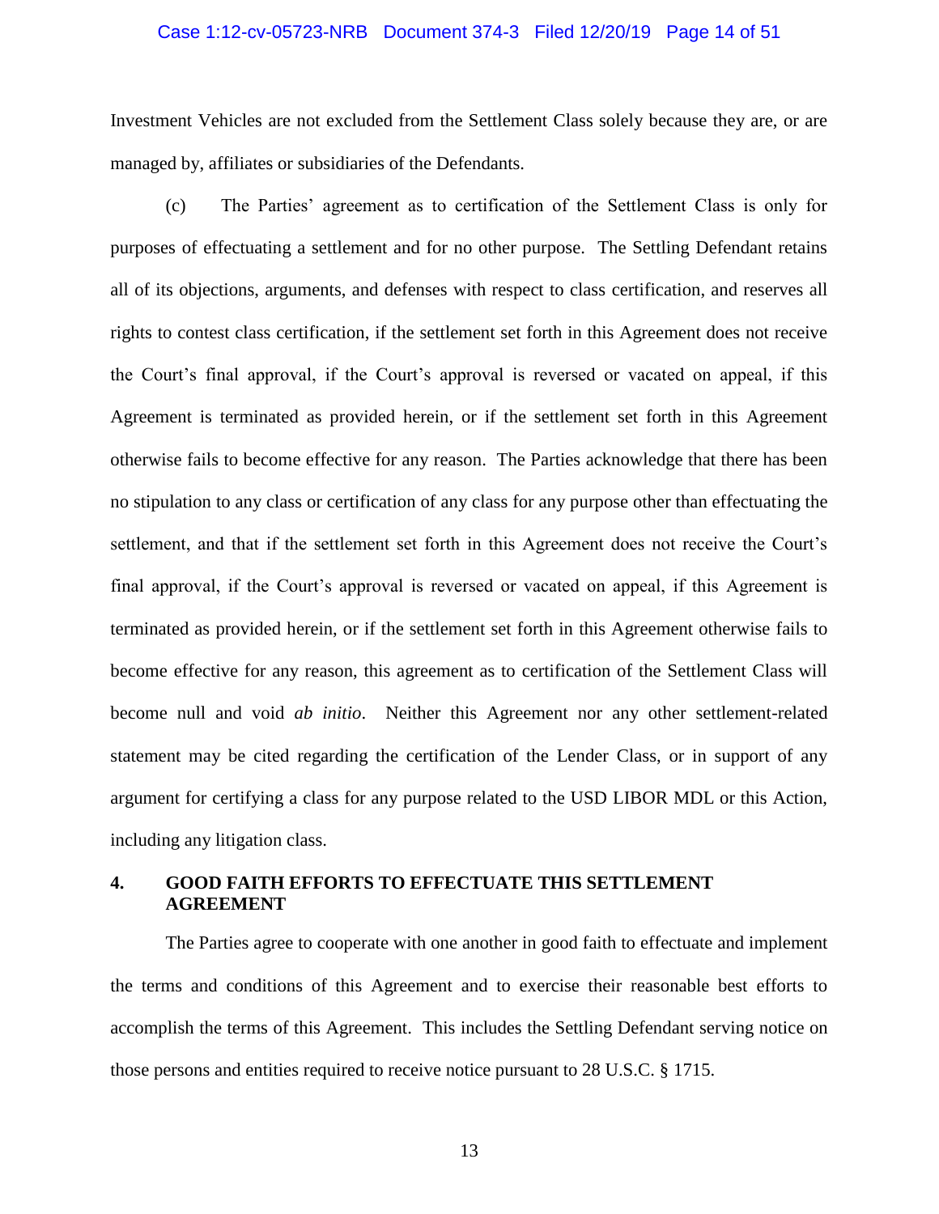Investment Vehicles are not excluded from the Settlement Class solely because they are, or are managed by, affiliates or subsidiaries of the Defendants.

(c) The Parties' agreement as to certification of the Settlement Class is only for purposes of effectuating a settlement and for no other purpose. The Settling Defendant retains all of its objections, arguments, and defenses with respect to class certification, and reserves all rights to contest class certification, if the settlement set forth in this Agreement does not receive the Court's final approval, if the Court's approval is reversed or vacated on appeal, if this Agreement is terminated as provided herein, or if the settlement set forth in this Agreement otherwise fails to become effective for any reason. The Parties acknowledge that there has been no stipulation to any class or certification of any class for any purpose other than effectuating the settlement, and that if the settlement set forth in this Agreement does not receive the Court's final approval, if the Court's approval is reversed or vacated on appeal, if this Agreement is terminated as provided herein, or if the settlement set forth in this Agreement otherwise fails to become effective for any reason, this agreement as to certification of the Settlement Class will become null and void *ab initio*. Neither this Agreement nor any other settlement-related statement may be cited regarding the certification of the Lender Class, or in support of any argument for certifying a class for any purpose related to the USD LIBOR MDL or this Action, including any litigation class.

## 4. GOOD FAITH EFFORTS TO EFFECTUATE THIS SETTLEMENT AGREEMENT

The Parties agree to cooperate with one another in good faith to effectuate and implement the terms and conditions of this Agreement and to exercise their reasonable best efforts to accomplish the terms of this Agreement. This includes the Settling Defendant serving notice on those persons and entities required to receive notice pursuant to 28 U.S.C. § 1715.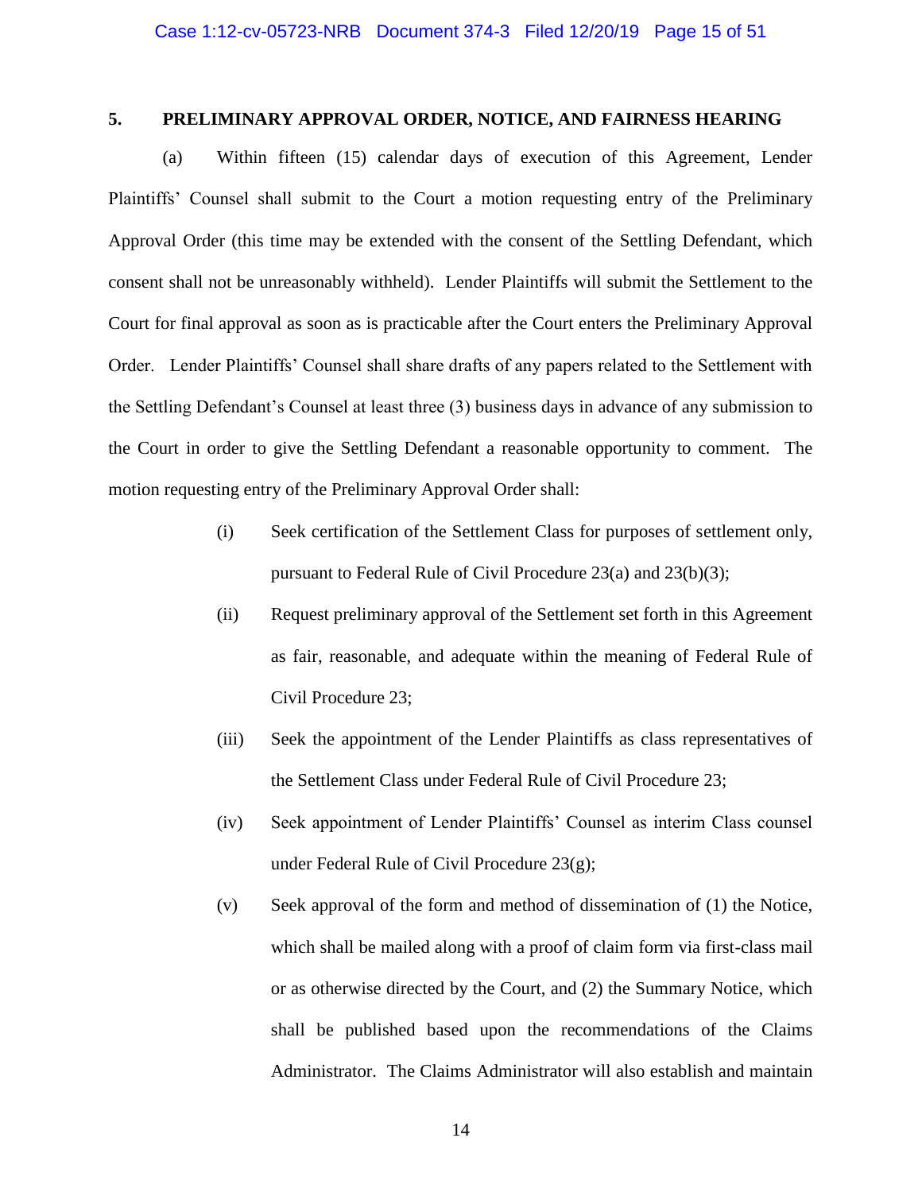## 5. PRELIMINARY APPROVAL ORDER, NOTICE, AND FAIRNESS HEARING

(a) Within fifteen (15) calendar days of execution of this Agreement, Lender Plaintiffs' Counsel shall submit to the Court a motion requesting entry of the Preliminary Approval Order (this time may be extended with the consent of the Settling Defendant, which consent shall not be unreasonably withheld). Lender Plaintiffs will submit the Settlement to the Court for final approval as soon as is practicable after the Court enters the Preliminary Approval Order. Lender Plaintiffs' Counsel shall share drafts of any papers related to the Settlement with the Settling Defendant's Counsel at least three (3) business days in advance of any submission to the Court in order to give the Settling Defendant a reasonable opportunity to comment. The motion requesting entry of the Preliminary Approval Order shall:

(i) Seek certification of the Settlement Class for purposes of settlement only, pursuant to Federal Rule of Civil Procedure 23(a) and 23(b)(3);

(ii) Request preliminary approval of the Settlement set forth in this Agreement as fair, reasonable, and adequate within the meaning of Federal Rule of Civil Procedure 23;

(iii) Seek the appointment of the Lender Plaintiffs as class representatives of the Settlement Class under Federal Rule of Civil Procedure 23;

(iv) Seek appointment of Lender Plaintiffs' Counsel as interim Class counsel under Federal Rule of Civil Procedure 23(g);

(v) Seek approval of the form and method of dissemination of (1) the Notice, which shall be mailed along with a proof of claim form via first-class mail or as otherwise directed by the Court, and (2) the Summary Notice, which shall be published based upon the recommendations of the Claims Administrator. The Claims Administrator will also establish and maintain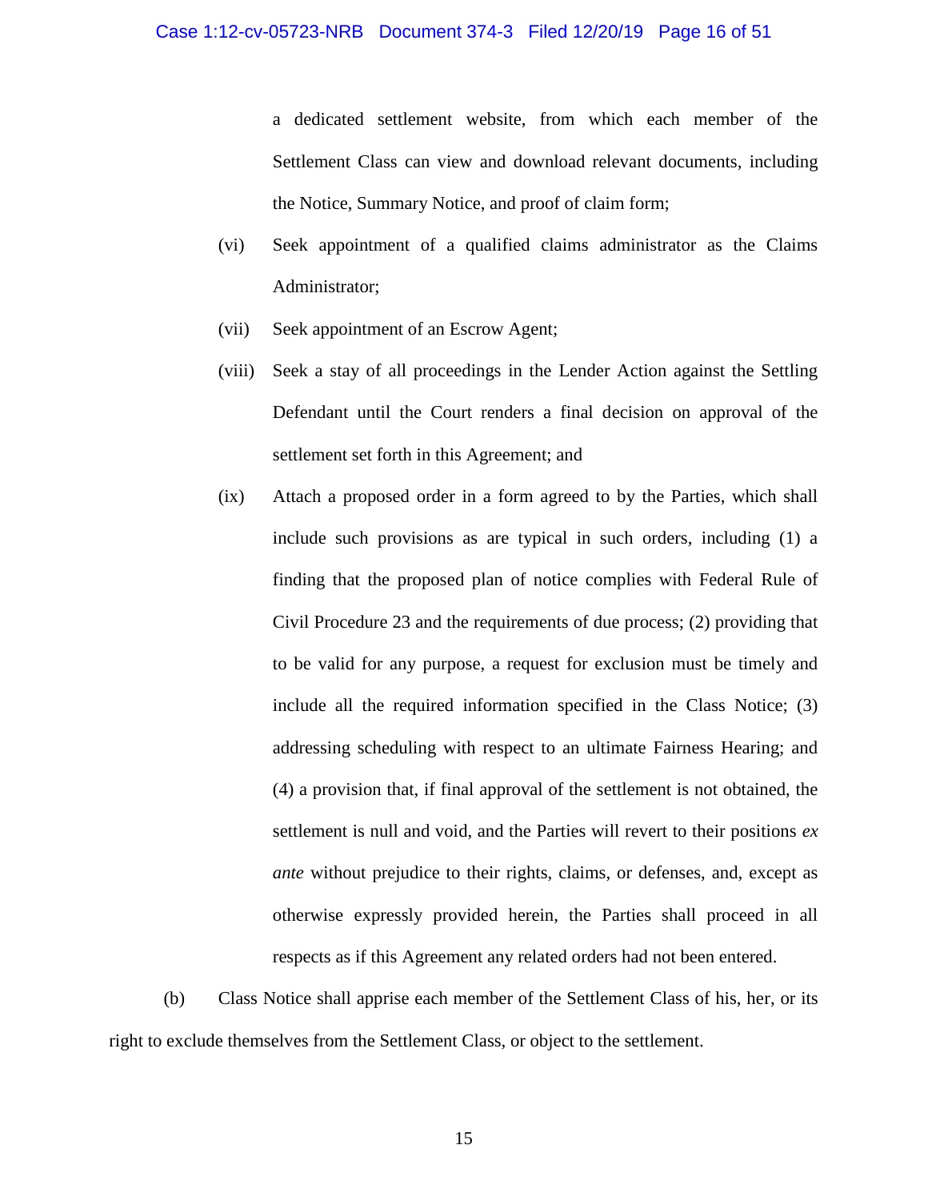a dedicated settlement website, from which each member of the Settlement Class can view and download relevant documents, including the Notice, Summary Notice, and proof of claim form;

(vi) Seek appointment of a qualified claims administrator as the Claims Administrator;

(vii) Seek appointment of an Escrow Agent;

(viii) Seek a stay of all proceedings in the Lender Action against the Settling Defendant until the Court renders a final decision on approval of the settlement set forth in this Agreement; and

(ix) Attach a proposed order in a form agreed to by the Parties, which shall include such provisions as are typical in such orders, including (1) a finding that the proposed plan of notice complies with Federal Rule of Civil Procedure 23 and the requirements of due process; (2) providing that to be valid for any purpose, a request for exclusion must be timely and include all the required information specified in the Class Notice; (3) addressing scheduling with respect to an ultimate Fairness Hearing; and (4) a provision that, if final approval of the settlement is not obtained, the settlement is null and void, and the Parties will revert to their positions *ex ante* without prejudice to their rights, claims, or defenses, and, except as otherwise expressly provided herein, the Parties shall proceed in all respects as if this Agreement any related orders had not been entered.

(b) Class Notice shall apprise each member of the Settlement Class of his, her, or its right to exclude themselves from the Settlement Class, or object to the settlement.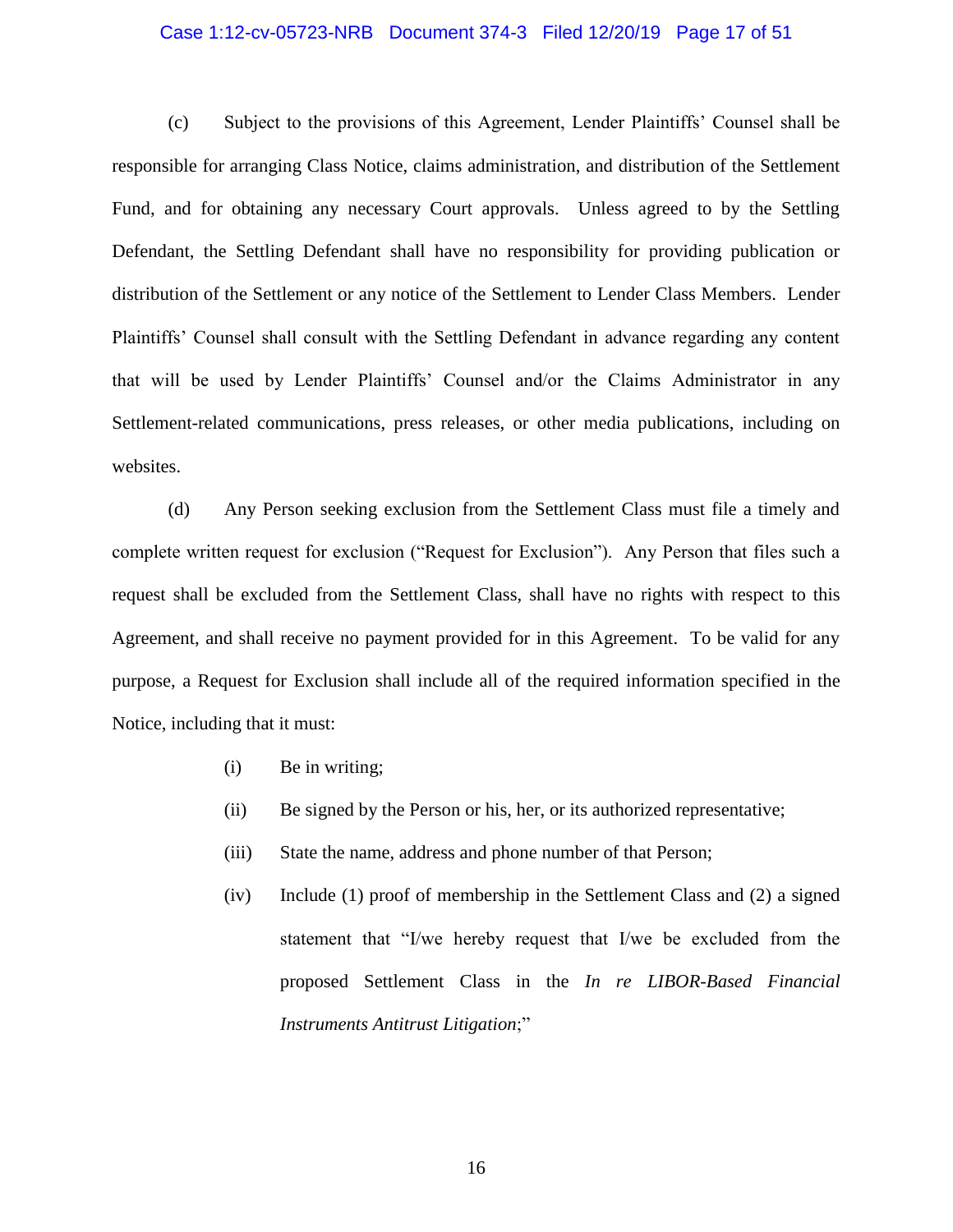(c) Subject to the provisions of this Agreement, Lender Plaintiffs' Counsel shall be responsible for arranging Class Notice, claims administration, and distribution of the Settlement Fund, and for obtaining any necessary Court approvals. Unless agreed to by the Settling Defendant, the Settling Defendant shall have no responsibility for providing publication or distribution of the Settlement or any notice of the Settlement to Lender Class Members. Lender Plaintiffs' Counsel shall consult with the Settling Defendant in advance regarding any content that will be used by Lender Plaintiffs' Counsel and/or the Claims Administrator in any Settlement-related communications, press releases, or other media publications, including on websites.

(d) Any Person seeking exclusion from the Settlement Class must file a timely and complete written request for exclusion ("Request for Exclusion"). Any Person that files such a request shall be excluded from the Settlement Class, shall have no rights with respect to this Agreement, and shall receive no payment provided for in this Agreement. To be valid for any purpose, a Request for Exclusion shall include all of the required information specified in the Notice, including that it must:

(i) Be in writing;

(ii) Be signed by the Person or his, her, or its authorized representative;

(iii) State the name, address and phone number of that Person;

(iv) Include (1) proof of membership in the Settlement Class and (2) a signed statement that "I/we hereby request that I/we be excluded from the proposed Settlement Class in the *In re LIBOR-Based Financial Instruments Antitrust Litigation*;"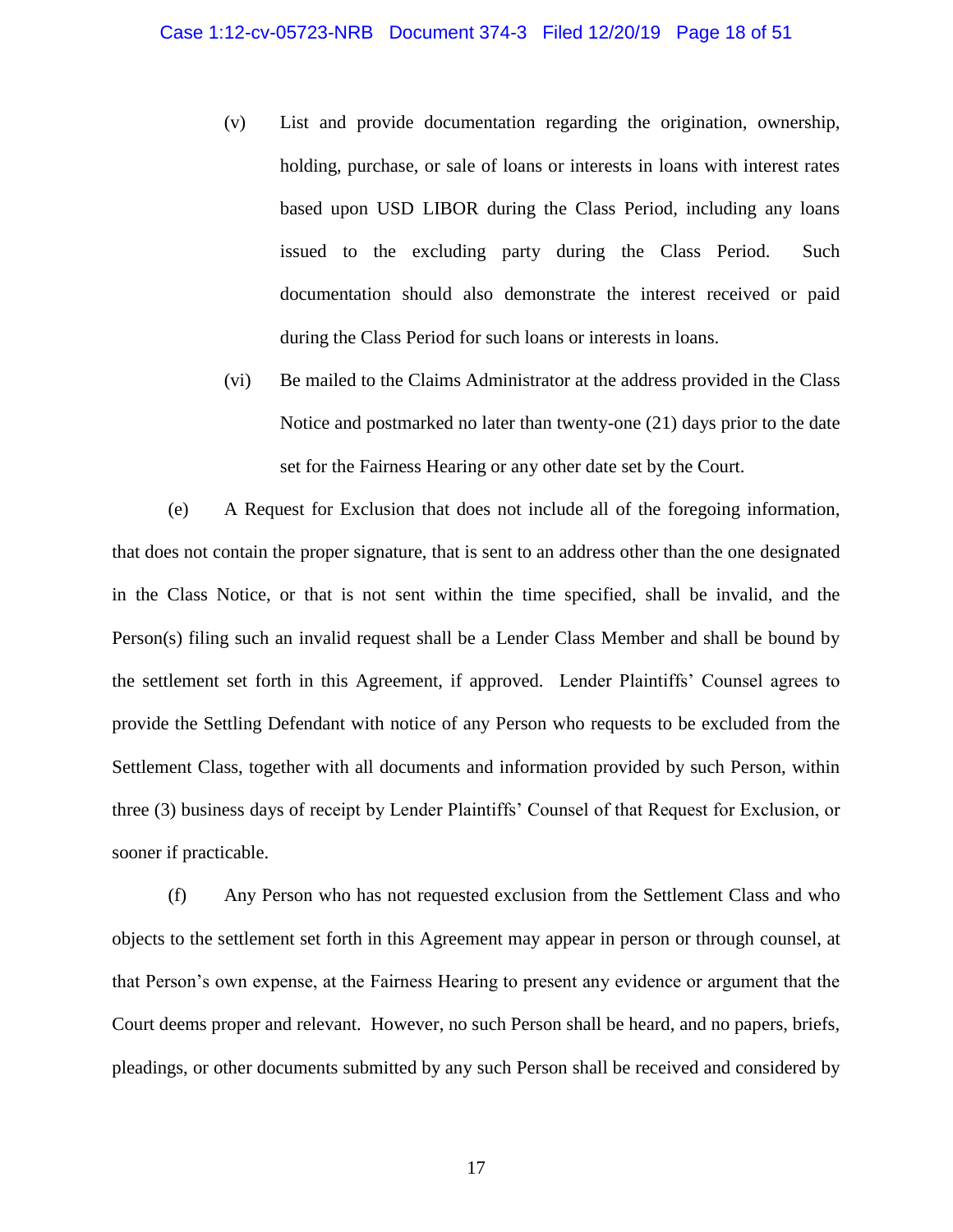(v) List and provide documentation regarding the origination, ownership, holding, purchase, or sale of loans or interests in loans with interest rates based upon USD LIBOR during the Class Period, including any loans issued to the excluding party during the Class Period. Such documentation should also demonstrate the interest received or paid during the Class Period for such loans or interests in loans.

(vi) Be mailed to the Claims Administrator at the address provided in the Class Notice and postmarked no later than twenty-one (21) days prior to the date set for the Fairness Hearing or any other date set by the Court.

(e) A Request for Exclusion that does not include all of the foregoing information, that does not contain the proper signature, that is sent to an address other than the one designated in the Class Notice, or that is not sent within the time specified, shall be invalid, and the Person(s) filing such an invalid request shall be a Lender Class Member and shall be bound by the settlement set forth in this Agreement, if approved. Lender Plaintiffs' Counsel agrees to provide the Settling Defendant with notice of any Person who requests to be excluded from the Settlement Class, together with all documents and information provided by such Person, within three (3) business days of receipt by Lender Plaintiffs' Counsel of that Request for Exclusion, or sooner if practicable.

(f) Any Person who has not requested exclusion from the Settlement Class and who objects to the settlement set forth in this Agreement may appear in person or through counsel, at that Person's own expense, at the Fairness Hearing to present any evidence or argument that the Court deems proper and relevant. However, no such Person shall be heard, and no papers, briefs, pleadings, or other documents submitted by any such Person shall be received and considered by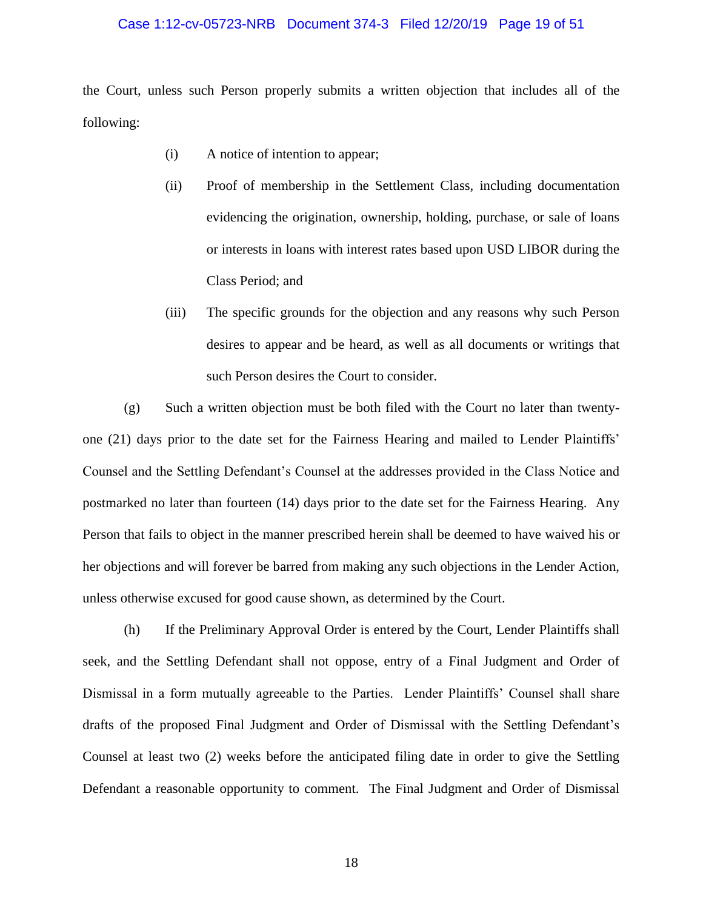the Court, unless such Person properly submits a written objection that includes all of the following:

(i) A notice of intention to appear;

(ii) Proof of membership in the Settlement Class, including documentation evidencing the origination, ownership, holding, purchase, or sale of loans or interests in loans with interest rates based upon USD LIBOR during the Class Period; and

(iii) The specific grounds for the objection and any reasons why such Person desires to appear and be heard, as well as all documents or writings that such Person desires the Court to consider.

(g) Such a written objection must be both filed with the Court no later than twenty-one (21) days prior to the date set for the Fairness Hearing and mailed to Lender Plaintiffs' Counsel and the Settling Defendant's Counsel at the addresses provided in the Class Notice and postmarked no later than fourteen (14) days prior to the date set for the Fairness Hearing. Any Person that fails to object in the manner prescribed herein shall be deemed to have waived his or her objections and will forever be barred from making any such objections in the Lender Action, unless otherwise excused for good cause shown, as determined by the Court.

(h) If the Preliminary Approval Order is entered by the Court, Lender Plaintiffs shall seek, and the Settling Defendant shall not oppose, entry of a Final Judgment and Order of Dismissal in a form mutually agreeable to the Parties. Lender Plaintiffs' Counsel shall share drafts of the proposed Final Judgment and Order of Dismissal with the Settling Defendant's Counsel at least two (2) weeks before the anticipated filing date in order to give the Settling Defendant a reasonable opportunity to comment. The Final Judgment and Order of Dismissal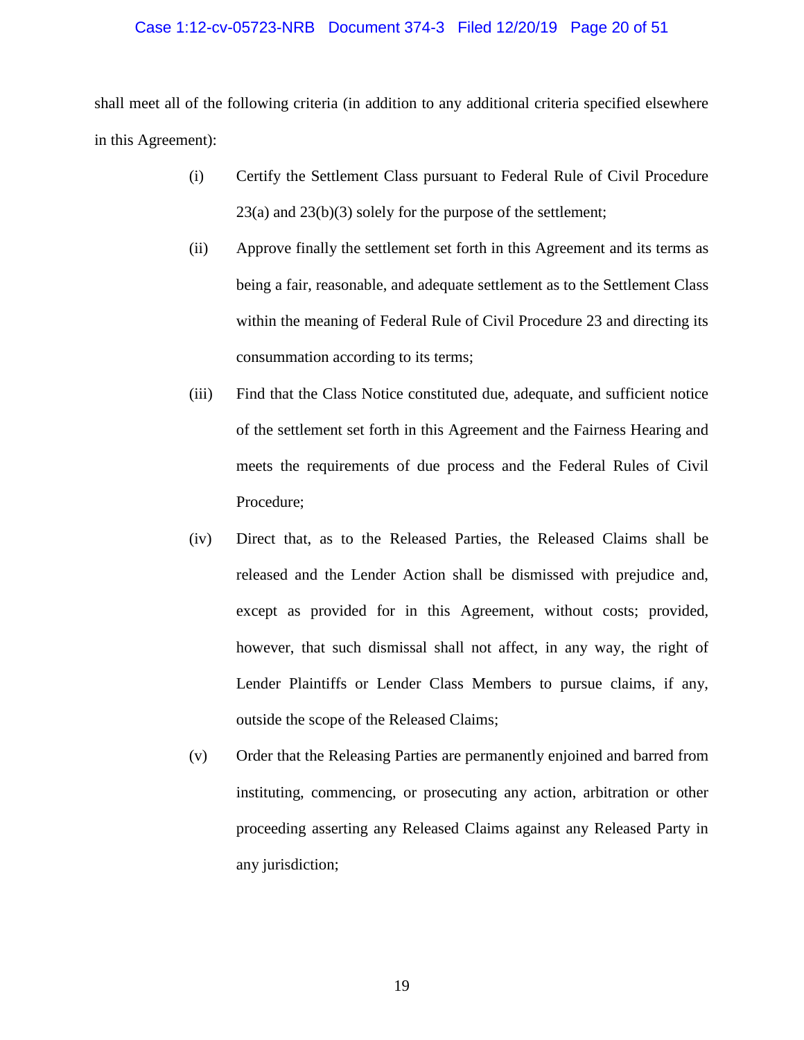shall meet all of the following criteria (in addition to any additional criteria specified elsewhere in this Agreement):

(i) Certify the Settlement Class pursuant to Federal Rule of Civil Procedure 23(a) and 23(b)(3) solely for the purpose of the settlement;

(ii) Approve finally the settlement set forth in this Agreement and its terms as being a fair, reasonable, and adequate settlement as to the Settlement Class within the meaning of Federal Rule of Civil Procedure 23 and directing its consummation according to its terms;

(iii) Find that the Class Notice constituted due, adequate, and sufficient notice of the settlement set forth in this Agreement and the Fairness Hearing and meets the requirements of due process and the Federal Rules of Civil Procedure;

(iv) Direct that, as to the Released Parties, the Released Claims shall be released and the Lender Action shall be dismissed with prejudice and, except as provided for in this Agreement, without costs; provided, however, that such dismissal shall not affect, in any way, the right of Lender Plaintiffs or Lender Class Members to pursue claims, if any, outside the scope of the Released Claims;

(v) Order that the Releasing Parties are permanently enjoined and barred from instituting, commencing, or prosecuting any action, arbitration or other proceeding asserting any Released Claims against any Released Party in any jurisdiction;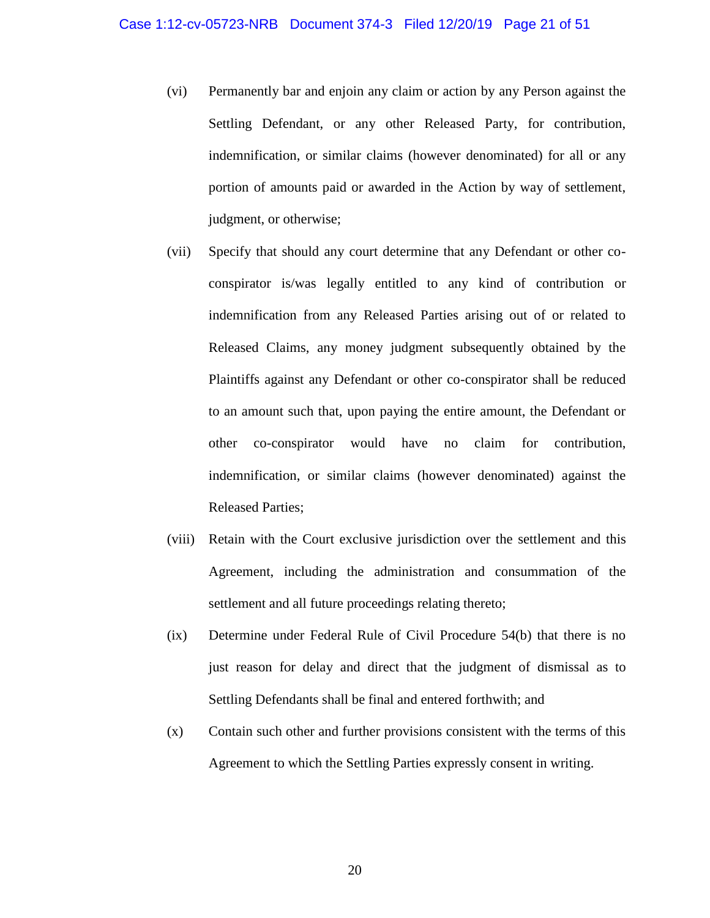(vi) Permanently bar and enjoin any claim or action by any Person against the Settling Defendant, or any other Released Party, for contribution, indemnification, or similar claims (however denominated) for all or any portion of amounts paid or awarded in the Action by way of settlement, judgment, or otherwise;

(vii) Specify that should any court determine that any Defendant or other co-conspirator is/was legally entitled to any kind of contribution or indemnification from any Released Parties arising out of or related to Released Claims, any money judgment subsequently obtained by the Plaintiffs against any Defendant or other co-conspirator shall be reduced to an amount such that, upon paying the entire amount, the Defendant or other co-conspirator would have no claim for contribution, indemnification, or similar claims (however denominated) against the Released Parties;

(viii) Retain with the Court exclusive jurisdiction over the settlement and this Agreement, including the administration and consummation of the settlement and all future proceedings relating thereto;

(ix) Determine under Federal Rule of Civil Procedure 54(b) that there is no just reason for delay and direct that the judgment of dismissal as to Settling Defendants shall be final and entered forthwith; and

(x) Contain such other and further provisions consistent with the terms of this Agreement to which the Settling Parties expressly consent in writing.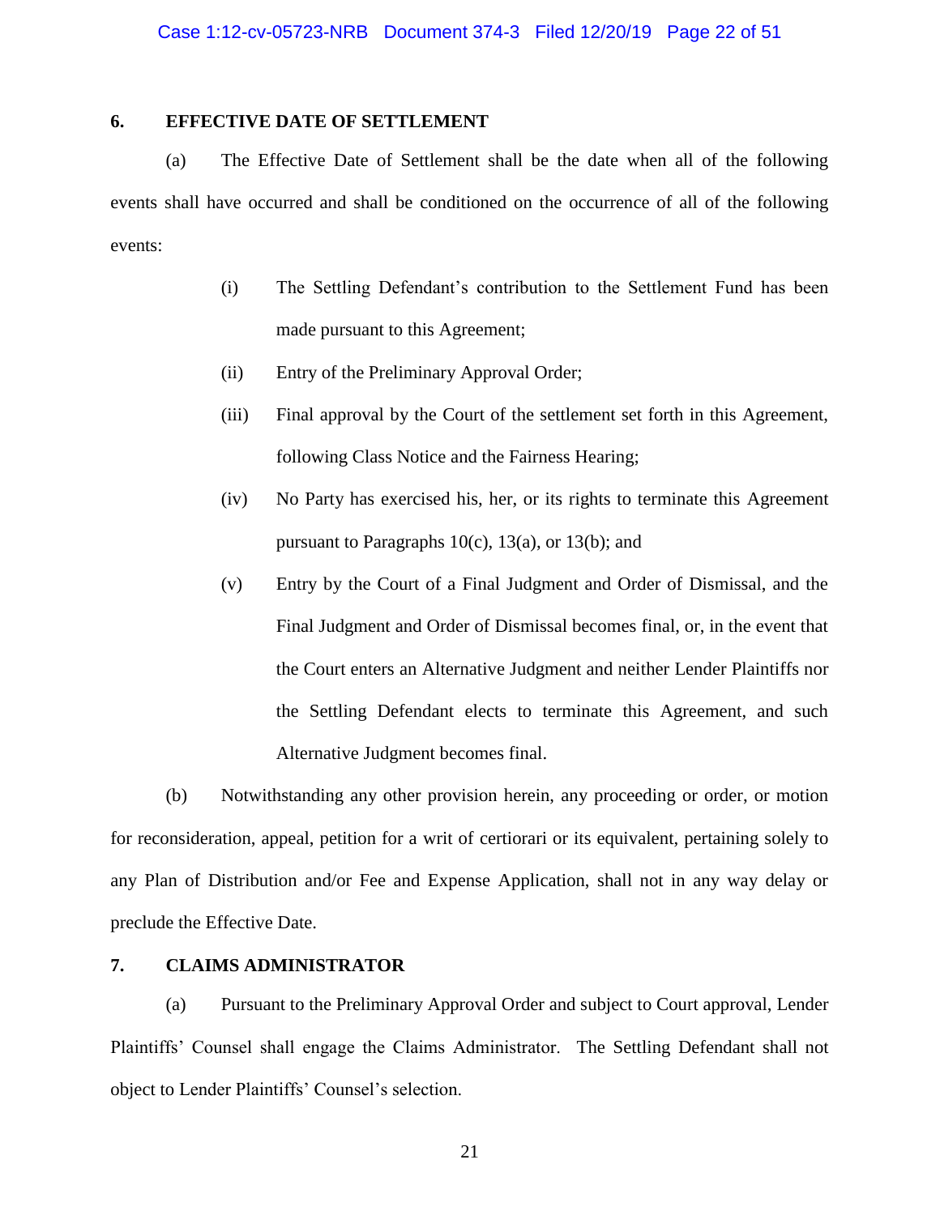## 6. EFFECTIVE DATE OF SETTLEMENT

(a) The Effective Date of Settlement shall be the date when all of the following events shall have occurred and shall be conditioned on the occurrence of all of the following events:

(i) The Settling Defendant's contribution to the Settlement Fund has been made pursuant to this Agreement;

(ii) Entry of the Preliminary Approval Order;

(iii) Final approval by the Court of the settlement set forth in this Agreement, following Class Notice and the Fairness Hearing;

(iv) No Party has exercised his, her, or its rights to terminate this Agreement pursuant to Paragraphs 10(c), 13(a), or 13(b); and

(v) Entry by the Court of a Final Judgment and Order of Dismissal, and the Final Judgment and Order of Dismissal becomes final, or, in the event that the Court enters an Alternative Judgment and neither Lender Plaintiffs nor the Settling Defendant elects to terminate this Agreement, and such Alternative Judgment becomes final.

(b) Notwithstanding any other provision herein, any proceeding or order, or motion for reconsideration, appeal, petition for a writ of certiorari or its equivalent, pertaining solely to any Plan of Distribution and/or Fee and Expense Application, shall not in any way delay or preclude the Effective Date.

## 7. CLAIMS ADMINISTRATOR

(a) Pursuant to the Preliminary Approval Order and subject to Court approval, Lender Plaintiffs' Counsel shall engage the Claims Administrator. The Settling Defendant shall not object to Lender Plaintiffs' Counsel's selection.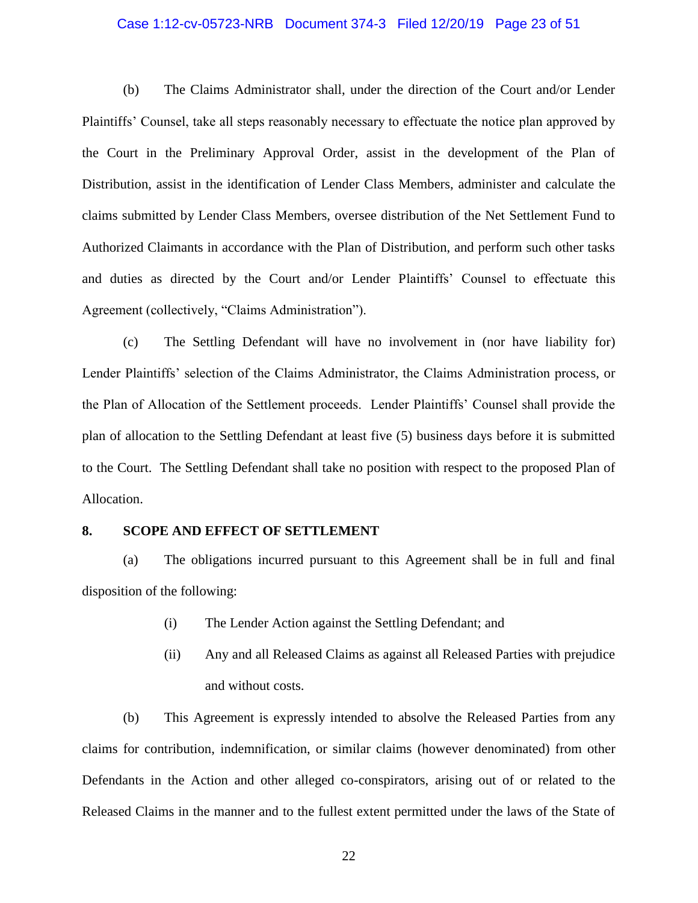(b) The Claims Administrator shall, under the direction of the Court and/or Lender Plaintiffs' Counsel, take all steps reasonably necessary to effectuate the notice plan approved by the Court in the Preliminary Approval Order, assist in the development of the Plan of Distribution, assist in the identification of Lender Class Members, administer and calculate the claims submitted by Lender Class Members, oversee distribution of the Net Settlement Fund to Authorized Claimants in accordance with the Plan of Distribution, and perform such other tasks and duties as directed by the Court and/or Lender Plaintiffs' Counsel to effectuate this Agreement (collectively, "Claims Administration").

(c) The Settling Defendant will have no involvement in (nor have liability for) Lender Plaintiffs' selection of the Claims Administrator, the Claims Administration process, or the Plan of Allocation of the Settlement proceeds. Lender Plaintiffs' Counsel shall provide the plan of allocation to the Settling Defendant at least five (5) business days before it is submitted to the Court. The Settling Defendant shall take no position with respect to the proposed Plan of Allocation.

**8. SCOPE AND EFFECT OF SETTLEMENT**

(a) The obligations incurred pursuant to this Agreement shall be in full and final disposition of the following:

(i) The Lender Action against the Settling Defendant; and

(ii) Any and all Released Claims as against all Released Parties with prejudice and without costs.

(b) This Agreement is expressly intended to absolve the Released Parties from any claims for contribution, indemnification, or similar claims (however denominated) from other Defendants in the Action and other alleged co-conspirators, arising out of or related to the Released Claims in the manner and to the fullest extent permitted under the laws of the State of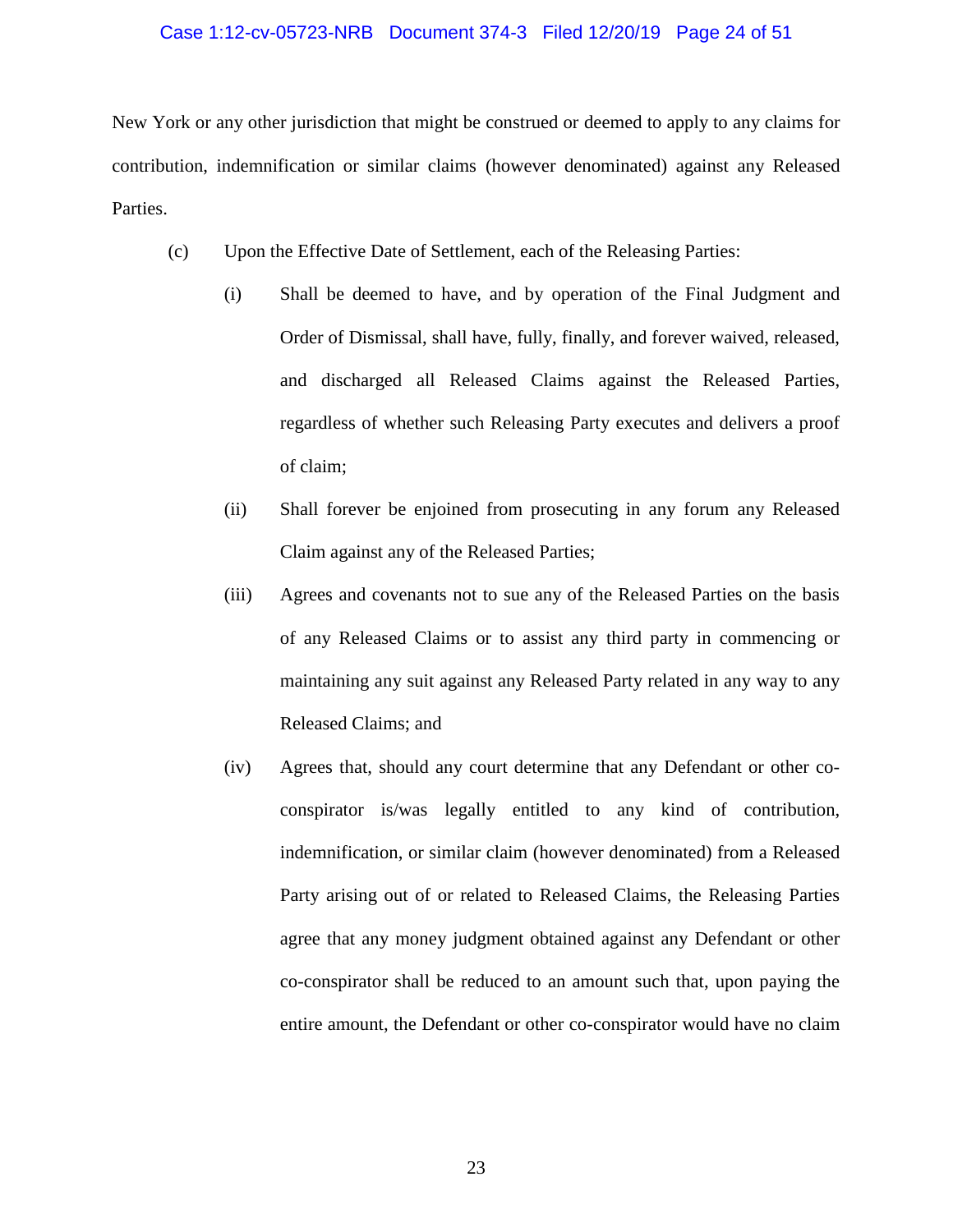New York or any other jurisdiction that might be construed or deemed to apply to any claims for contribution, indemnification or similar claims (however denominated) against any Released Parties.

(c) Upon the Effective Date of Settlement, each of the Releasing Parties:

(i) Shall be deemed to have, and by operation of the Final Judgment and Order of Dismissal, shall have, fully, finally, and forever waived, released, and discharged all Released Claims against the Released Parties, regardless of whether such Releasing Party executes and delivers a proof of claim;

(ii) Shall forever be enjoined from prosecuting in any forum any Released Claim against any of the Released Parties;

(iii) Agrees and covenants not to sue any of the Released Parties on the basis of any Released Claims or to assist any third party in commencing or maintaining any suit against any Released Party related in any way to any Released Claims; and

(iv) Agrees that, should any court determine that any Defendant or other co-conspirator is/was legally entitled to any kind of contribution, indemnification, or similar claim (however denominated) from a Released Party arising out of or related to Released Claims, the Releasing Parties agree that any money judgment obtained against any Defendant or other co-conspirator shall be reduced to an amount such that, upon paying the entire amount, the Defendant or other co-conspirator would have no claim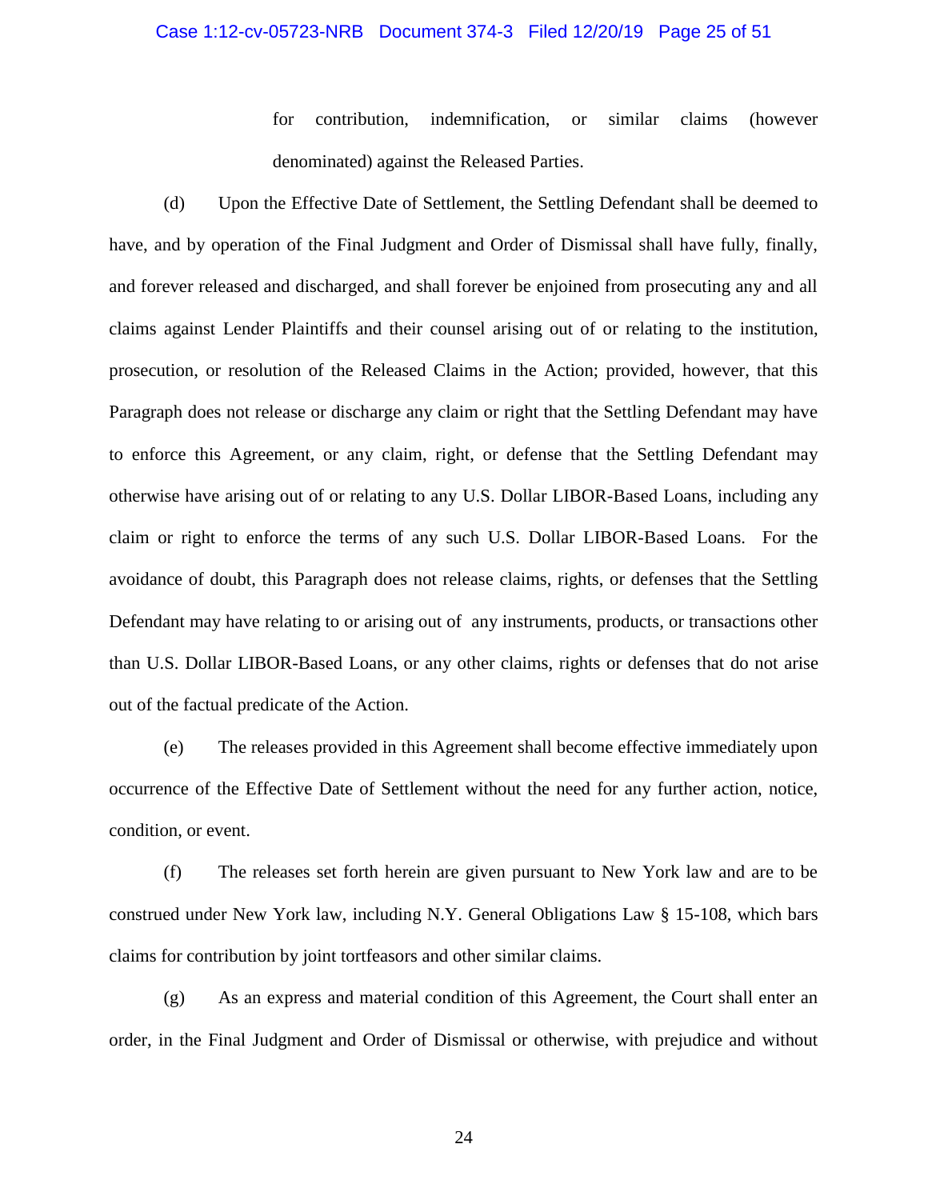for contribution, indemnification, or similar claims (however denominated) against the Released Parties.

(d) Upon the Effective Date of Settlement, the Settling Defendant shall be deemed to have, and by operation of the Final Judgment and Order of Dismissal shall have fully, finally, and forever released and discharged, and shall forever be enjoined from prosecuting any and all claims against Lender Plaintiffs and their counsel arising out of or relating to the institution, prosecution, or resolution of the Released Claims in the Action; provided, however, that this Paragraph does not release or discharge any claim or right that the Settling Defendant may have to enforce this Agreement, or any claim, right, or defense that the Settling Defendant may otherwise have arising out of or relating to any U.S. Dollar LIBOR-Based Loans, including any claim or right to enforce the terms of any such U.S. Dollar LIBOR-Based Loans. For the avoidance of doubt, this Paragraph does not release claims, rights, or defenses that the Settling Defendant may have relating to or arising out of any instruments, products, or transactions other than U.S. Dollar LIBOR-Based Loans, or any other claims, rights or defenses that do not arise out of the factual predicate of the Action.

(e) The releases provided in this Agreement shall become effective immediately upon occurrence of the Effective Date of Settlement without the need for any further action, notice, condition, or event.

(f) The releases set forth herein are given pursuant to New York law and are to be construed under New York law, including N.Y. General Obligations Law § 15-108, which bars claims for contribution by joint tortfeasors and other similar claims.

(g) As an express and material condition of this Agreement, the Court shall enter an order, in the Final Judgment and Order of Dismissal or otherwise, with prejudice and without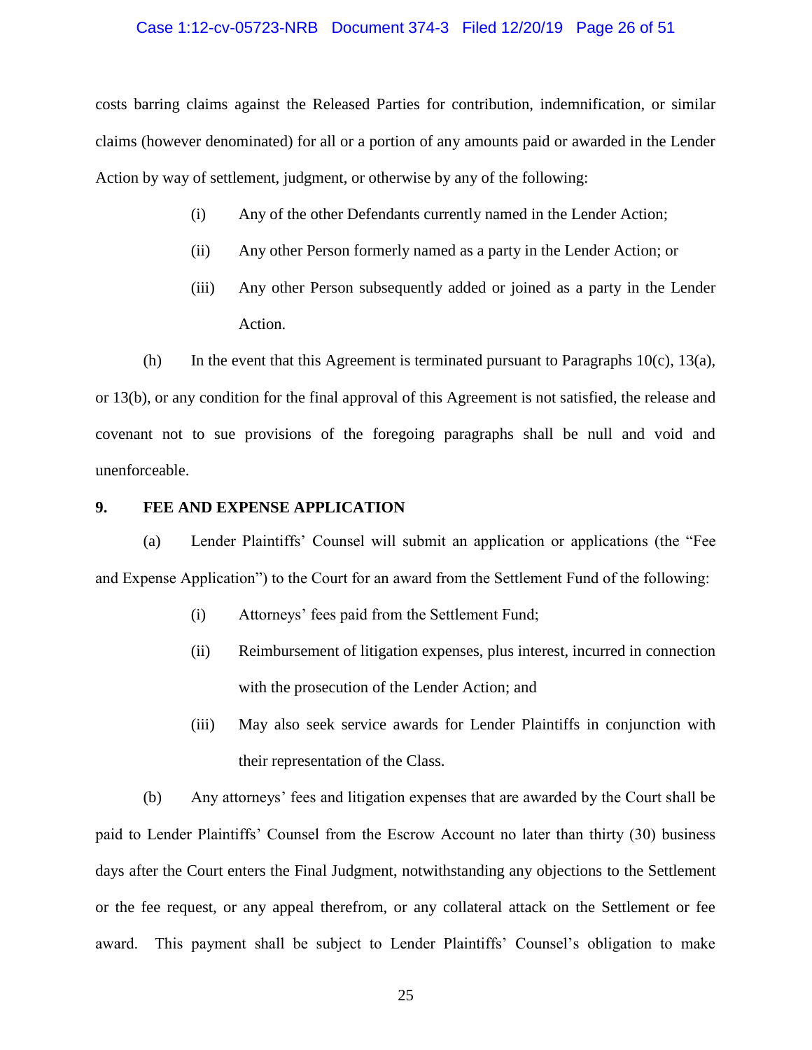costs barring claims against the Released Parties for contribution, indemnification, or similar claims (however denominated) for all or a portion of any amounts paid or awarded in the Lender Action by way of settlement, judgment, or otherwise by any of the following:

(i) Any of the other Defendants currently named in the Lender Action;

(ii) Any other Person formerly named as a party in the Lender Action; or

(iii) Any other Person subsequently added or joined as a party in the Lender Action.

(h) In the event that this Agreement is terminated pursuant to Paragraphs 10(c), 13(a), or 13(b), or any condition for the final approval of this Agreement is not satisfied, the release and covenant not to sue provisions of the foregoing paragraphs shall be null and void and unenforceable.

**9. FEE AND EXPENSE APPLICATION**

(a) Lender Plaintiffs' Counsel will submit an application or applications (the "Fee and Expense Application") to the Court for an award from the Settlement Fund of the following:

(i) Attorneys' fees paid from the Settlement Fund;

(ii) Reimbursement of litigation expenses, plus interest, incurred in connection with the prosecution of the Lender Action; and

(iii) May also seek service awards for Lender Plaintiffs in conjunction with their representation of the Class.

(b) Any attorneys' fees and litigation expenses that are awarded by the Court shall be paid to Lender Plaintiffs' Counsel from the Escrow Account no later than thirty (30) business days after the Court enters the Final Judgment, notwithstanding any objections to the Settlement or the fee request, or any appeal therefrom, or any collateral attack on the Settlement or fee award. This payment shall be subject to Lender Plaintiffs' Counsel's obligation to make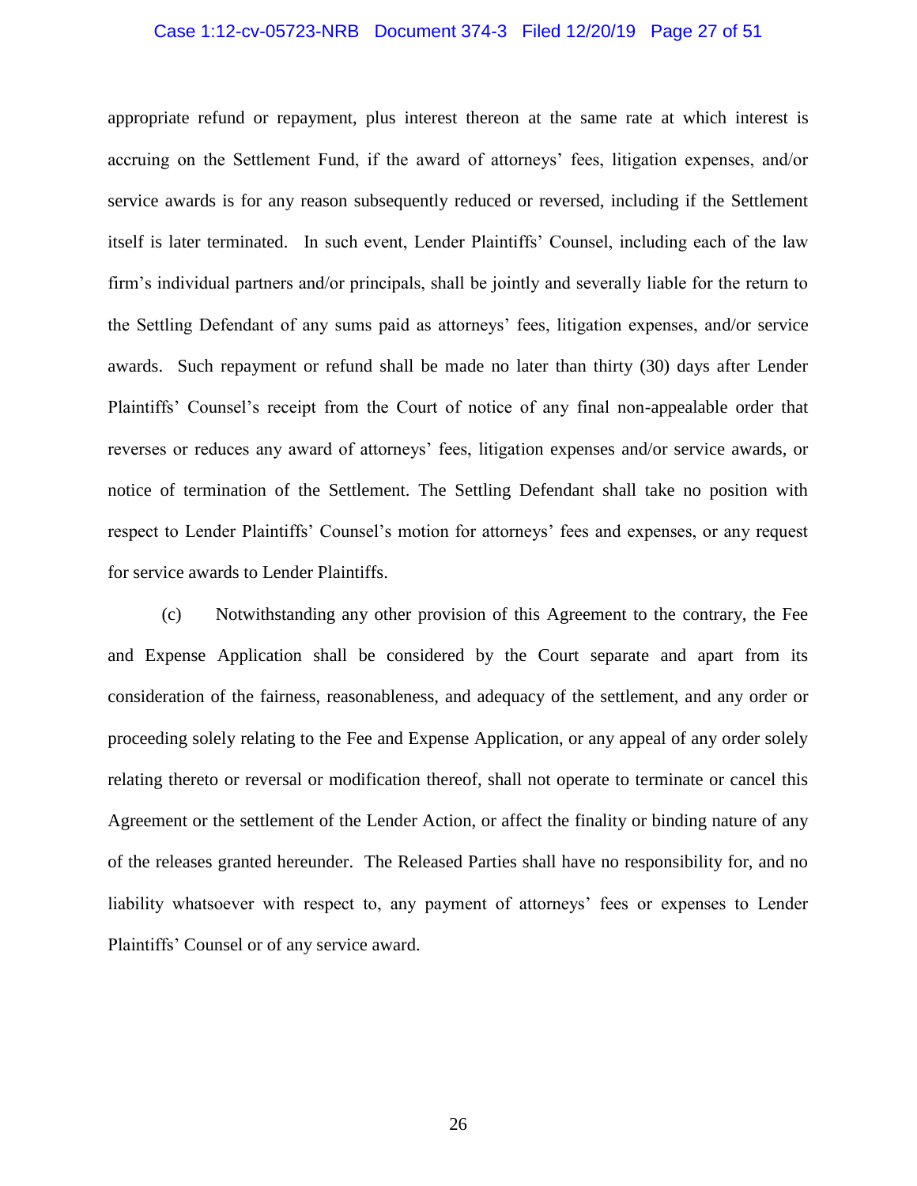appropriate refund or repayment, plus interest thereon at the same rate at which interest is accruing on the Settlement Fund, if the award of attorneys' fees, litigation expenses, and/or service awards is for any reason subsequently reduced or reversed, including if the Settlement itself is later terminated. In such event, Lender Plaintiffs' Counsel, including each of the law firm's individual partners and/or principals, shall be jointly and severally liable for the return to the Settling Defendant of any sums paid as attorneys' fees, litigation expenses, and/or service awards. Such repayment or refund shall be made no later than thirty (30) days after Lender Plaintiffs' Counsel's receipt from the Court of notice of any final non-appealable order that reverses or reduces any award of attorneys' fees, litigation expenses and/or service awards, or notice of termination of the Settlement. The Settling Defendant shall take no position with respect to Lender Plaintiffs' Counsel's motion for attorneys' fees and expenses, or any request for service awards to Lender Plaintiffs.

(c) Notwithstanding any other provision of this Agreement to the contrary, the Fee and Expense Application shall be considered by the Court separate and apart from its consideration of the fairness, reasonableness, and adequacy of the settlement, and any order or proceeding solely relating to the Fee and Expense Application, or any appeal of any order solely relating thereto or reversal or modification thereof, shall not operate to terminate or cancel this Agreement or the settlement of the Lender Action, or affect the finality or binding nature of any of the releases granted hereunder. The Released Parties shall have no responsibility for, and no liability whatsoever with respect to, any payment of attorneys' fees or expenses to Lender Plaintiffs' Counsel or of any service award.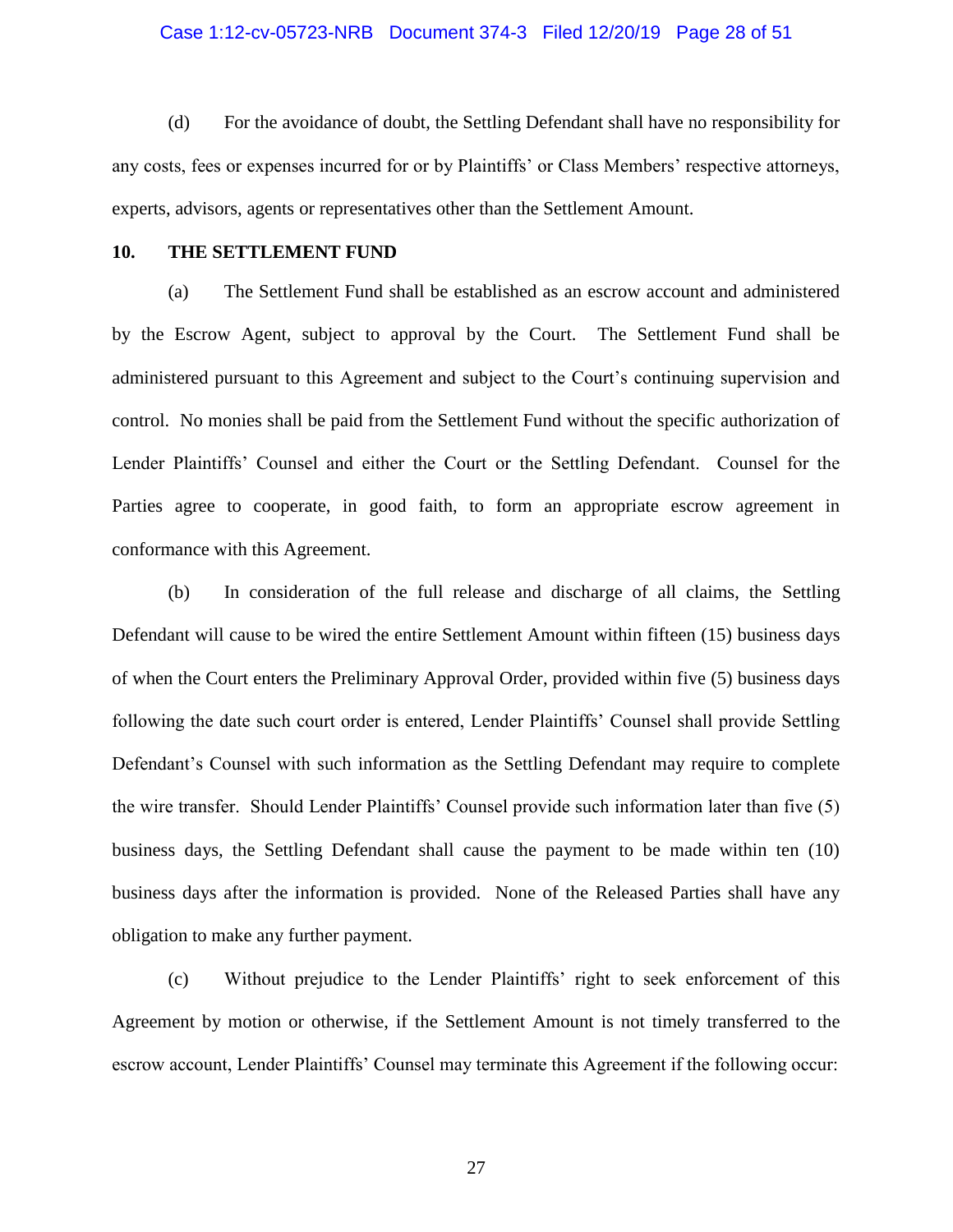(d) For the avoidance of doubt, the Settling Defendant shall have no responsibility for any costs, fees or expenses incurred for or by Plaintiffs' or Class Members' respective attorneys, experts, advisors, agents or representatives other than the Settlement Amount.

## 10. THE SETTLEMENT FUND

(a) The Settlement Fund shall be established as an escrow account and administered by the Escrow Agent, subject to approval by the Court. The Settlement Fund shall be administered pursuant to this Agreement and subject to the Court's continuing supervision and control. No monies shall be paid from the Settlement Fund without the specific authorization of Lender Plaintiffs' Counsel and either the Court or the Settling Defendant. Counsel for the Parties agree to cooperate, in good faith, to form an appropriate escrow agreement in conformance with this Agreement.

(b) In consideration of the full release and discharge of all claims, the Settling Defendant will cause to be wired the entire Settlement Amount within fifteen (15) business days of when the Court enters the Preliminary Approval Order, provided within five (5) business days following the date such court order is entered, Lender Plaintiffs' Counsel shall provide Settling Defendant's Counsel with such information as the Settling Defendant may require to complete the wire transfer. Should Lender Plaintiffs' Counsel provide such information later than five (5) business days, the Settling Defendant shall cause the payment to be made within ten (10) business days after the information is provided. None of the Released Parties shall have any obligation to make any further payment.

(c) Without prejudice to the Lender Plaintiffs' right to seek enforcement of this Agreement by motion or otherwise, if the Settlement Amount is not timely transferred to the escrow account, Lender Plaintiffs' Counsel may terminate this Agreement if the following occur: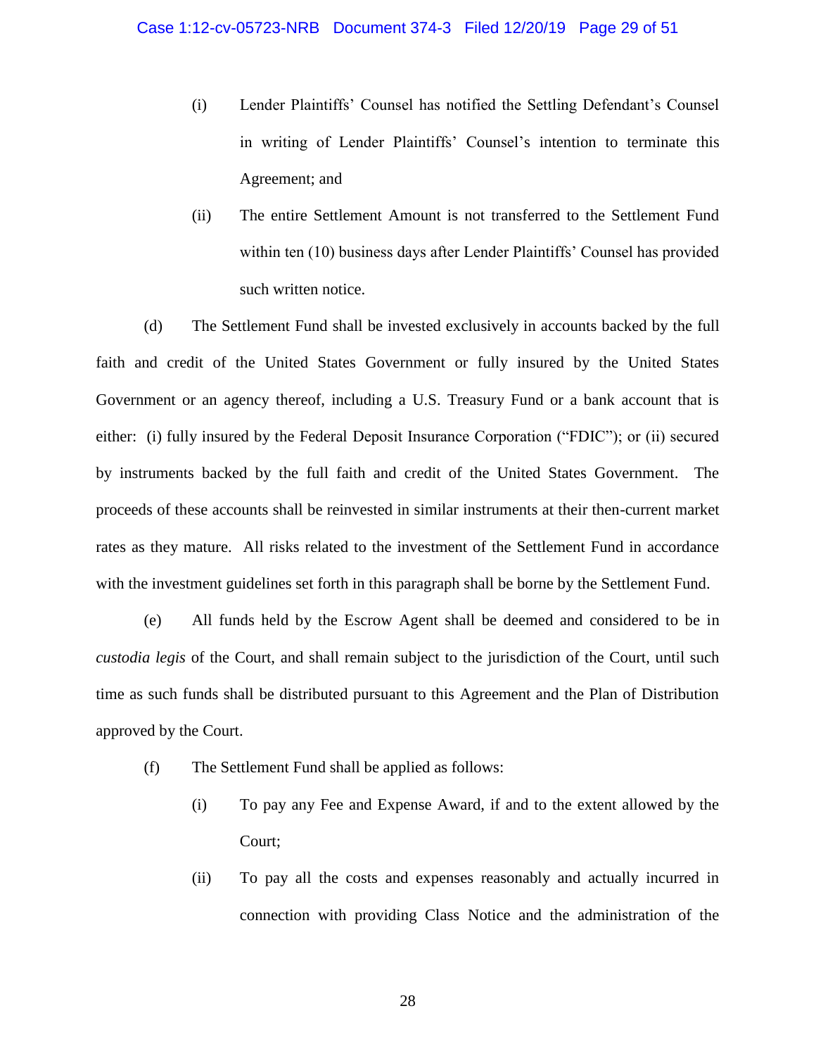(i) Lender Plaintiffs' Counsel has notified the Settling Defendant's Counsel in writing of Lender Plaintiffs' Counsel's intention to terminate this Agreement; and

(ii) The entire Settlement Amount is not transferred to the Settlement Fund within ten (10) business days after Lender Plaintiffs' Counsel has provided such written notice.

(d) The Settlement Fund shall be invested exclusively in accounts backed by the full faith and credit of the United States Government or fully insured by the United States Government or an agency thereof, including a U.S. Treasury Fund or a bank account that is either: (i) fully insured by the Federal Deposit Insurance Corporation ("FDIC"); or (ii) secured by instruments backed by the full faith and credit of the United States Government. The proceeds of these accounts shall be reinvested in similar instruments at their then-current market rates as they mature. All risks related to the investment of the Settlement Fund in accordance with the investment guidelines set forth in this paragraph shall be borne by the Settlement Fund.

(e) All funds held by the Escrow Agent shall be deemed and considered to be in *custodia legis* of the Court, and shall remain subject to the jurisdiction of the Court, until such time as such funds shall be distributed pursuant to this Agreement and the Plan of Distribution approved by the Court.

(f) The Settlement Fund shall be applied as follows:

(i) To pay any Fee and Expense Award, if and to the extent allowed by the Court;

(ii) To pay all the costs and expenses reasonably and actually incurred in connection with providing Class Notice and the administration of the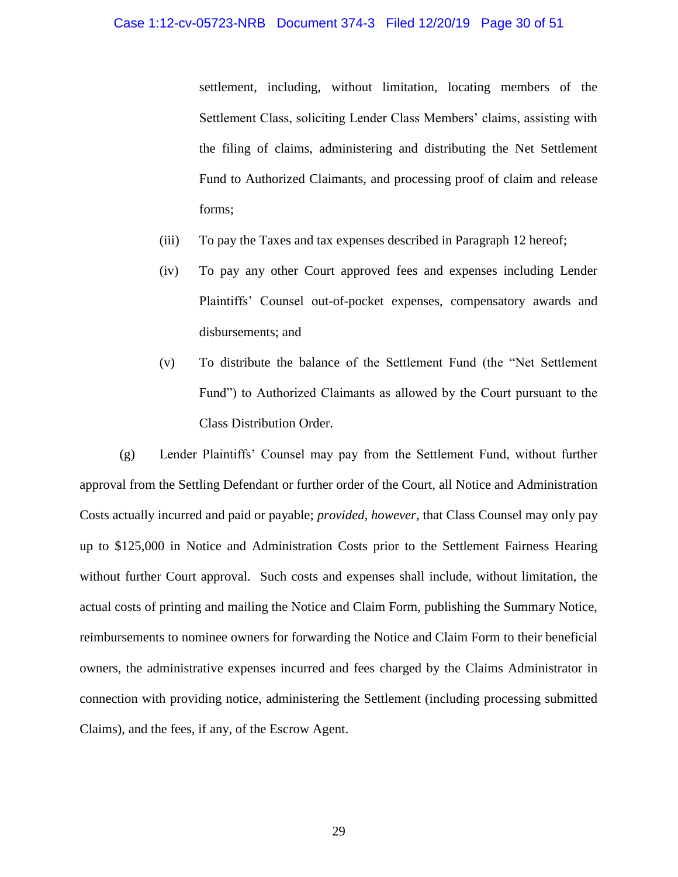settlement, including, without limitation, locating members of the Settlement Class, soliciting Lender Class Members' claims, assisting with the filing of claims, administering and distributing the Net Settlement Fund to Authorized Claimants, and processing proof of claim and release forms;

(iii) To pay the Taxes and tax expenses described in Paragraph 12 hereof;

(iv) To pay any other Court approved fees and expenses including Lender Plaintiffs' Counsel out-of-pocket expenses, compensatory awards and disbursements; and

(v) To distribute the balance of the Settlement Fund (the "Net Settlement Fund") to Authorized Claimants as allowed by the Court pursuant to the Class Distribution Order.

(g) Lender Plaintiffs' Counsel may pay from the Settlement Fund, without further approval from the Settling Defendant or further order of the Court, all Notice and Administration Costs actually incurred and paid or payable; *provided, however*, that Class Counsel may only pay up to $125,000 in Notice and Administration Costs prior to the Settlement Fairness Hearing without further Court approval. Such costs and expenses shall include, without limitation, the actual costs of printing and mailing the Notice and Claim Form, publishing the Summary Notice, reimbursements to nominee owners for forwarding the Notice and Claim Form to their beneficial owners, the administrative expenses incurred and fees charged by the Claims Administrator in connection with providing notice, administering the Settlement (including processing submitted Claims), and the fees, if any, of the Escrow Agent.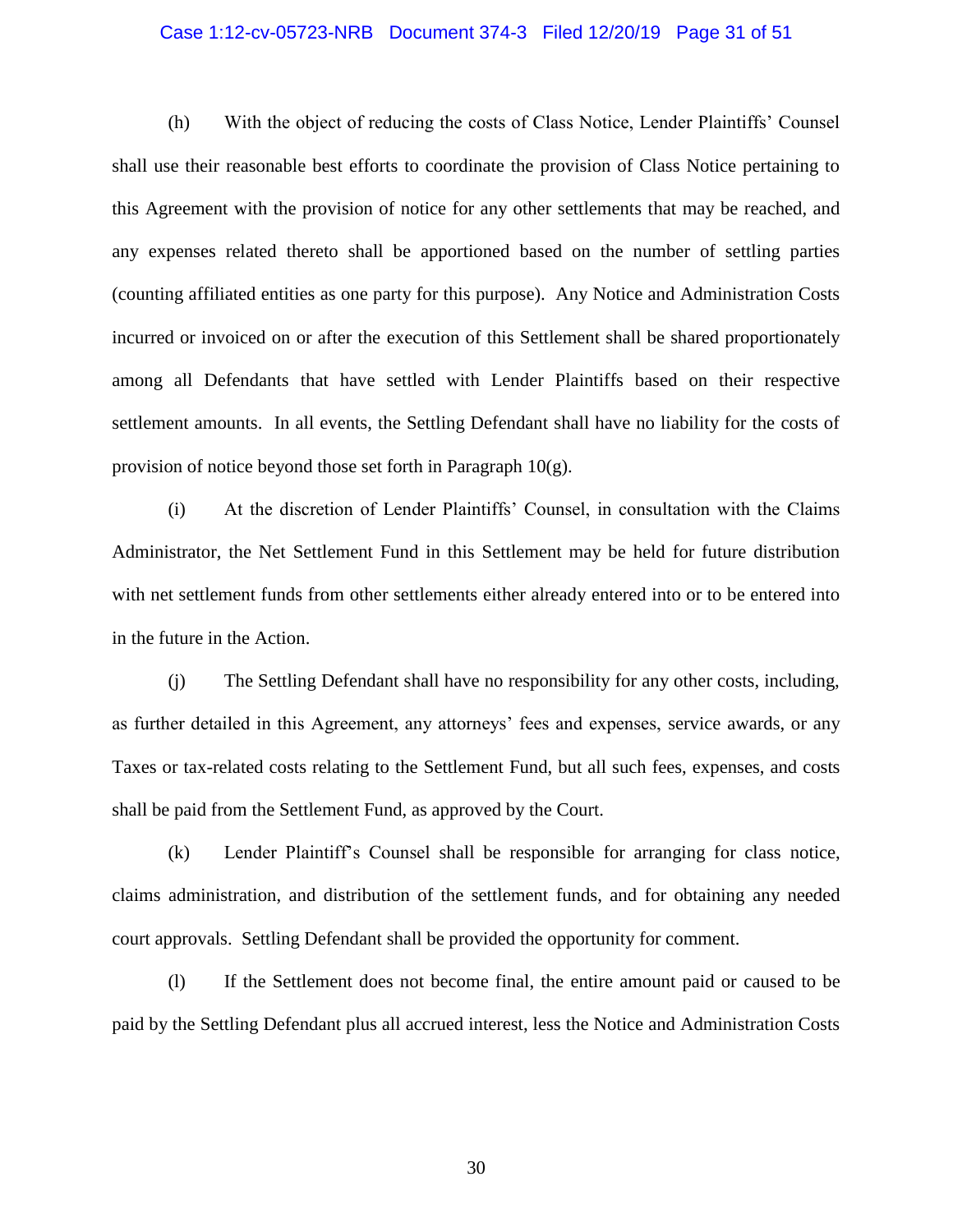(h) With the object of reducing the costs of Class Notice, Lender Plaintiffs' Counsel shall use their reasonable best efforts to coordinate the provision of Class Notice pertaining to this Agreement with the provision of notice for any other settlements that may be reached, and any expenses related thereto shall be apportioned based on the number of settling parties (counting affiliated entities as one party for this purpose). Any Notice and Administration Costs incurred or invoiced on or after the execution of this Settlement shall be shared proportionately among all Defendants that have settled with Lender Plaintiffs based on their respective settlement amounts. In all events, the Settling Defendant shall have no liability for the costs of provision of notice beyond those set forth in Paragraph 10(g).

(i) At the discretion of Lender Plaintiffs' Counsel, in consultation with the Claims Administrator, the Net Settlement Fund in this Settlement may be held for future distribution with net settlement funds from other settlements either already entered into or to be entered into in the future in the Action.

(j) The Settling Defendant shall have no responsibility for any other costs, including, as further detailed in this Agreement, any attorneys' fees and expenses, service awards, or any Taxes or tax-related costs relating to the Settlement Fund, but all such fees, expenses, and costs shall be paid from the Settlement Fund, as approved by the Court.

(k) Lender Plaintiff's Counsel shall be responsible for arranging for class notice, claims administration, and distribution of the settlement funds, and for obtaining any needed court approvals. Settling Defendant shall be provided the opportunity for comment.

(l) If the Settlement does not become final, the entire amount paid or caused to be paid by the Settling Defendant plus all accrued interest, less the Notice and Administration Costs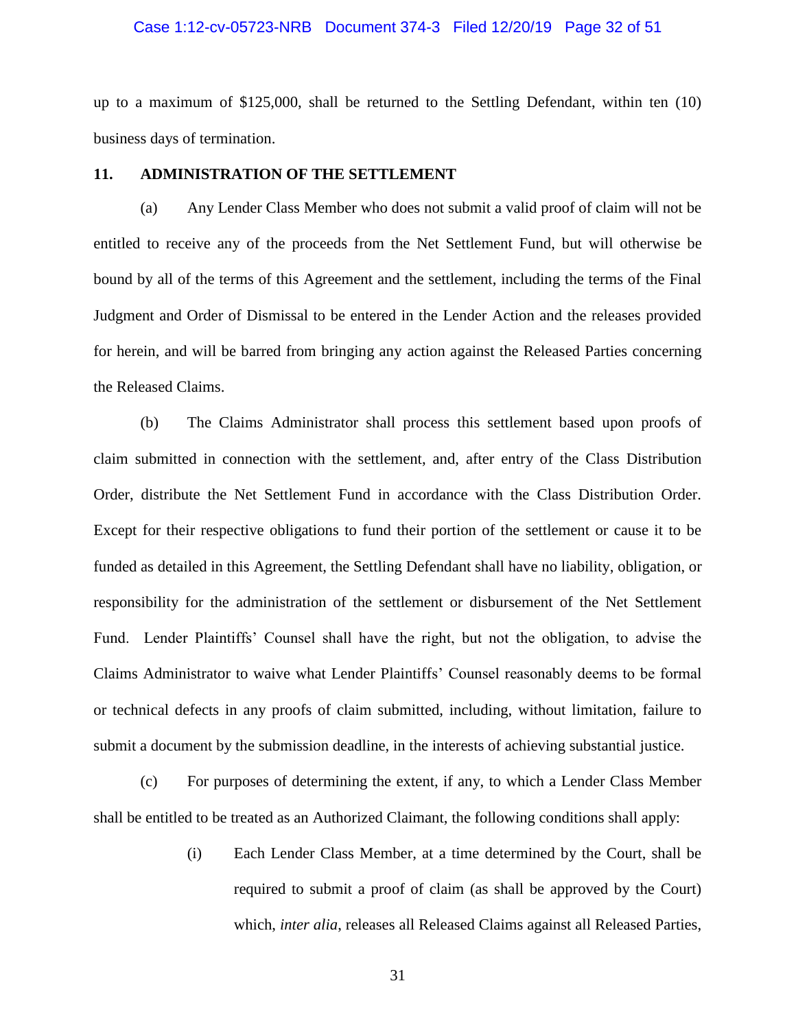up to a maximum of $125,000, shall be returned to the Settling Defendant, within ten (10) business days of termination.

**11. ADMINISTRATION OF THE SETTLEMENT**

(a) Any Lender Class Member who does not submit a valid proof of claim will not be entitled to receive any of the proceeds from the Net Settlement Fund, but will otherwise be bound by all of the terms of this Agreement and the settlement, including the terms of the Final Judgment and Order of Dismissal to be entered in the Lender Action and the releases provided for herein, and will be barred from bringing any action against the Released Parties concerning the Released Claims.

(b) The Claims Administrator shall process this settlement based upon proofs of claim submitted in connection with the settlement, and, after entry of the Class Distribution Order, distribute the Net Settlement Fund in accordance with the Class Distribution Order. Except for their respective obligations to fund their portion of the settlement or cause it to be funded as detailed in this Agreement, the Settling Defendant shall have no liability, obligation, or responsibility for the administration of the settlement or disbursement of the Net Settlement Fund. Lender Plaintiffs' Counsel shall have the right, but not the obligation, to advise the Claims Administrator to waive what Lender Plaintiffs' Counsel reasonably deems to be formal or technical defects in any proofs of claim submitted, including, without limitation, failure to submit a document by the submission deadline, in the interests of achieving substantial justice.

(c) For purposes of determining the extent, if any, to which a Lender Class Member shall be entitled to be treated as an Authorized Claimant, the following conditions shall apply:

(i) Each Lender Class Member, at a time determined by the Court, shall be required to submit a proof of claim (as shall be approved by the Court) which, *inter alia*, releases all Released Claims against all Released Parties,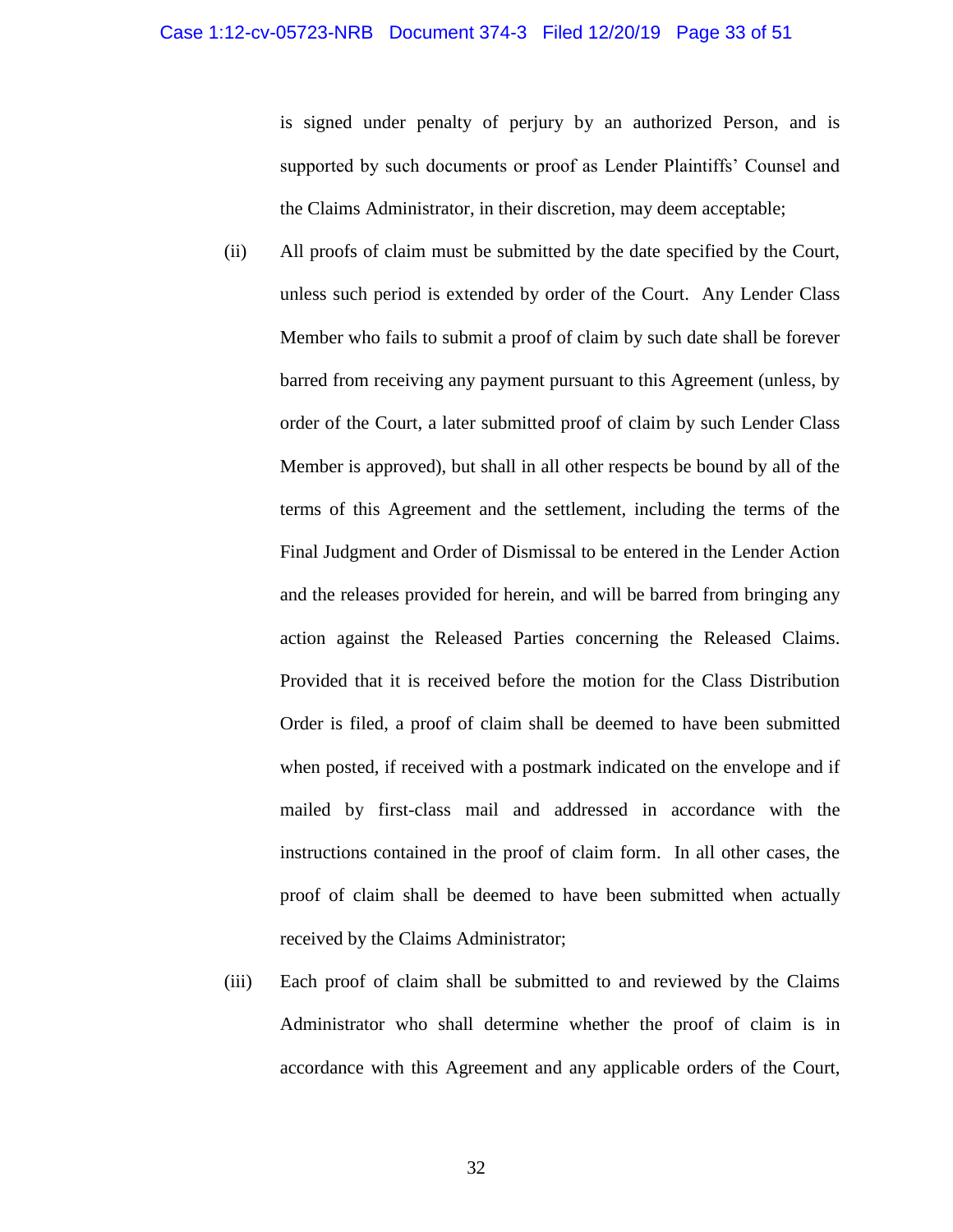is signed under penalty of perjury by an authorized Person, and is supported by such documents or proof as Lender Plaintiffs' Counsel and the Claims Administrator, in their discretion, may deem acceptable;

(ii) All proofs of claim must be submitted by the date specified by the Court, unless such period is extended by order of the Court. Any Lender Class Member who fails to submit a proof of claim by such date shall be forever barred from receiving any payment pursuant to this Agreement (unless, by order of the Court, a later submitted proof of claim by such Lender Class Member is approved), but shall in all other respects be bound by all of the terms of this Agreement and the settlement, including the terms of the Final Judgment and Order of Dismissal to be entered in the Lender Action and the releases provided for herein, and will be barred from bringing any action against the Released Parties concerning the Released Claims. Provided that it is received before the motion for the Class Distribution Order is filed, a proof of claim shall be deemed to have been submitted when posted, if received with a postmark indicated on the envelope and if mailed by first-class mail and addressed in accordance with the instructions contained in the proof of claim form. In all other cases, the proof of claim shall be deemed to have been submitted when actually received by the Claims Administrator;

(iii) Each proof of claim shall be submitted to and reviewed by the Claims Administrator who shall determine whether the proof of claim is in accordance with this Agreement and any applicable orders of the Court,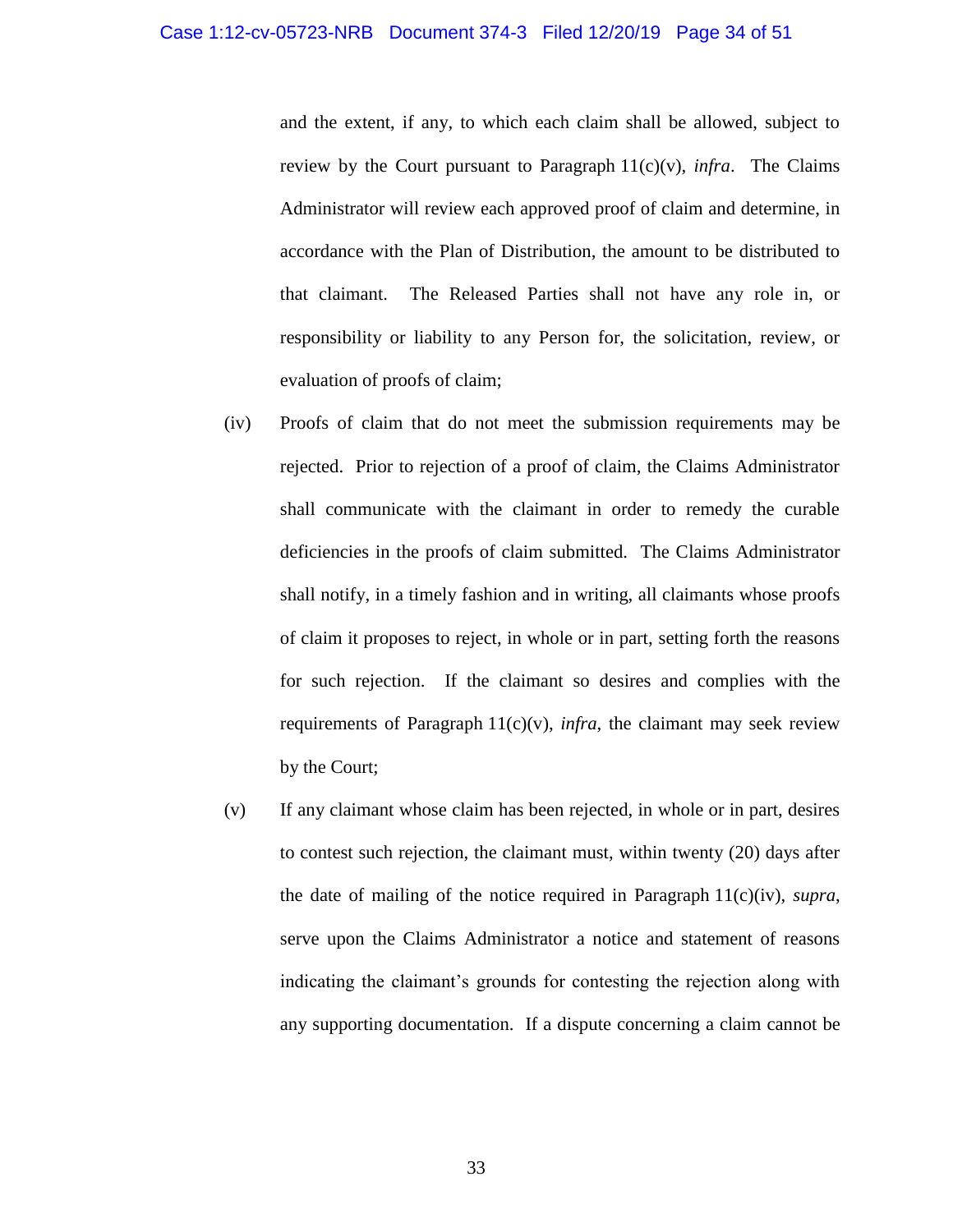and the extent, if any, to which each claim shall be allowed, subject to review by the Court pursuant to Paragraph 11(c)(v), *infra*. The Claims Administrator will review each approved proof of claim and determine, in accordance with the Plan of Distribution, the amount to be distributed to that claimant. The Released Parties shall not have any role in, or responsibility or liability to any Person for, the solicitation, review, or evaluation of proofs of claim;

(iv) Proofs of claim that do not meet the submission requirements may be rejected. Prior to rejection of a proof of claim, the Claims Administrator shall communicate with the claimant in order to remedy the curable deficiencies in the proofs of claim submitted. The Claims Administrator shall notify, in a timely fashion and in writing, all claimants whose proofs of claim it proposes to reject, in whole or in part, setting forth the reasons for such rejection. If the claimant so desires and complies with the requirements of Paragraph 11(c)(v), *infra*, the claimant may seek review by the Court;

(v) If any claimant whose claim has been rejected, in whole or in part, desires to contest such rejection, the claimant must, within twenty (20) days after the date of mailing of the notice required in Paragraph 11(c)(iv), *supra*, serve upon the Claims Administrator a notice and statement of reasons indicating the claimant's grounds for contesting the rejection along with any supporting documentation. If a dispute concerning a claim cannot be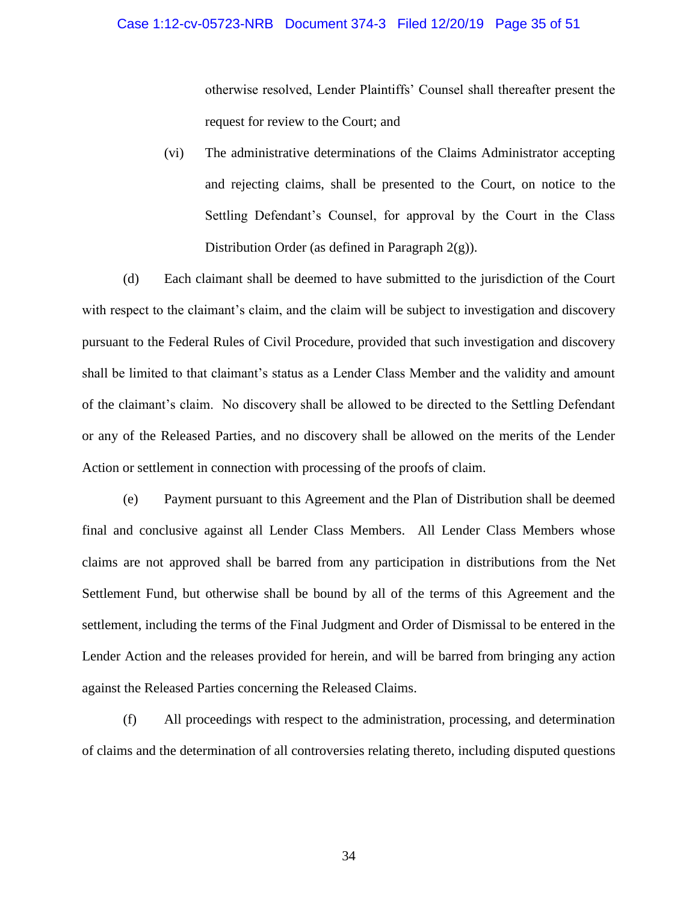otherwise resolved, Lender Plaintiffs' Counsel shall thereafter present the request for review to the Court; and

(vi) The administrative determinations of the Claims Administrator accepting and rejecting claims, shall be presented to the Court, on notice to the Settling Defendant's Counsel, for approval by the Court in the Class Distribution Order (as defined in Paragraph 2(g)).

(d) Each claimant shall be deemed to have submitted to the jurisdiction of the Court with respect to the claimant's claim, and the claim will be subject to investigation and discovery pursuant to the Federal Rules of Civil Procedure, provided that such investigation and discovery shall be limited to that claimant's status as a Lender Class Member and the validity and amount of the claimant's claim. No discovery shall be allowed to be directed to the Settling Defendant or any of the Released Parties, and no discovery shall be allowed on the merits of the Lender Action or settlement in connection with processing of the proofs of claim.

(e) Payment pursuant to this Agreement and the Plan of Distribution shall be deemed final and conclusive against all Lender Class Members. All Lender Class Members whose claims are not approved shall be barred from any participation in distributions from the Net Settlement Fund, but otherwise shall be bound by all of the terms of this Agreement and the settlement, including the terms of the Final Judgment and Order of Dismissal to be entered in the Lender Action and the releases provided for herein, and will be barred from bringing any action against the Released Parties concerning the Released Claims.

(f) All proceedings with respect to the administration, processing, and determination of claims and the determination of all controversies relating thereto, including disputed questions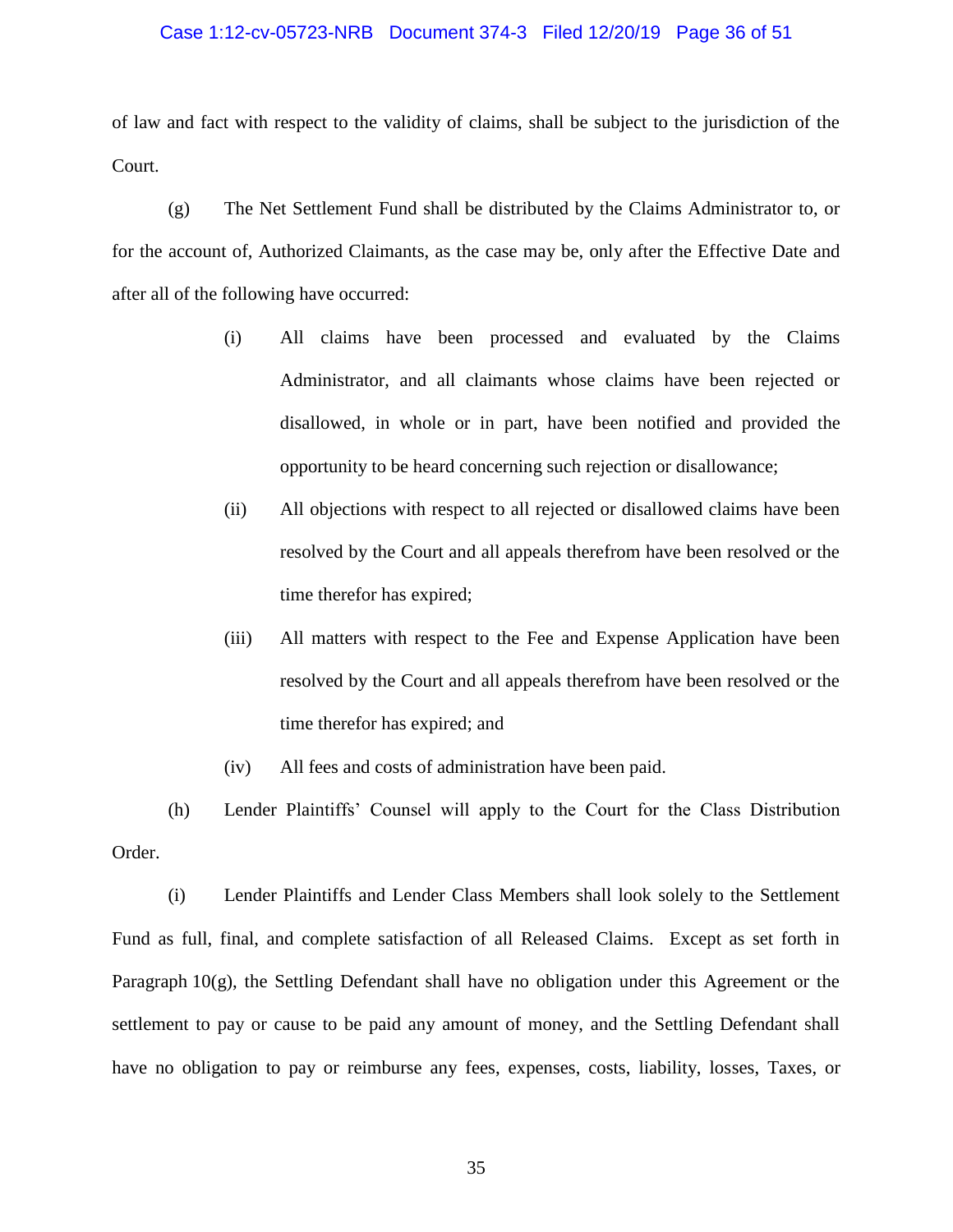of law and fact with respect to the validity of claims, shall be subject to the jurisdiction of the Court.

(g) The Net Settlement Fund shall be distributed by the Claims Administrator to, or for the account of, Authorized Claimants, as the case may be, only after the Effective Date and after all of the following have occurred:

> (i) All claims have been processed and evaluated by the Claims Administrator, and all claimants whose claims have been rejected or disallowed, in whole or in part, have been notified and provided the opportunity to be heard concerning such rejection or disallowance;
>
> (ii) All objections with respect to all rejected or disallowed claims have been resolved by the Court and all appeals therefrom have been resolved or the time therefor has expired;
>
> (iii) All matters with respect to the Fee and Expense Application have been resolved by the Court and all appeals therefrom have been resolved or the time therefor has expired; and
>
> (iv) All fees and costs of administration have been paid.

(h) Lender Plaintiffs' Counsel will apply to the Court for the Class Distribution Order.

(i) Lender Plaintiffs and Lender Class Members shall look solely to the Settlement Fund as full, final, and complete satisfaction of all Released Claims. Except as set forth in Paragraph 10(g), the Settling Defendant shall have no obligation under this Agreement or the settlement to pay or cause to be paid any amount of money, and the Settling Defendant shall have no obligation to pay or reimburse any fees, expenses, costs, liability, losses, Taxes, or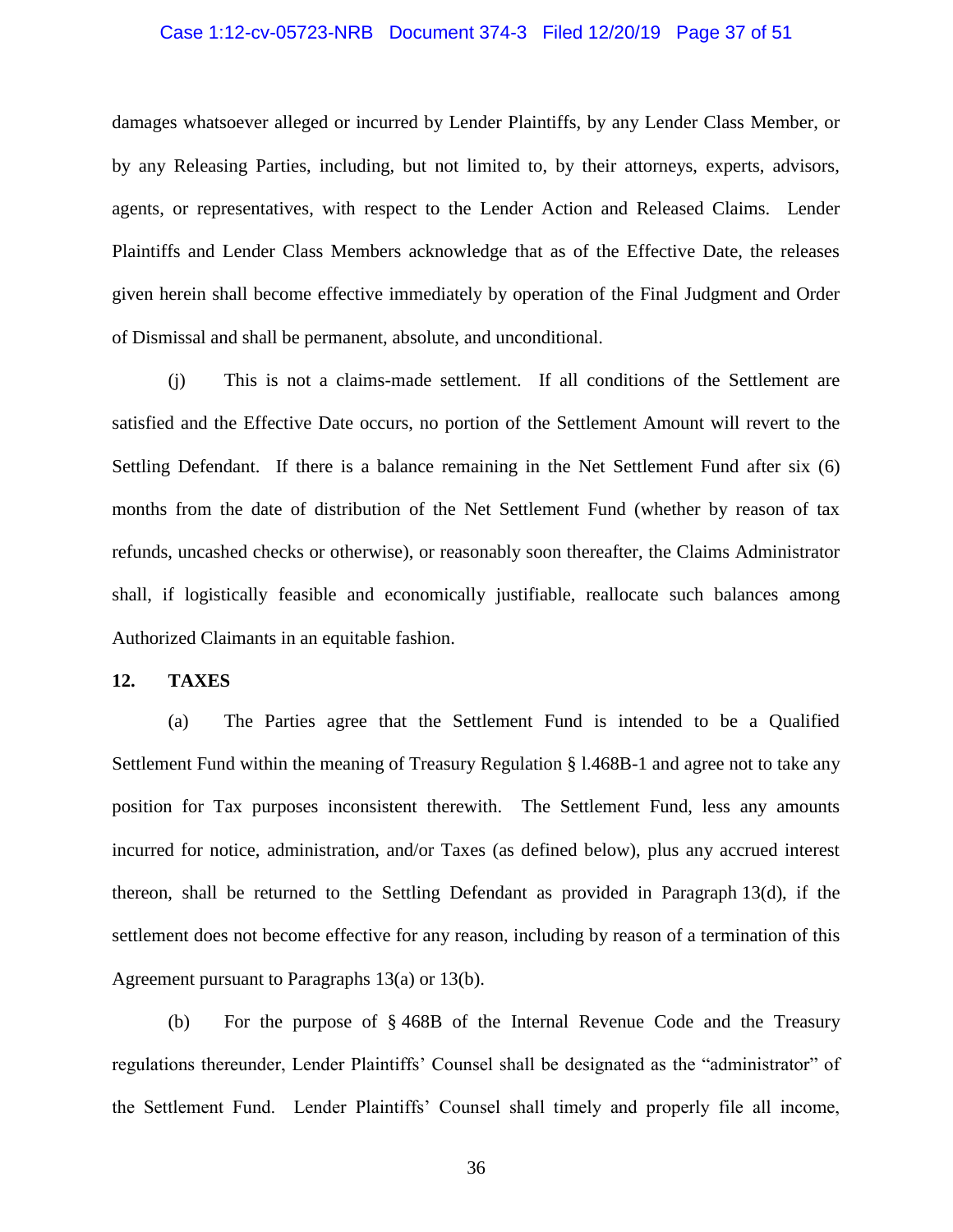damages whatsoever alleged or incurred by Lender Plaintiffs, by any Lender Class Member, or by any Releasing Parties, including, but not limited to, by their attorneys, experts, advisors, agents, or representatives, with respect to the Lender Action and Released Claims. Lender Plaintiffs and Lender Class Members acknowledge that as of the Effective Date, the releases given herein shall become effective immediately by operation of the Final Judgment and Order of Dismissal and shall be permanent, absolute, and unconditional.

(j) This is not a claims-made settlement. If all conditions of the Settlement are satisfied and the Effective Date occurs, no portion of the Settlement Amount will revert to the Settling Defendant. If there is a balance remaining in the Net Settlement Fund after six (6) months from the date of distribution of the Net Settlement Fund (whether by reason of tax refunds, uncashed checks or otherwise), or reasonably soon thereafter, the Claims Administrator shall, if logistically feasible and economically justifiable, reallocate such balances among Authorized Claimants in an equitable fashion.

**12. TAXES**

(a) The Parties agree that the Settlement Fund is intended to be a Qualified Settlement Fund within the meaning of Treasury Regulation § l.468B-1 and agree not to take any position for Tax purposes inconsistent therewith. The Settlement Fund, less any amounts incurred for notice, administration, and/or Taxes (as defined below), plus any accrued interest thereon, shall be returned to the Settling Defendant as provided in Paragraph 13(d), if the settlement does not become effective for any reason, including by reason of a termination of this Agreement pursuant to Paragraphs 13(a) or 13(b).

(b) For the purpose of § 468B of the Internal Revenue Code and the Treasury regulations thereunder, Lender Plaintiffs' Counsel shall be designated as the "administrator" of the Settlement Fund. Lender Plaintiffs' Counsel shall timely and properly file all income,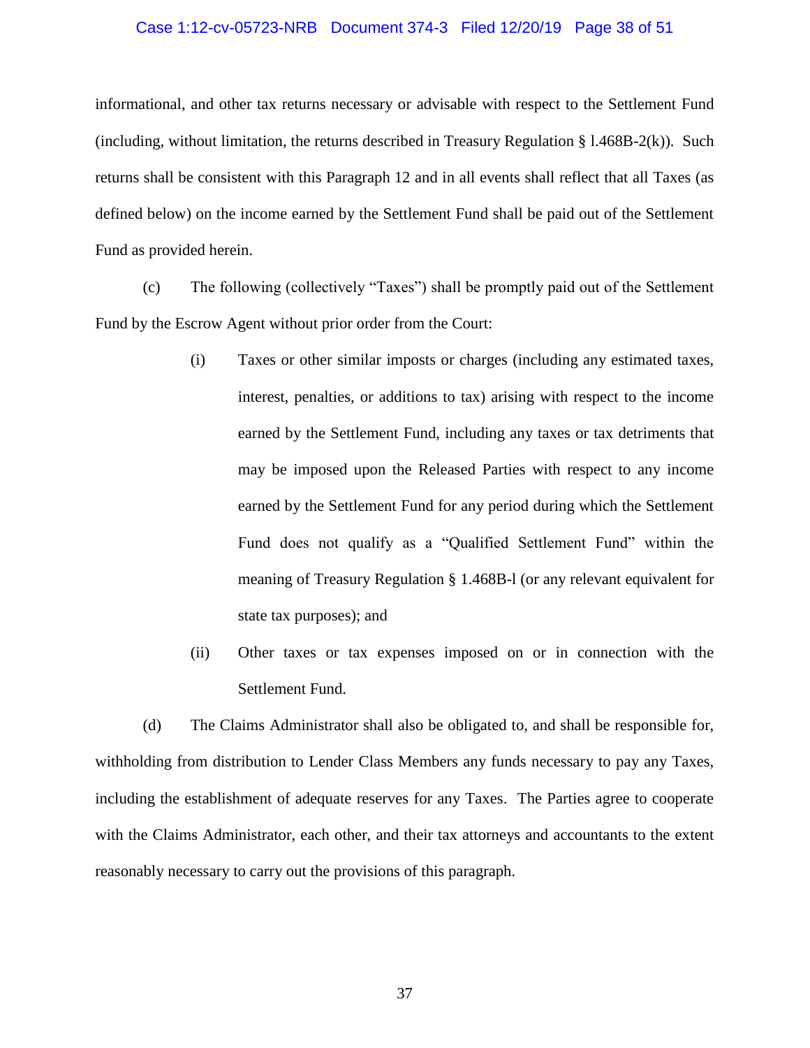informational, and other tax returns necessary or advisable with respect to the Settlement Fund (including, without limitation, the returns described in Treasury Regulation § l.468B-2(k)). Such returns shall be consistent with this Paragraph 12 and in all events shall reflect that all Taxes (as defined below) on the income earned by the Settlement Fund shall be paid out of the Settlement Fund as provided herein.

(c) The following (collectively "Taxes") shall be promptly paid out of the Settlement Fund by the Escrow Agent without prior order from the Court:

> (i) Taxes or other similar imposts or charges (including any estimated taxes, interest, penalties, or additions to tax) arising with respect to the income earned by the Settlement Fund, including any taxes or tax detriments that may be imposed upon the Released Parties with respect to any income earned by the Settlement Fund for any period during which the Settlement Fund does not qualify as a "Qualified Settlement Fund" within the meaning of Treasury Regulation § 1.468B-l (or any relevant equivalent for state tax purposes); and
>
> (ii) Other taxes or tax expenses imposed on or in connection with the Settlement Fund.

(d) The Claims Administrator shall also be obligated to, and shall be responsible for, withholding from distribution to Lender Class Members any funds necessary to pay any Taxes, including the establishment of adequate reserves for any Taxes. The Parties agree to cooperate with the Claims Administrator, each other, and their tax attorneys and accountants to the extent reasonably necessary to carry out the provisions of this paragraph.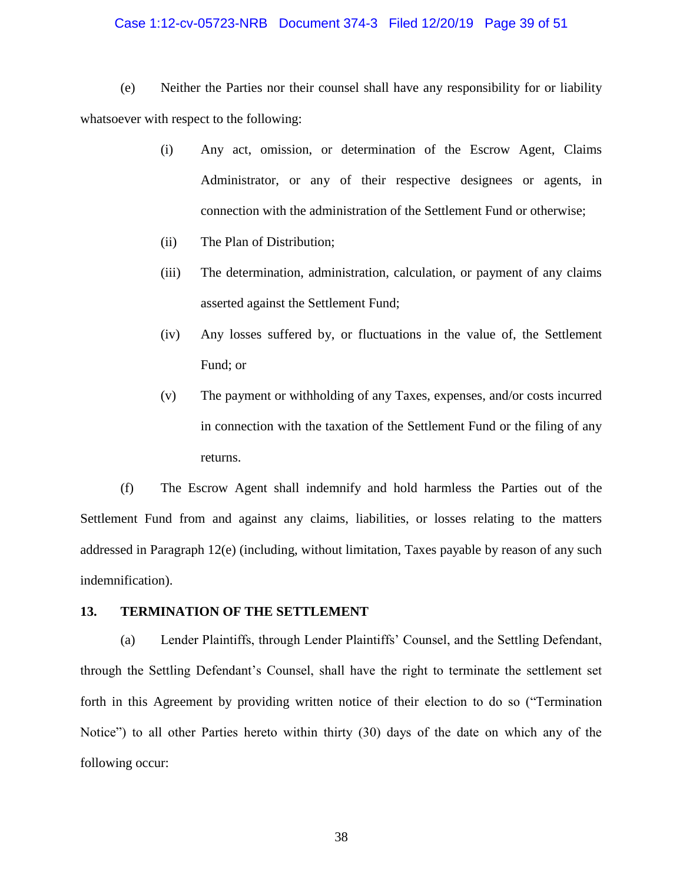(e) Neither the Parties nor their counsel shall have any responsibility for or liability whatsoever with respect to the following:

> (i) Any act, omission, or determination of the Escrow Agent, Claims Administrator, or any of their respective designees or agents, in connection with the administration of the Settlement Fund or otherwise;
>
> (ii) The Plan of Distribution;
>
> (iii) The determination, administration, calculation, or payment of any claims asserted against the Settlement Fund;
>
> (iv) Any losses suffered by, or fluctuations in the value of, the Settlement Fund; or
>
> (v) The payment or withholding of any Taxes, expenses, and/or costs incurred in connection with the taxation of the Settlement Fund or the filing of any returns.

(f) The Escrow Agent shall indemnify and hold harmless the Parties out of the Settlement Fund from and against any claims, liabilities, or losses relating to the matters addressed in Paragraph 12(e) (including, without limitation, Taxes payable by reason of any such indemnification).

## 13. TERMINATION OF THE SETTLEMENT

(a) Lender Plaintiffs, through Lender Plaintiffs' Counsel, and the Settling Defendant, through the Settling Defendant's Counsel, shall have the right to terminate the settlement set forth in this Agreement by providing written notice of their election to do so ("Termination Notice") to all other Parties hereto within thirty (30) days of the date on which any of the following occur: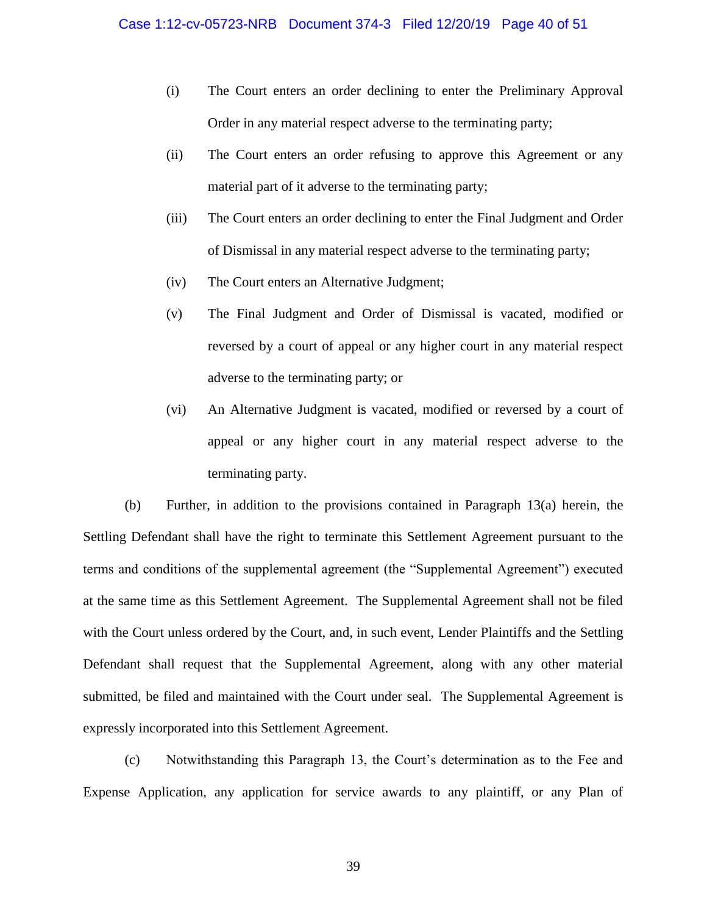(i) The Court enters an order declining to enter the Preliminary Approval Order in any material respect adverse to the terminating party;

(ii) The Court enters an order refusing to approve this Agreement or any material part of it adverse to the terminating party;

(iii) The Court enters an order declining to enter the Final Judgment and Order of Dismissal in any material respect adverse to the terminating party;

(iv) The Court enters an Alternative Judgment;

(v) The Final Judgment and Order of Dismissal is vacated, modified or reversed by a court of appeal or any higher court in any material respect adverse to the terminating party; or

(vi) An Alternative Judgment is vacated, modified or reversed by a court of appeal or any higher court in any material respect adverse to the terminating party.

(b) Further, in addition to the provisions contained in Paragraph 13(a) herein, the Settling Defendant shall have the right to terminate this Settlement Agreement pursuant to the terms and conditions of the supplemental agreement (the "Supplemental Agreement") executed at the same time as this Settlement Agreement. The Supplemental Agreement shall not be filed with the Court unless ordered by the Court, and, in such event, Lender Plaintiffs and the Settling Defendant shall request that the Supplemental Agreement, along with any other material submitted, be filed and maintained with the Court under seal. The Supplemental Agreement is expressly incorporated into this Settlement Agreement.

(c) Notwithstanding this Paragraph 13, the Court's determination as to the Fee and Expense Application, any application for service awards to any plaintiff, or any Plan of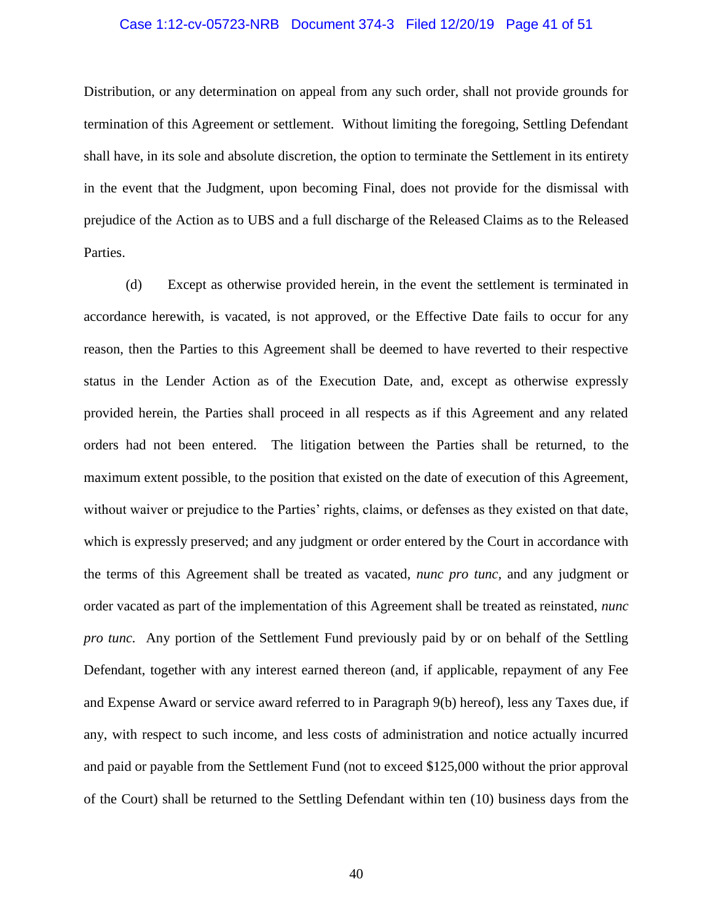Distribution, or any determination on appeal from any such order, shall not provide grounds for termination of this Agreement or settlement. Without limiting the foregoing, Settling Defendant shall have, in its sole and absolute discretion, the option to terminate the Settlement in its entirety in the event that the Judgment, upon becoming Final, does not provide for the dismissal with prejudice of the Action as to UBS and a full discharge of the Released Claims as to the Released Parties.

(d) Except as otherwise provided herein, in the event the settlement is terminated in accordance herewith, is vacated, is not approved, or the Effective Date fails to occur for any reason, then the Parties to this Agreement shall be deemed to have reverted to their respective status in the Lender Action as of the Execution Date, and, except as otherwise expressly provided herein, the Parties shall proceed in all respects as if this Agreement and any related orders had not been entered. The litigation between the Parties shall be returned, to the maximum extent possible, to the position that existed on the date of execution of this Agreement, without waiver or prejudice to the Parties' rights, claims, or defenses as they existed on that date, which is expressly preserved; and any judgment or order entered by the Court in accordance with the terms of this Agreement shall be treated as vacated, *nunc pro tunc*, and any judgment or order vacated as part of the implementation of this Agreement shall be treated as reinstated, *nunc pro tunc*. Any portion of the Settlement Fund previously paid by or on behalf of the Settling Defendant, together with any interest earned thereon (and, if applicable, repayment of any Fee and Expense Award or service award referred to in Paragraph 9(b) hereof), less any Taxes due, if any, with respect to such income, and less costs of administration and notice actually incurred and paid or payable from the Settlement Fund (not to exceed $125,000 without the prior approval of the Court) shall be returned to the Settling Defendant within ten (10) business days from the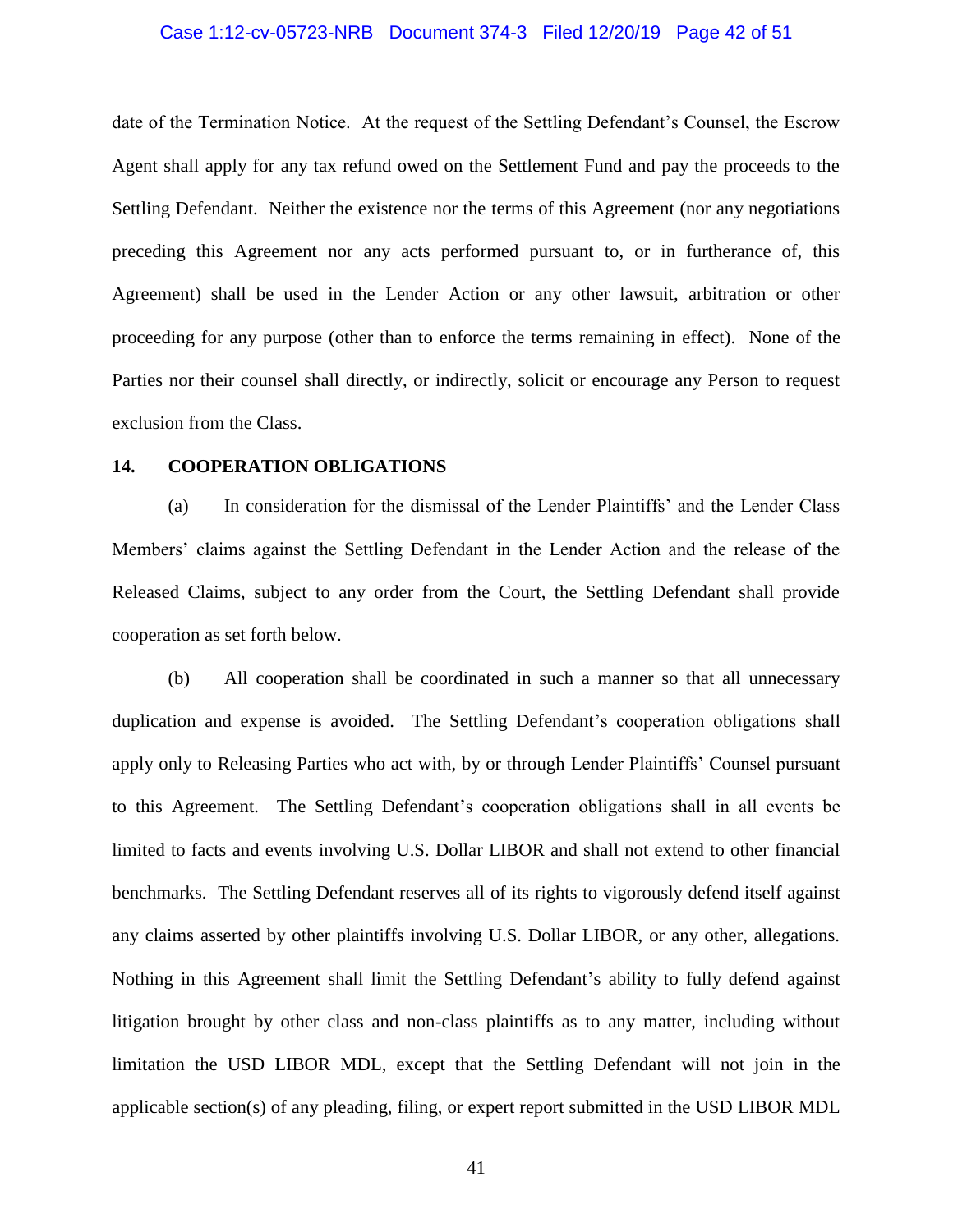date of the Termination Notice. At the request of the Settling Defendant's Counsel, the Escrow Agent shall apply for any tax refund owed on the Settlement Fund and pay the proceeds to the Settling Defendant. Neither the existence nor the terms of this Agreement (nor any negotiations preceding this Agreement nor any acts performed pursuant to, or in furtherance of, this Agreement) shall be used in the Lender Action or any other lawsuit, arbitration or other proceeding for any purpose (other than to enforce the terms remaining in effect). None of the Parties nor their counsel shall directly, or indirectly, solicit or encourage any Person to request exclusion from the Class.

## 14. COOPERATION OBLIGATIONS

(a) In consideration for the dismissal of the Lender Plaintiffs' and the Lender Class Members' claims against the Settling Defendant in the Lender Action and the release of the Released Claims, subject to any order from the Court, the Settling Defendant shall provide cooperation as set forth below.

(b) All cooperation shall be coordinated in such a manner so that all unnecessary duplication and expense is avoided. The Settling Defendant's cooperation obligations shall apply only to Releasing Parties who act with, by or through Lender Plaintiffs' Counsel pursuant to this Agreement. The Settling Defendant's cooperation obligations shall in all events be limited to facts and events involving U.S. Dollar LIBOR and shall not extend to other financial benchmarks. The Settling Defendant reserves all of its rights to vigorously defend itself against any claims asserted by other plaintiffs involving U.S. Dollar LIBOR, or any other, allegations. Nothing in this Agreement shall limit the Settling Defendant's ability to fully defend against litigation brought by other class and non-class plaintiffs as to any matter, including without limitation the USD LIBOR MDL, except that the Settling Defendant will not join in the applicable section(s) of any pleading, filing, or expert report submitted in the USD LIBOR MDL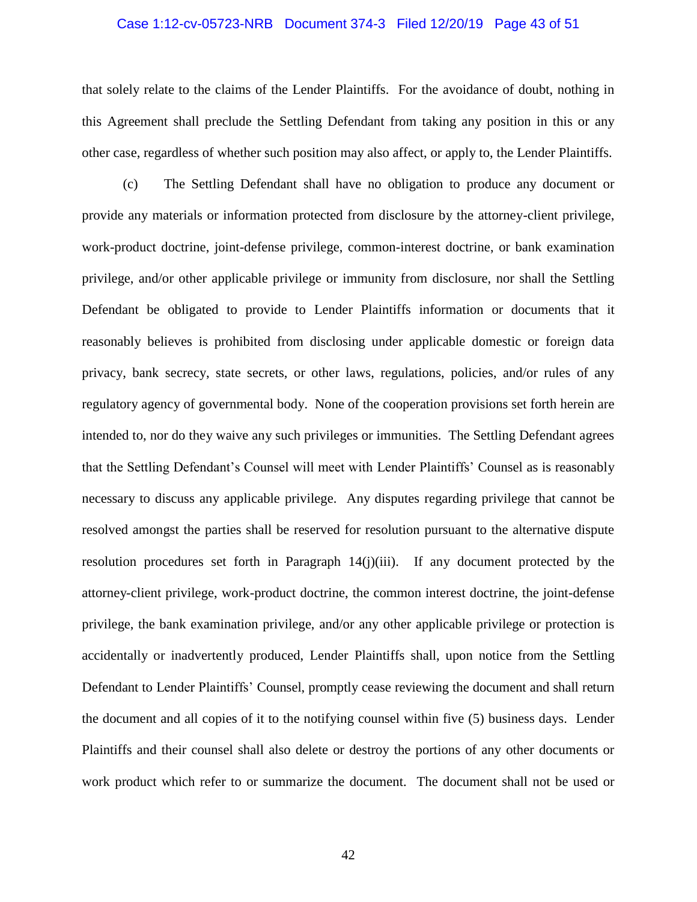that solely relate to the claims of the Lender Plaintiffs. For the avoidance of doubt, nothing in this Agreement shall preclude the Settling Defendant from taking any position in this or any other case, regardless of whether such position may also affect, or apply to, the Lender Plaintiffs.

(c) The Settling Defendant shall have no obligation to produce any document or provide any materials or information protected from disclosure by the attorney-client privilege, work-product doctrine, joint-defense privilege, common-interest doctrine, or bank examination privilege, and/or other applicable privilege or immunity from disclosure, nor shall the Settling Defendant be obligated to provide to Lender Plaintiffs information or documents that it reasonably believes is prohibited from disclosing under applicable domestic or foreign data privacy, bank secrecy, state secrets, or other laws, regulations, policies, and/or rules of any regulatory agency of governmental body. None of the cooperation provisions set forth herein are intended to, nor do they waive any such privileges or immunities. The Settling Defendant agrees that the Settling Defendant's Counsel will meet with Lender Plaintiffs' Counsel as is reasonably necessary to discuss any applicable privilege. Any disputes regarding privilege that cannot be resolved amongst the parties shall be reserved for resolution pursuant to the alternative dispute resolution procedures set forth in Paragraph 14(j)(iii). If any document protected by the attorney-client privilege, work-product doctrine, the common interest doctrine, the joint-defense privilege, the bank examination privilege, and/or any other applicable privilege or protection is accidentally or inadvertently produced, Lender Plaintiffs shall, upon notice from the Settling Defendant to Lender Plaintiffs' Counsel, promptly cease reviewing the document and shall return the document and all copies of it to the notifying counsel within five (5) business days. Lender Plaintiffs and their counsel shall also delete or destroy the portions of any other documents or work product which refer to or summarize the document. The document shall not be used or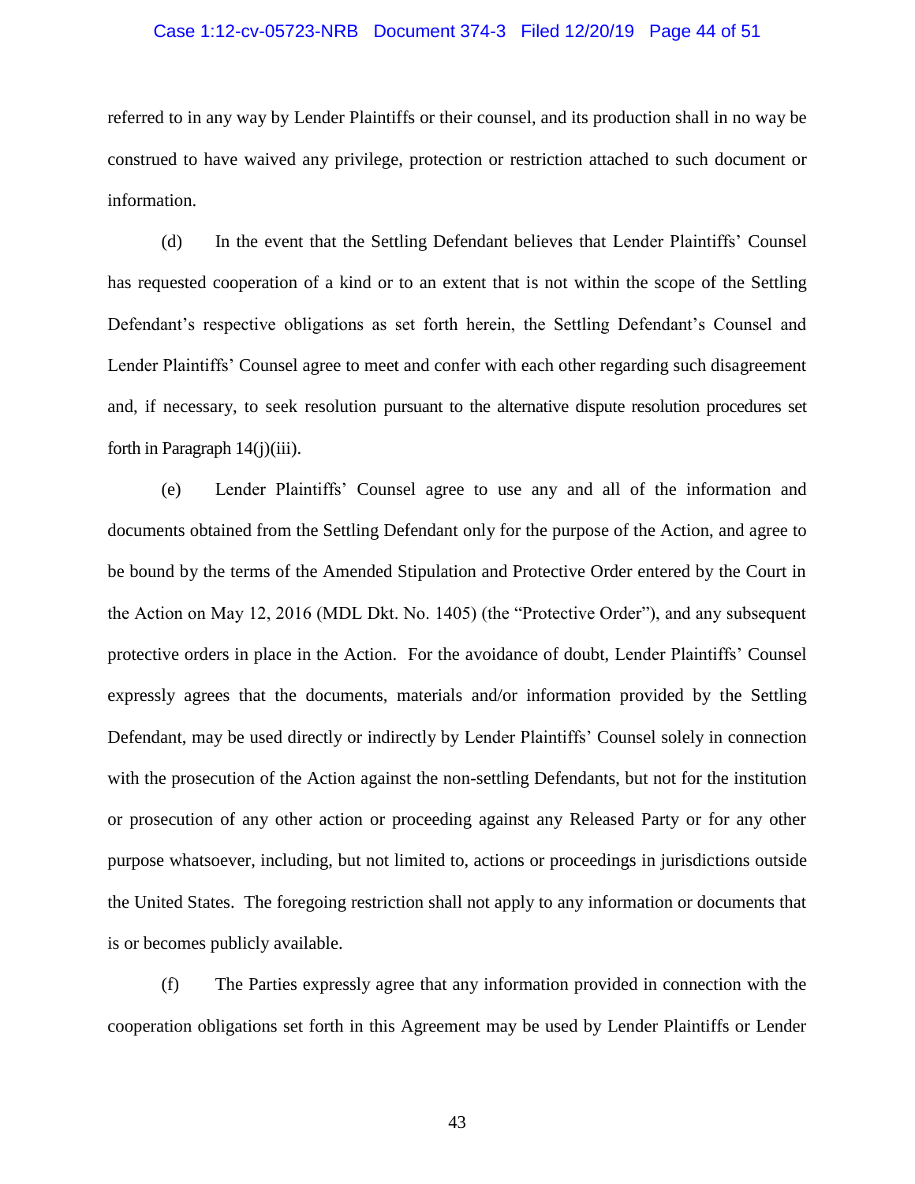referred to in any way by Lender Plaintiffs or their counsel, and its production shall in no way be construed to have waived any privilege, protection or restriction attached to such document or information.

(d) In the event that the Settling Defendant believes that Lender Plaintiffs' Counsel has requested cooperation of a kind or to an extent that is not within the scope of the Settling Defendant's respective obligations as set forth herein, the Settling Defendant's Counsel and Lender Plaintiffs' Counsel agree to meet and confer with each other regarding such disagreement and, if necessary, to seek resolution pursuant to the alternative dispute resolution procedures set forth in Paragraph 14(j)(iii).

(e) Lender Plaintiffs' Counsel agree to use any and all of the information and documents obtained from the Settling Defendant only for the purpose of the Action, and agree to be bound by the terms of the Amended Stipulation and Protective Order entered by the Court in the Action on May 12, 2016 (MDL Dkt. No. 1405) (the "Protective Order"), and any subsequent protective orders in place in the Action. For the avoidance of doubt, Lender Plaintiffs' Counsel expressly agrees that the documents, materials and/or information provided by the Settling Defendant, may be used directly or indirectly by Lender Plaintiffs' Counsel solely in connection with the prosecution of the Action against the non-settling Defendants, but not for the institution or prosecution of any other action or proceeding against any Released Party or for any other purpose whatsoever, including, but not limited to, actions or proceedings in jurisdictions outside the United States. The foregoing restriction shall not apply to any information or documents that is or becomes publicly available.

(f) The Parties expressly agree that any information provided in connection with the cooperation obligations set forth in this Agreement may be used by Lender Plaintiffs or Lender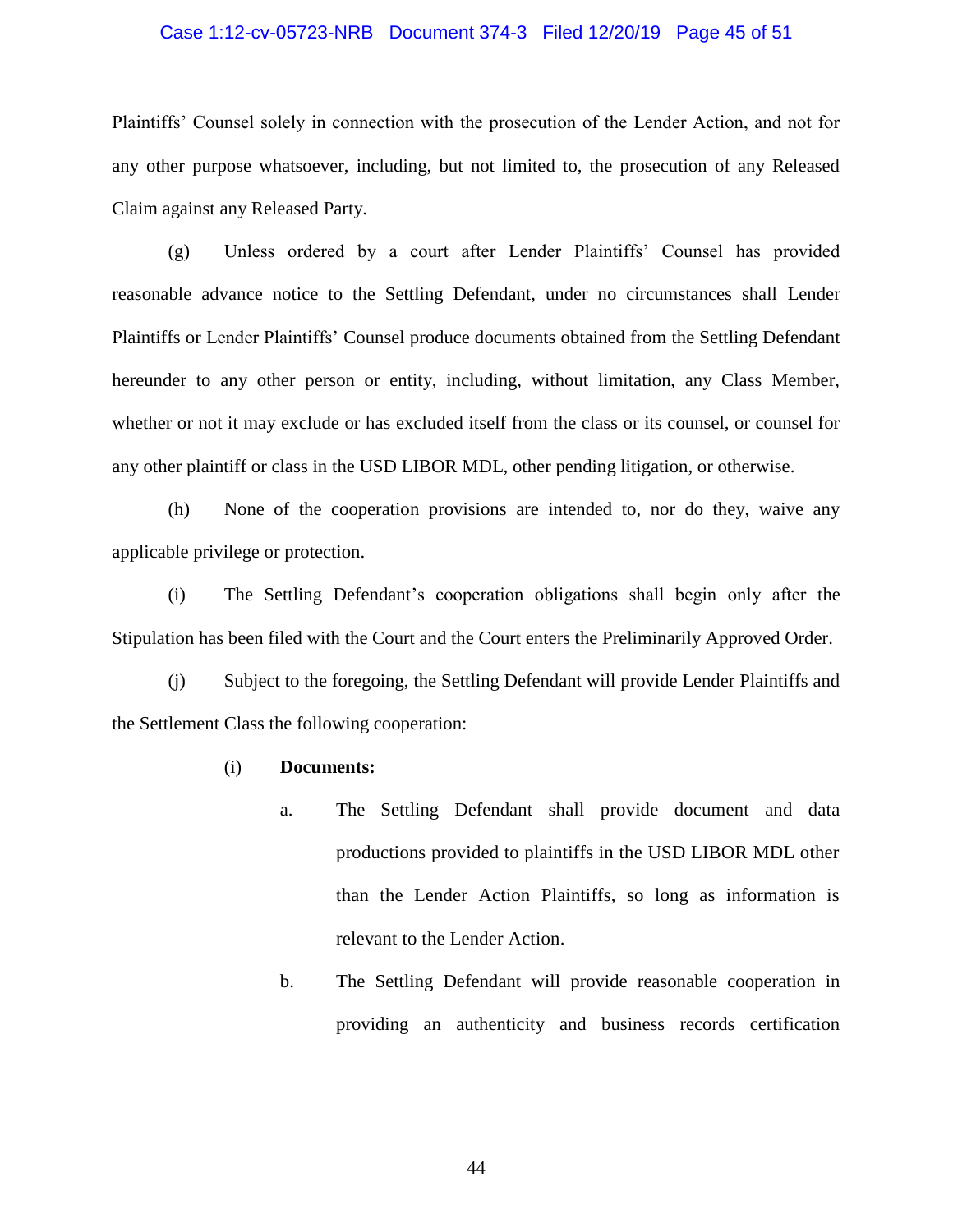Plaintiffs' Counsel solely in connection with the prosecution of the Lender Action, and not for any other purpose whatsoever, including, but not limited to, the prosecution of any Released Claim against any Released Party.

(g) Unless ordered by a court after Lender Plaintiffs' Counsel has provided reasonable advance notice to the Settling Defendant, under no circumstances shall Lender Plaintiffs or Lender Plaintiffs' Counsel produce documents obtained from the Settling Defendant hereunder to any other person or entity, including, without limitation, any Class Member, whether or not it may exclude or has excluded itself from the class or its counsel, or counsel for any other plaintiff or class in the USD LIBOR MDL, other pending litigation, or otherwise.

(h) None of the cooperation provisions are intended to, nor do they, waive any applicable privilege or protection.

(i) The Settling Defendant's cooperation obligations shall begin only after the Stipulation has been filed with the Court and the Court enters the Preliminarily Approved Order.

(j) Subject to the foregoing, the Settling Defendant will provide Lender Plaintiffs and the Settlement Class the following cooperation:

(i) **Documents:**

a. The Settling Defendant shall provide document and data productions provided to plaintiffs in the USD LIBOR MDL other than the Lender Action Plaintiffs, so long as information is relevant to the Lender Action.

b. The Settling Defendant will provide reasonable cooperation in providing an authenticity and business records certification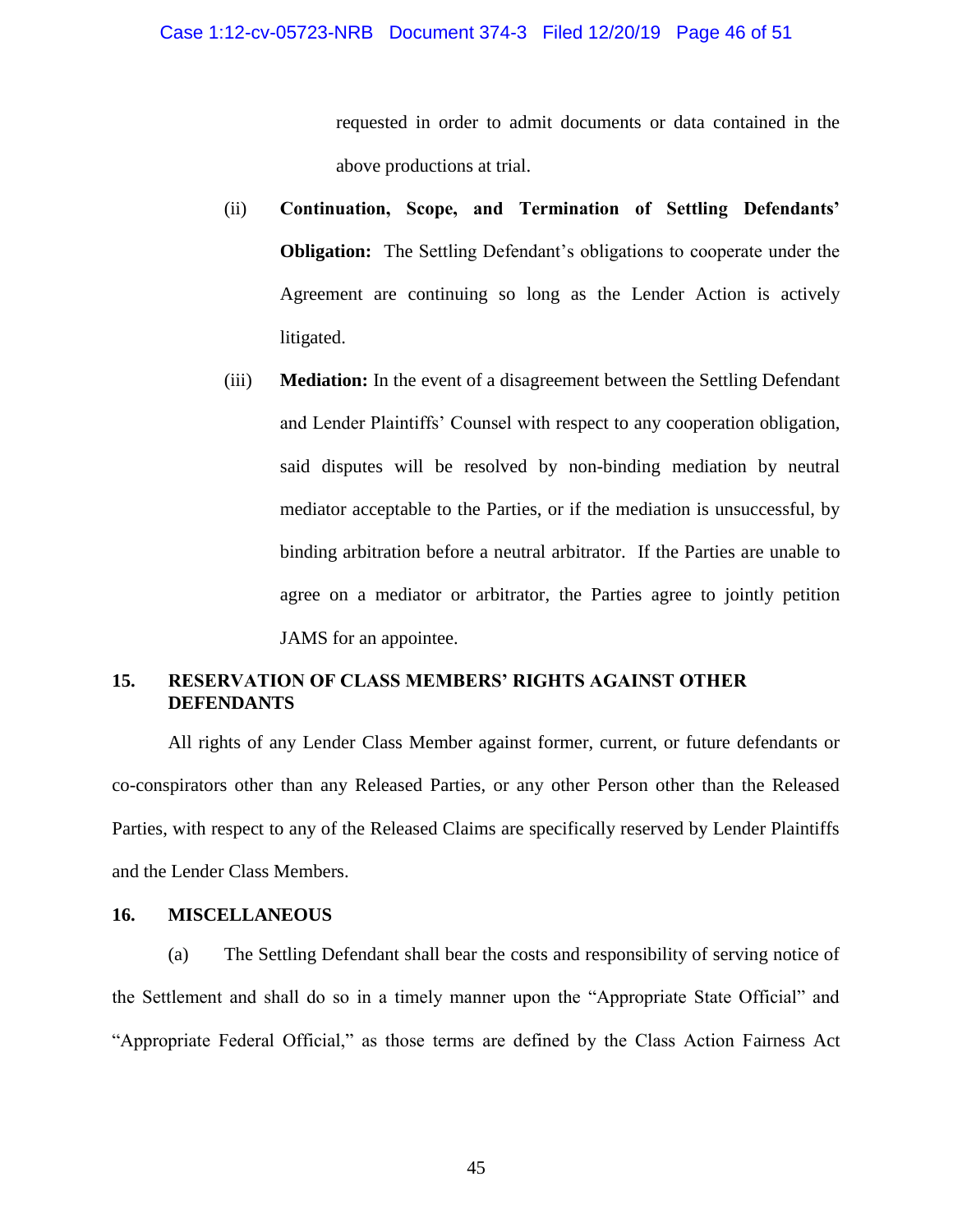requested in order to admit documents or data contained in the above productions at trial.

(ii) **Continuation, Scope, and Termination of Settling Defendants' Obligation:** The Settling Defendant's obligations to cooperate under the Agreement are continuing so long as the Lender Action is actively litigated.

(iii) **Mediation:** In the event of a disagreement between the Settling Defendant and Lender Plaintiffs' Counsel with respect to any cooperation obligation, said disputes will be resolved by non-binding mediation by neutral mediator acceptable to the Parties, or if the mediation is unsuccessful, by binding arbitration before a neutral arbitrator. If the Parties are unable to agree on a mediator or arbitrator, the Parties agree to jointly petition JAMS for an appointee.

## 15. RESERVATION OF CLASS MEMBERS' RIGHTS AGAINST OTHER DEFENDANTS

All rights of any Lender Class Member against former, current, or future defendants or co-conspirators other than any Released Parties, or any other Person other than the Released Parties, with respect to any of the Released Claims are specifically reserved by Lender Plaintiffs and the Lender Class Members.

## 16. MISCELLANEOUS

(a) The Settling Defendant shall bear the costs and responsibility of serving notice of the Settlement and shall do so in a timely manner upon the "Appropriate State Official" and "Appropriate Federal Official," as those terms are defined by the Class Action Fairness Act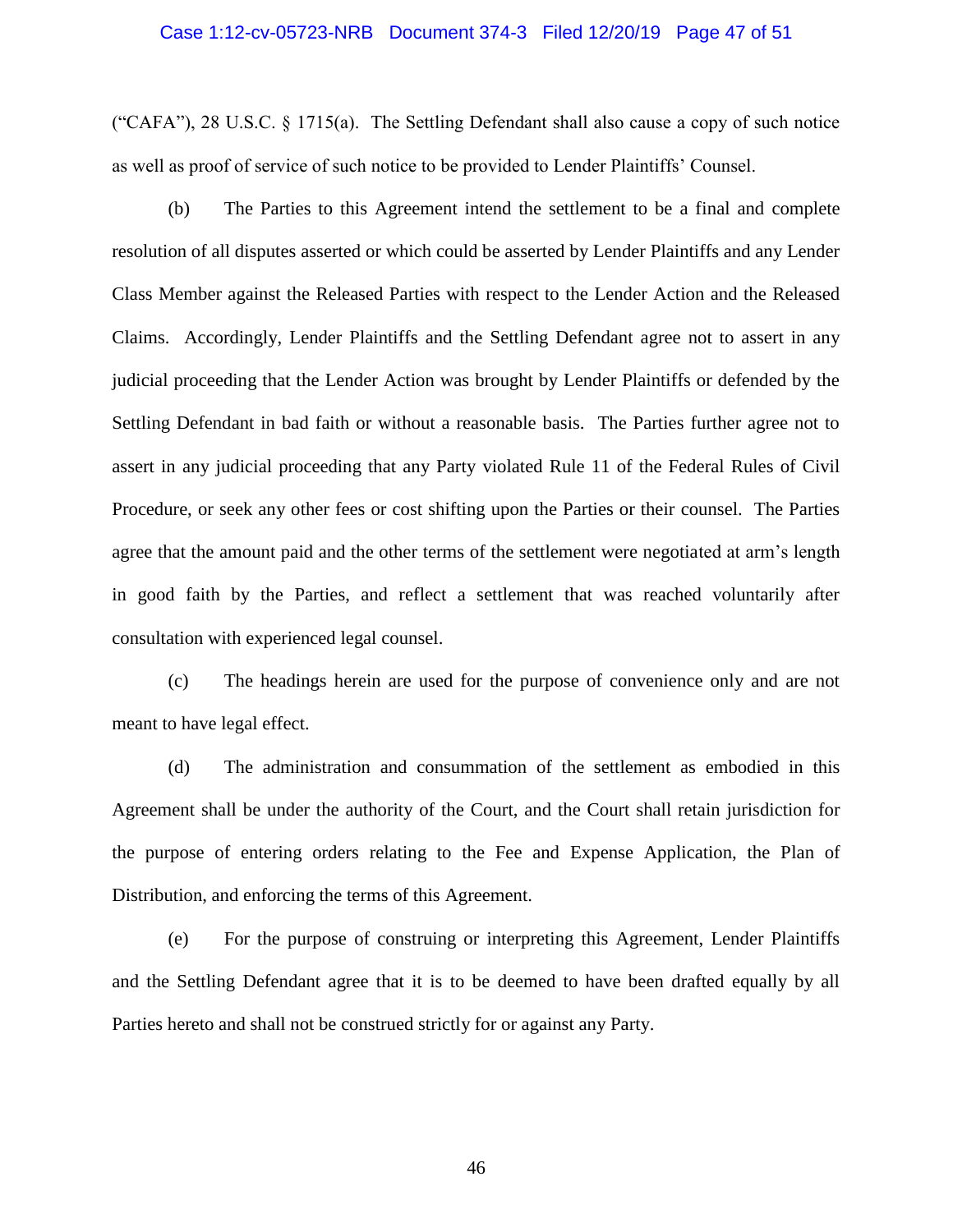("CAFA"), 28 U.S.C. § 1715(a). The Settling Defendant shall also cause a copy of such notice as well as proof of service of such notice to be provided to Lender Plaintiffs' Counsel.

(b) The Parties to this Agreement intend the settlement to be a final and complete resolution of all disputes asserted or which could be asserted by Lender Plaintiffs and any Lender Class Member against the Released Parties with respect to the Lender Action and the Released Claims. Accordingly, Lender Plaintiffs and the Settling Defendant agree not to assert in any judicial proceeding that the Lender Action was brought by Lender Plaintiffs or defended by the Settling Defendant in bad faith or without a reasonable basis. The Parties further agree not to assert in any judicial proceeding that any Party violated Rule 11 of the Federal Rules of Civil Procedure, or seek any other fees or cost shifting upon the Parties or their counsel. The Parties agree that the amount paid and the other terms of the settlement were negotiated at arm's length in good faith by the Parties, and reflect a settlement that was reached voluntarily after consultation with experienced legal counsel.

(c) The headings herein are used for the purpose of convenience only and are not meant to have legal effect.

(d) The administration and consummation of the settlement as embodied in this Agreement shall be under the authority of the Court, and the Court shall retain jurisdiction for the purpose of entering orders relating to the Fee and Expense Application, the Plan of Distribution, and enforcing the terms of this Agreement.

(e) For the purpose of construing or interpreting this Agreement, Lender Plaintiffs and the Settling Defendant agree that it is to be deemed to have been drafted equally by all Parties hereto and shall not be construed strictly for or against any Party.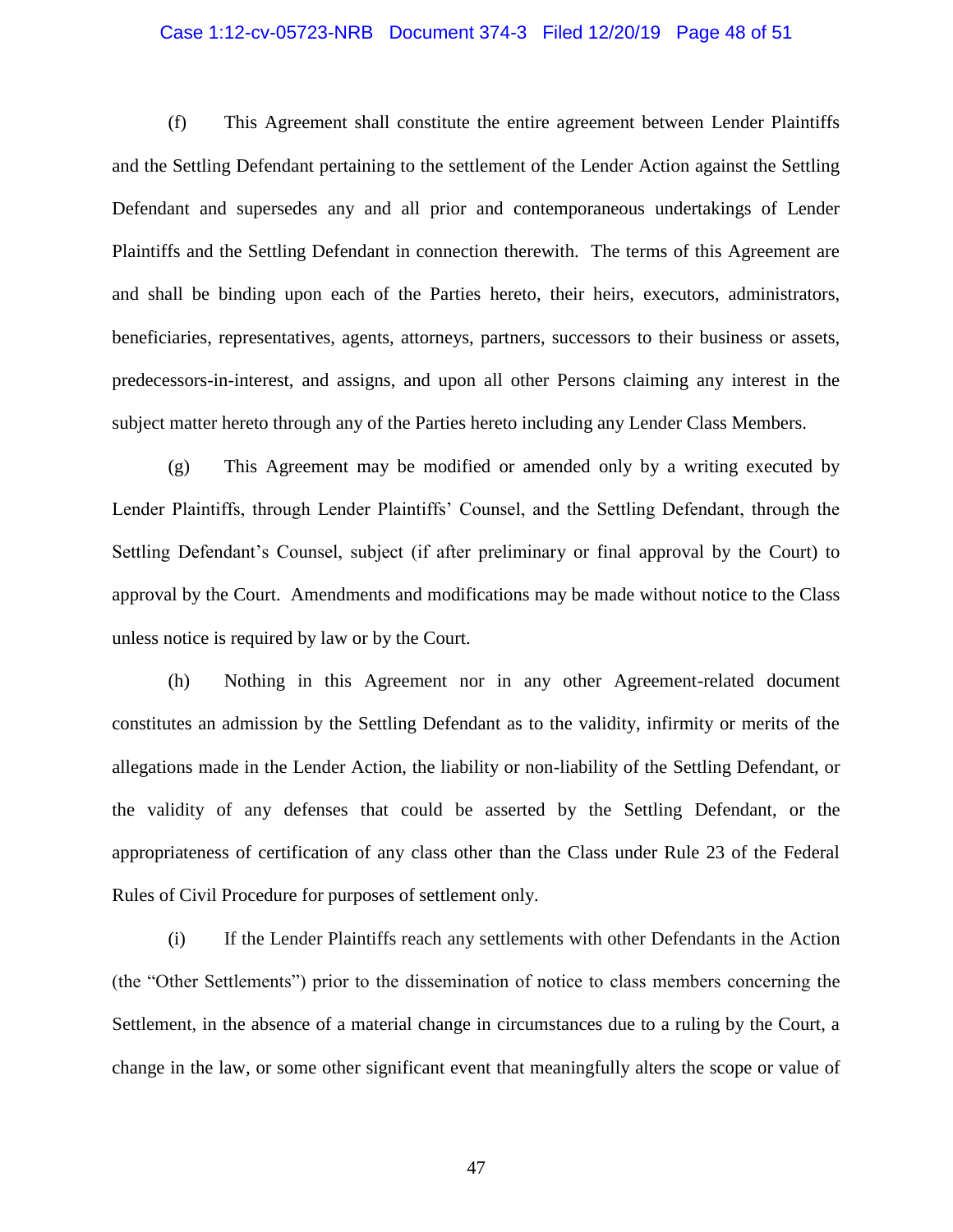(f) This Agreement shall constitute the entire agreement between Lender Plaintiffs and the Settling Defendant pertaining to the settlement of the Lender Action against the Settling Defendant and supersedes any and all prior and contemporaneous undertakings of Lender Plaintiffs and the Settling Defendant in connection therewith. The terms of this Agreement are and shall be binding upon each of the Parties hereto, their heirs, executors, administrators, beneficiaries, representatives, agents, attorneys, partners, successors to their business or assets, predecessors-in-interest, and assigns, and upon all other Persons claiming any interest in the subject matter hereto through any of the Parties hereto including any Lender Class Members.

(g) This Agreement may be modified or amended only by a writing executed by Lender Plaintiffs, through Lender Plaintiffs' Counsel, and the Settling Defendant, through the Settling Defendant's Counsel, subject (if after preliminary or final approval by the Court) to approval by the Court. Amendments and modifications may be made without notice to the Class unless notice is required by law or by the Court.

(h) Nothing in this Agreement nor in any other Agreement-related document constitutes an admission by the Settling Defendant as to the validity, infirmity or merits of the allegations made in the Lender Action, the liability or non-liability of the Settling Defendant, or the validity of any defenses that could be asserted by the Settling Defendant, or the appropriateness of certification of any class other than the Class under Rule 23 of the Federal Rules of Civil Procedure for purposes of settlement only.

(i) If the Lender Plaintiffs reach any settlements with other Defendants in the Action (the "Other Settlements") prior to the dissemination of notice to class members concerning the Settlement, in the absence of a material change in circumstances due to a ruling by the Court, a change in the law, or some other significant event that meaningfully alters the scope or value of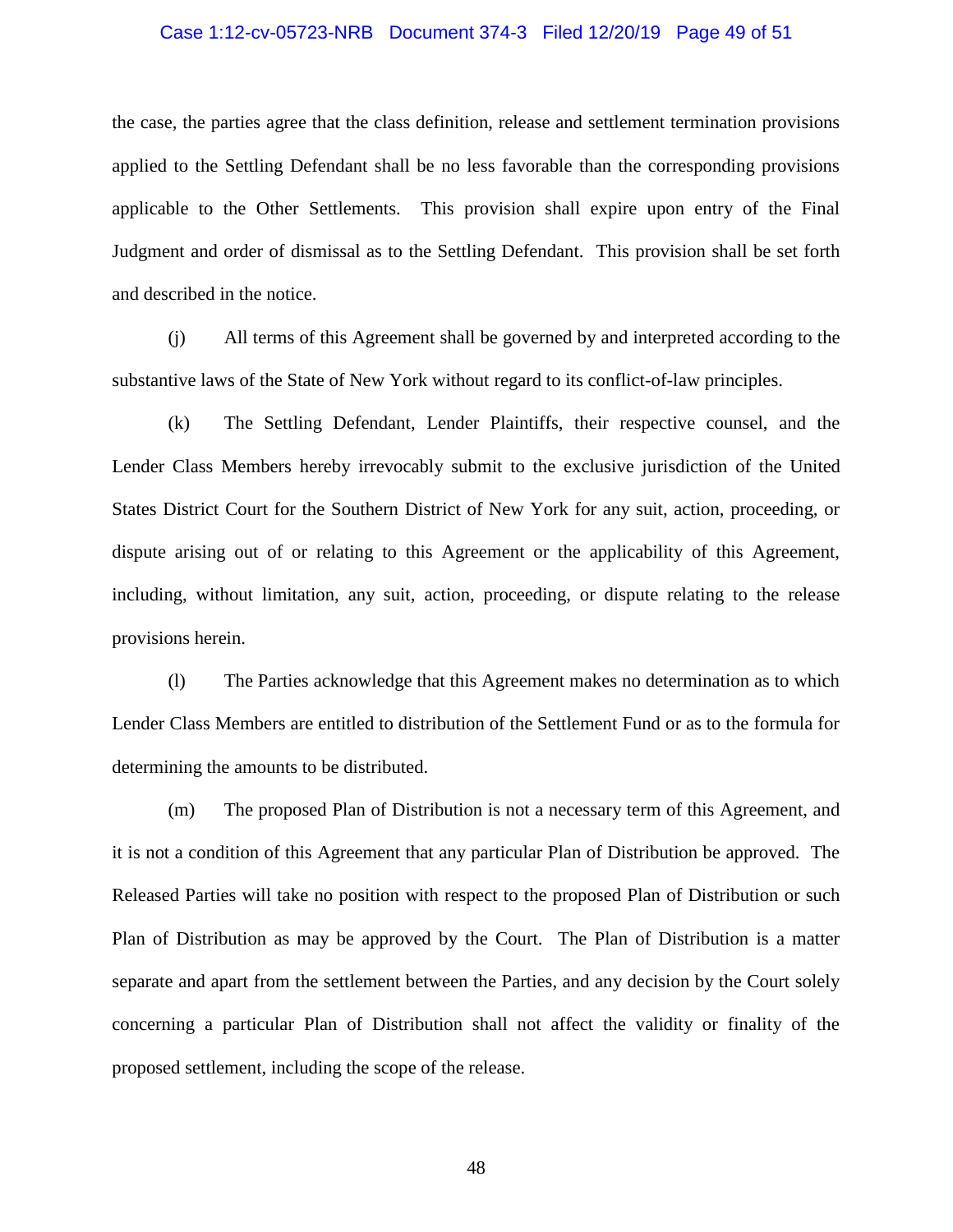the case, the parties agree that the class definition, release and settlement termination provisions applied to the Settling Defendant shall be no less favorable than the corresponding provisions applicable to the Other Settlements. This provision shall expire upon entry of the Final Judgment and order of dismissal as to the Settling Defendant. This provision shall be set forth and described in the notice.

(j) All terms of this Agreement shall be governed by and interpreted according to the substantive laws of the State of New York without regard to its conflict-of-law principles.

(k) The Settling Defendant, Lender Plaintiffs, their respective counsel, and the Lender Class Members hereby irrevocably submit to the exclusive jurisdiction of the United States District Court for the Southern District of New York for any suit, action, proceeding, or dispute arising out of or relating to this Agreement or the applicability of this Agreement, including, without limitation, any suit, action, proceeding, or dispute relating to the release provisions herein.

(l) The Parties acknowledge that this Agreement makes no determination as to which Lender Class Members are entitled to distribution of the Settlement Fund or as to the formula for determining the amounts to be distributed.

(m) The proposed Plan of Distribution is not a necessary term of this Agreement, and it is not a condition of this Agreement that any particular Plan of Distribution be approved. The Released Parties will take no position with respect to the proposed Plan of Distribution or such Plan of Distribution as may be approved by the Court. The Plan of Distribution is a matter separate and apart from the settlement between the Parties, and any decision by the Court solely concerning a particular Plan of Distribution shall not affect the validity or finality of the proposed settlement, including the scope of the release.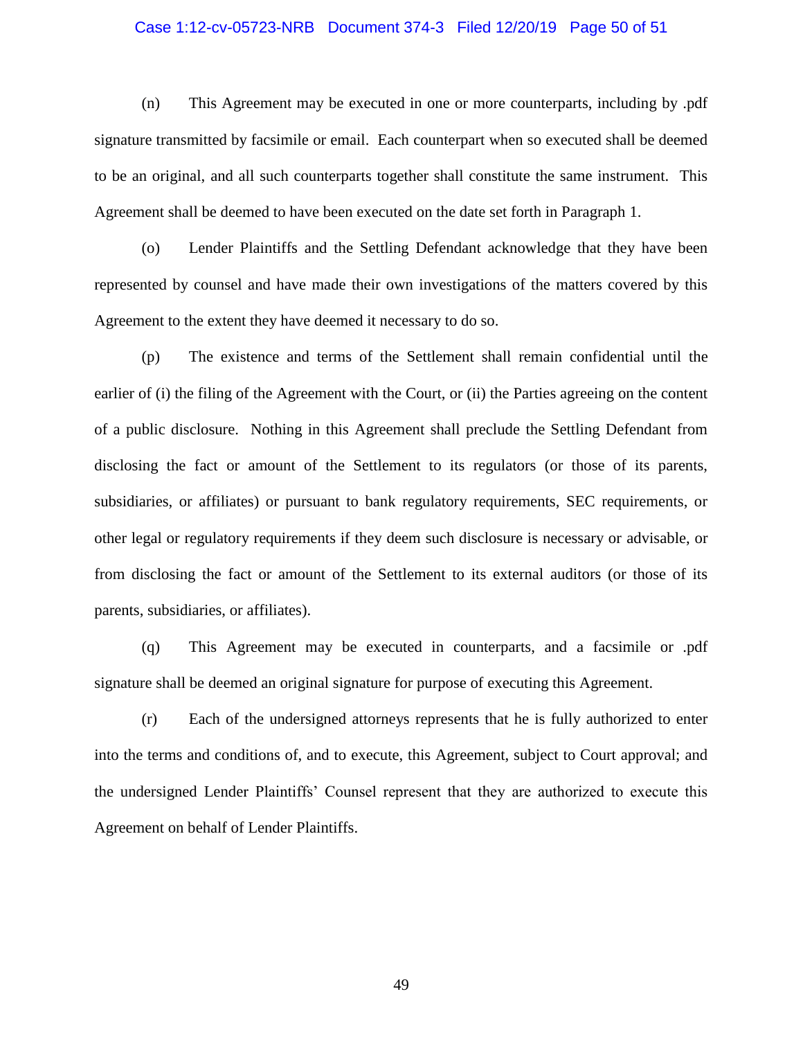(n) This Agreement may be executed in one or more counterparts, including by .pdf signature transmitted by facsimile or email. Each counterpart when so executed shall be deemed to be an original, and all such counterparts together shall constitute the same instrument. This Agreement shall be deemed to have been executed on the date set forth in Paragraph 1.

(o) Lender Plaintiffs and the Settling Defendant acknowledge that they have been represented by counsel and have made their own investigations of the matters covered by this Agreement to the extent they have deemed it necessary to do so.

(p) The existence and terms of the Settlement shall remain confidential until the earlier of (i) the filing of the Agreement with the Court, or (ii) the Parties agreeing on the content of a public disclosure. Nothing in this Agreement shall preclude the Settling Defendant from disclosing the fact or amount of the Settlement to its regulators (or those of its parents, subsidiaries, or affiliates) or pursuant to bank regulatory requirements, SEC requirements, or other legal or regulatory requirements if they deem such disclosure is necessary or advisable, or from disclosing the fact or amount of the Settlement to its external auditors (or those of its parents, subsidiaries, or affiliates).

(q) This Agreement may be executed in counterparts, and a facsimile or .pdf signature shall be deemed an original signature for purpose of executing this Agreement.

(r) Each of the undersigned attorneys represents that he is fully authorized to enter into the terms and conditions of, and to execute, this Agreement, subject to Court approval; and the undersigned Lender Plaintiffs' Counsel represent that they are authorized to execute this Agreement on behalf of Lender Plaintiffs.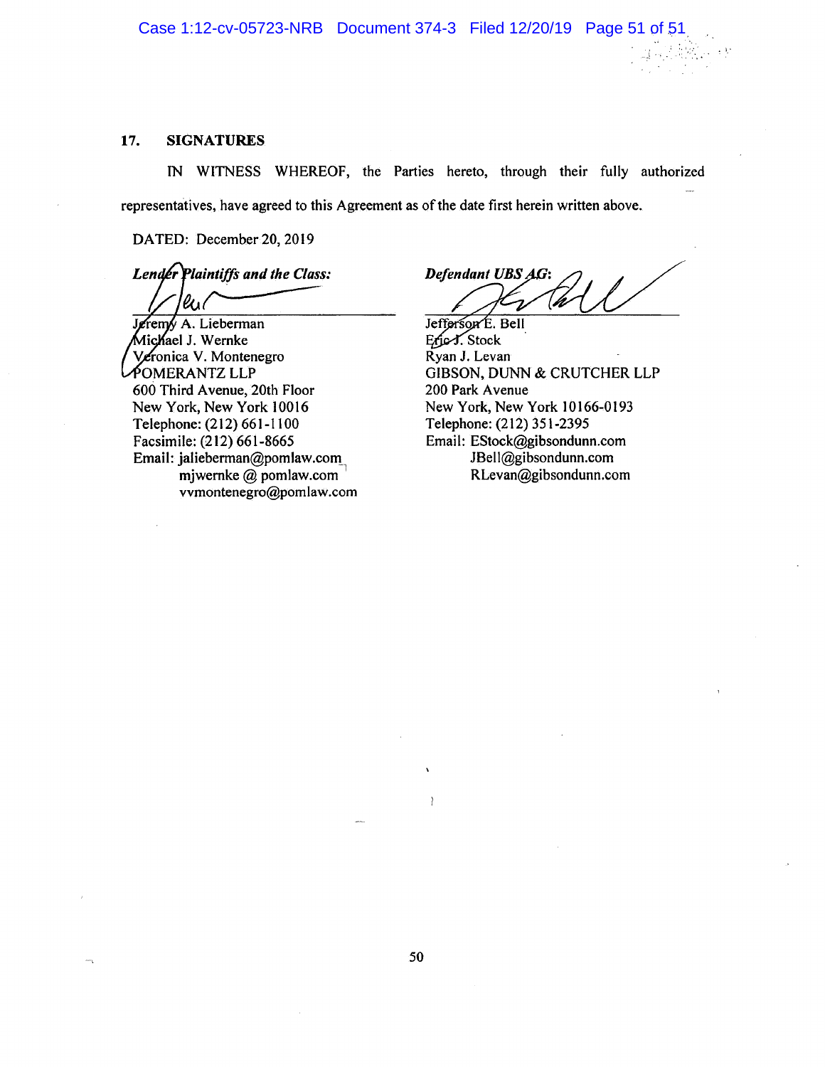## 17. SIGNATURES

IN WITNESS WHEREOF, the Parties hereto, through their fully authorized representatives, have agreed to this Agreement as of the date first herein written above.

DATED: December 20, 2019

***Lender Plaintiffs and the Class:***

Jeremy A. Lieberman
Michael J. Wernke
Veronica V. Montenegro
POMERANTZ LLP
600 Third Avenue, 20th Floor
New York, New York 10016
Telephone: (212) 661-1100
Facsimile: (212) 661-8665
Email: jalieberman@pomlaw.com
mjwernke @ pomlaw.com
vvmontenegro@pomlaw.com

***Defendant UBS AG:***

Jefferson E. Bell
Eric J. Stock
Ryan J. Levan
GIBSON, DUNN & CRUTCHER LLP
200 Park Avenue
New York, New York 10166-0193
Telephone: (212) 351-2395
Email: EStock@gibsondunn.com
JBell@gibsondunn.com
RLevan@gibsondunn.com